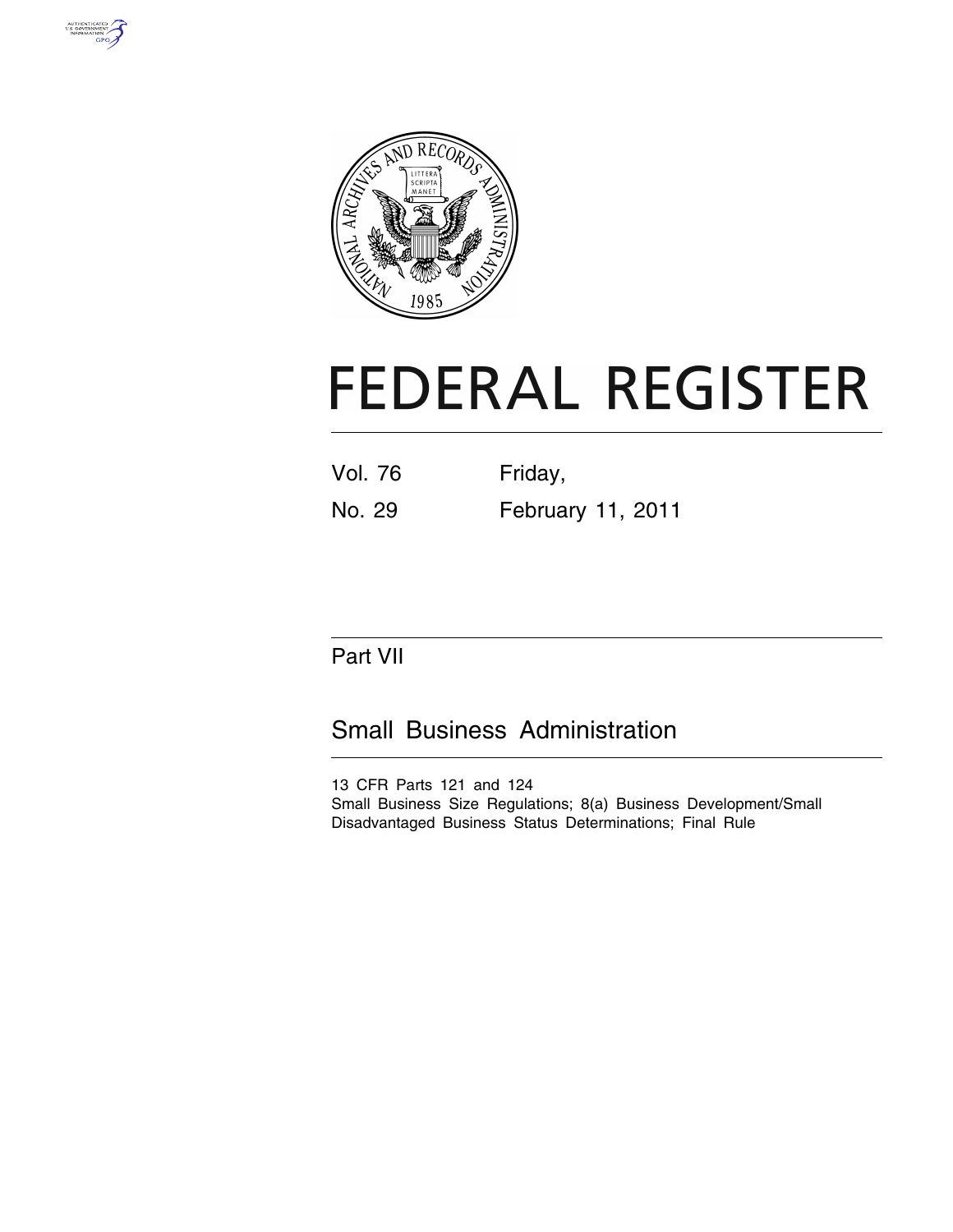# FEDERAL REGISTER

Vol. 76 Friday,

No. 29 February 11, 2011

## Part VII

## Small Business Administration

13 CFR Parts 121 and 124

Small Business Size Regulations; 8(a) Business Development/Small Disadvantaged Business Status Determinations; Final Rule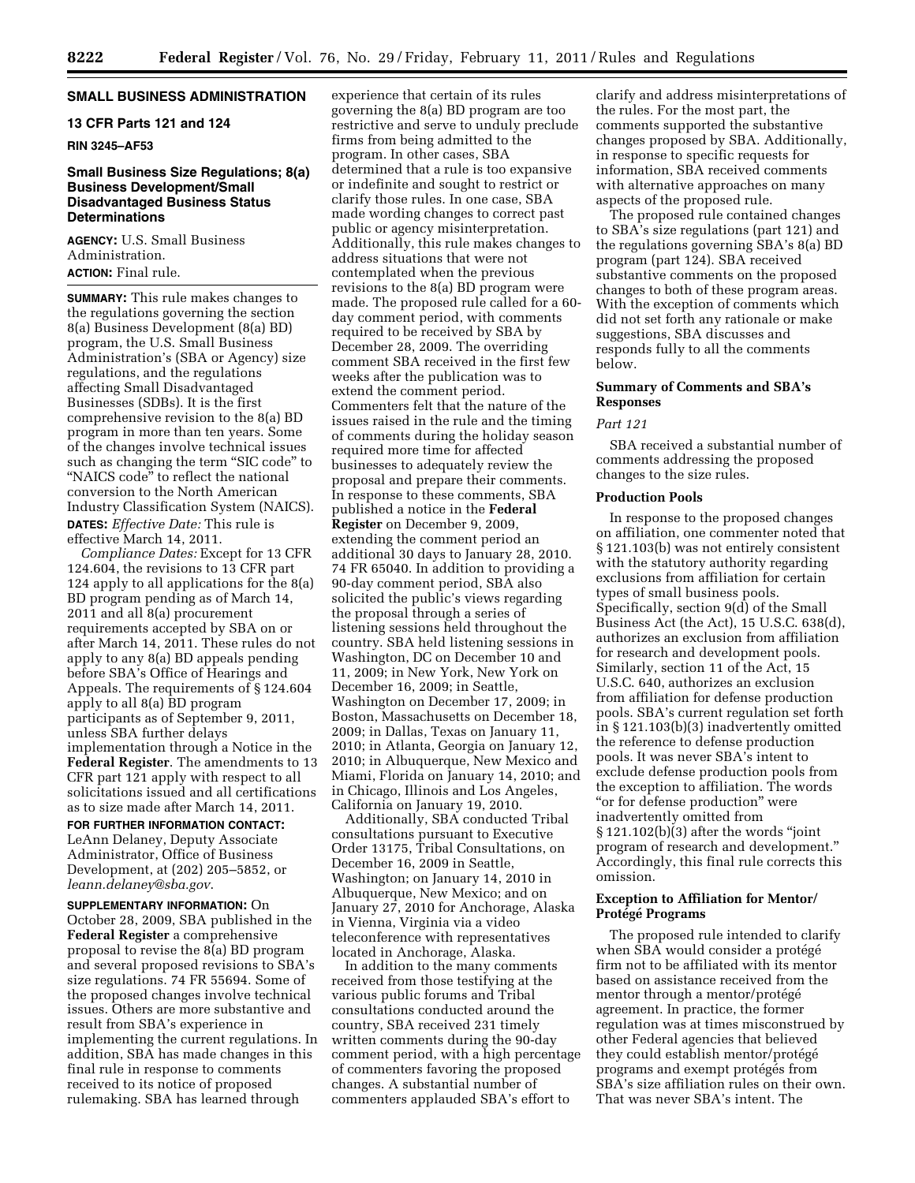## SMALL BUSINESS ADMINISTRATION

### 13 CFR Parts 121 and 124

**RIN 3245–AF53**

### Small Business Size Regulations; 8(a) Business Development/Small Disadvantaged Business Status Determinations

**AGENCY:** U.S. Small Business Administration.

**ACTION:** Final rule.

**SUMMARY:** This rule makes changes to the regulations governing the section 8(a) Business Development (8(a) BD) program, the U.S. Small Business Administration's (SBA or Agency) size regulations, and the regulations affecting Small Disadvantaged Businesses (SDBs). It is the first comprehensive revision to the 8(a) BD program in more than ten years. Some of the changes involve technical issues such as changing the term "SIC code" to "NAICS code" to reflect the national conversion to the North American Industry Classification System (NAICS).

**DATES:** *Effective Date:* This rule is effective March 14, 2011.

*Compliance Dates:* Except for 13 CFR 124.604, the revisions to 13 CFR part 124 apply to all applications for the 8(a) BD program pending as of March 14, 2011 and all 8(a) procurement requirements accepted by SBA on or after March 14, 2011. These rules do not apply to any 8(a) BD appeals pending before SBA's Office of Hearings and Appeals. The requirements of § 124.604 apply to all 8(a) BD program participants as of September 9, 2011, unless SBA further delays implementation through a Notice in the **Federal Register**. The amendments to 13 CFR part 121 apply with respect to all solicitations issued and all certifications as to size made after March 14, 2011.

**FOR FURTHER INFORMATION CONTACT:** LeAnn Delaney, Deputy Associate Administrator, Office of Business Development, at (202) 205–5852, or *leann.delaney@sba.gov*.

**SUPPLEMENTARY INFORMATION:** On October 28, 2009, SBA published in the **Federal Register** a comprehensive proposal to revise the 8(a) BD program and several proposed revisions to SBA's size regulations. 74 FR 55694. Some of the proposed changes involve technical issues. Others are more substantive and result from SBA's experience in implementing the current regulations. In addition, SBA has made changes in this final rule in response to comments received to its notice of proposed rulemaking. SBA has learned through experience that certain of its rules governing the 8(a) BD program are too restrictive and serve to unduly preclude firms from being admitted to the program. In other cases, SBA determined that a rule is too expansive or indefinite and sought to restrict or clarify those rules. In one case, SBA made wording changes to correct past public or agency misinterpretation. Additionally, this rule makes changes to address situations that were not contemplated when the previous revisions to the 8(a) BD program were made. The proposed rule called for a 60-day comment period, with comments required to be received by SBA by December 28, 2009. The overriding comment SBA received in the first few weeks after the publication was to extend the comment period. Commenters felt that the nature of the issues raised in the rule and the timing of comments during the holiday season required more time for affected businesses to adequately review the proposal and prepare their comments. In response to these comments, SBA published a notice in the **Federal Register** on December 9, 2009, extending the comment period an additional 30 days to January 28, 2010. 74 FR 65040. In addition to providing a 90-day comment period, SBA also solicited the public's views regarding the proposal through a series of listening sessions held throughout the country. SBA held listening sessions in Washington, DC on December 10 and 11, 2009; in New York, New York on December 16, 2009; in Seattle, Washington on December 17, 2009; in Boston, Massachusetts on December 18, 2009; in Dallas, Texas on January 11, 2010; in Atlanta, Georgia on January 12, 2010; in Albuquerque, New Mexico and Miami, Florida on January 14, 2010; and in Chicago, Illinois and Los Angeles, California on January 19, 2010.

Additionally, SBA conducted Tribal consultations pursuant to Executive Order 13175, Tribal Consultations, on December 16, 2009 in Seattle, Washington; on January 14, 2010 in Albuquerque, New Mexico; and on January 27, 2010 for Anchorage, Alaska in Vienna, Virginia via a video teleconference with representatives located in Anchorage, Alaska.

In addition to the many comments received from those testifying at the various public forums and Tribal consultations conducted around the country, SBA received 231 timely written comments during the 90-day comment period, with a high percentage of commenters favoring the proposed changes. A substantial number of commenters applauded SBA's effort to clarify and address misinterpretations of the rules. For the most part, the comments supported the substantive changes proposed by SBA. Additionally, in response to specific requests for information, SBA received comments with alternative approaches on many aspects of the proposed rule.

The proposed rule contained changes to SBA's size regulations (part 121) and the regulations governing SBA's 8(a) BD program (part 124). SBA received substantive comments on the proposed changes to both of these program areas. With the exception of comments which did not set forth any rationale or make suggestions, SBA discusses and responds fully to all the comments below.

### Summary of Comments and SBA's Responses

*Part 121*

SBA received a substantial number of comments addressing the proposed changes to the size rules.

#### Production Pools

In response to the proposed changes on affiliation, one commenter noted that § 121.103(b) was not entirely consistent with the statutory authority regarding exclusions from affiliation for certain types of small business pools. Specifically, section 9(d) of the Small Business Act (the Act), 15 U.S.C. 638(d), authorizes an exclusion from affiliation for research and development pools. Similarly, section 11 of the Act, 15 U.S.C. 640, authorizes an exclusion from affiliation for defense production pools. SBA's current regulation set forth in § 121.103(b)(3) inadvertently omitted the reference to defense production pools. It was never SBA's intent to exclude defense production pools from the exception to affiliation. The words "or for defense production" were inadvertently omitted from § 121.102(b)(3) after the words "joint program of research and development." Accordingly, this final rule corrects this omission.

#### Exception to Affiliation for Mentor/Protégé Programs

The proposed rule intended to clarify when SBA would consider a protégé firm not to be affiliated with its mentor based on assistance received from the mentor through a mentor/protégé agreement. In practice, the former regulation was at times misconstrued by other Federal agencies that believed they could establish mentor/protégé programs and exempt protégés from SBA's size affiliation rules on their own. That was never SBA's intent. The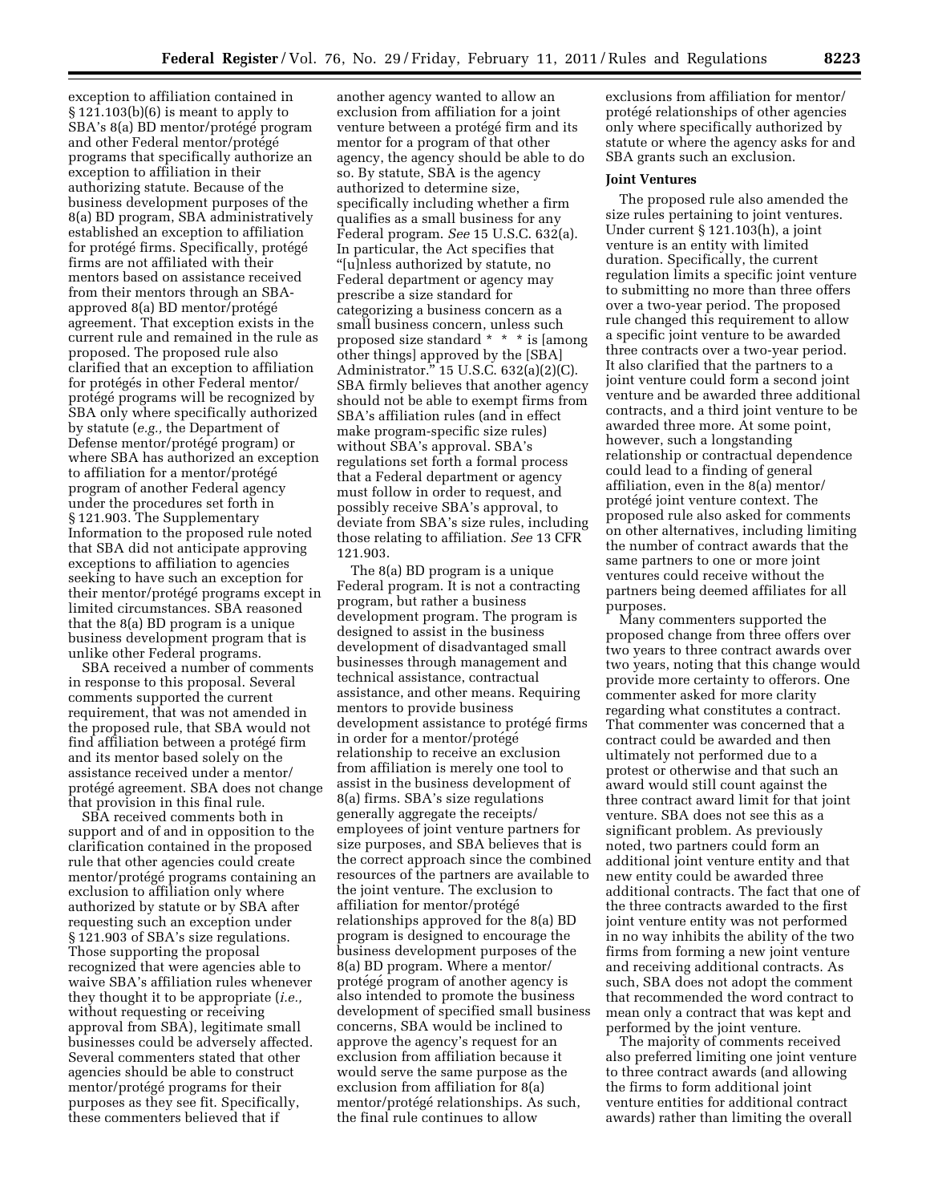exception to affiliation contained in § 121.103(b)(6) is meant to apply to SBA's 8(a) BD mentor/protégé program and other Federal mentor/protégé programs that specifically authorize an exception to affiliation in their authorizing statute. Because of the business development purposes of the 8(a) BD program, SBA administratively established an exception to affiliation for protégé firms. Specifically, protégé firms are not affiliated with their mentors based on assistance received from their mentors through an SBA-approved 8(a) BD mentor/protégé agreement. That exception exists in the current rule and remained in the rule as proposed. The proposed rule also clarified that an exception to affiliation for protégés in other Federal mentor/protégé programs will be recognized by SBA only where specifically authorized by statute (*e.g.,* the Department of Defense mentor/protégé program) or where SBA has authorized an exception to affiliation for a mentor/protégé program of another Federal agency under the procedures set forth in § 121.903. The Supplementary Information to the proposed rule noted that SBA did not anticipate approving exceptions to affiliation to agencies seeking to have such an exception for their mentor/protégé programs except in limited circumstances. SBA reasoned that the 8(a) BD program is a unique business development program that is unlike other Federal programs.

SBA received a number of comments in response to this proposal. Several comments supported the current requirement, that was not amended in the proposed rule, that SBA would not find affiliation between a protégé firm and its mentor based solely on the assistance received under a mentor/protégé agreement. SBA does not change that provision in this final rule.

SBA received comments both in support and of and in opposition to the clarification contained in the proposed rule that other agencies could create mentor/protégé programs containing an exclusion to affiliation only where authorized by statute or by SBA after requesting such an exception under § 121.903 of SBA's size regulations. Those supporting the proposal recognized that were agencies able to waive SBA's affiliation rules whenever they thought it to be appropriate (*i.e.,* without requesting or receiving approval from SBA), legitimate small businesses could be adversely affected. Several commenters stated that other agencies should be able to construct mentor/protégé programs for their purposes as they see fit. Specifically, these commenters believed that if another agency wanted to allow an exclusion from affiliation for a joint venture between a protégé firm and its mentor for a program of that other agency, the agency should be able to do so. By statute, SBA is the agency authorized to determine size, specifically including whether a firm qualifies as a small business for any Federal program. *See* 15 U.S.C. 632(a). In particular, the Act specifies that "[u]nless authorized by statute, no Federal department or agency may prescribe a size standard for categorizing a business concern as a small business concern, unless such proposed size standard * * * is [among other things] approved by the [SBA] Administrator." 15 U.S.C. 632(a)(2)(C). SBA firmly believes that another agency should not be able to exempt firms from SBA's affiliation rules (and in effect make program-specific size rules) without SBA's approval. SBA's regulations set forth a formal process that a Federal department or agency must follow in order to request, and possibly receive SBA's approval, to deviate from SBA's size rules, including those relating to affiliation. *See* 13 CFR 121.903.

The 8(a) BD program is a unique Federal program. It is not a contracting program, but rather a business development program. The program is designed to assist in the business development of disadvantaged small businesses through management and technical assistance, contractual assistance, and other means. Requiring mentors to provide business development assistance to protégé firms in order for a mentor/protégé relationship to receive an exclusion from affiliation is merely one tool to assist in the business development of 8(a) firms. SBA's size regulations generally aggregate the receipts/employees of joint venture partners for size purposes, and SBA believes that is the correct approach since the combined resources of the partners are available to the joint venture. The exclusion to affiliation for mentor/protégé relationships approved for the 8(a) BD program is designed to encourage the business development purposes of the 8(a) BD program. Where a mentor/protégé program of another agency is also intended to promote the business development of specified small business concerns, SBA would be inclined to approve the agency's request for an exclusion from affiliation because it would serve the same purpose as the exclusion from affiliation for 8(a) mentor/protégé relationships. As such, the final rule continues to allow exclusions from affiliation for mentor/protégé relationships of other agencies only where specifically authorized by statute or where the agency asks for and SBA grants such an exclusion.

**Joint Ventures**

The proposed rule also amended the size rules pertaining to joint ventures. Under current § 121.103(h), a joint venture is an entity with limited duration. Specifically, the current regulation limits a specific joint venture to submitting no more than three offers over a two-year period. The proposed rule changed this requirement to allow a specific joint venture to be awarded three contracts over a two-year period. It also clarified that the partners to a joint venture could form a second joint venture and be awarded three additional contracts, and a third joint venture to be awarded three more. At some point, however, such a longstanding relationship or contractual dependence could lead to a finding of general affiliation, even in the 8(a) mentor/protégé joint venture context. The proposed rule also asked for comments on other alternatives, including limiting the number of contract awards that the same partners to one or more joint ventures could receive without the partners being deemed affiliates for all purposes.

Many commenters supported the proposed change from three offers over two years to three contract awards over two years, noting that this change would provide more certainty to offerors. One commenter asked for more clarity regarding what constitutes a contract. That commenter was concerned that a contract could be awarded and then ultimately not performed due to a protest or otherwise and that such an award would still count against the three contract award limit for that joint venture. SBA does not see this as a significant problem. As previously noted, two partners could form an additional joint venture entity and that new entity could be awarded three additional contracts. The fact that one of the three contracts awarded to the first joint venture entity was not performed in no way inhibits the ability of the two firms from forming a new joint venture and receiving additional contracts. As such, SBA does not adopt the comment that recommended the word contract to mean only a contract that was kept and performed by the joint venture.

The majority of comments received also preferred limiting one joint venture to three contract awards (and allowing the firms to form additional joint venture entities for additional contract awards) rather than limiting the overall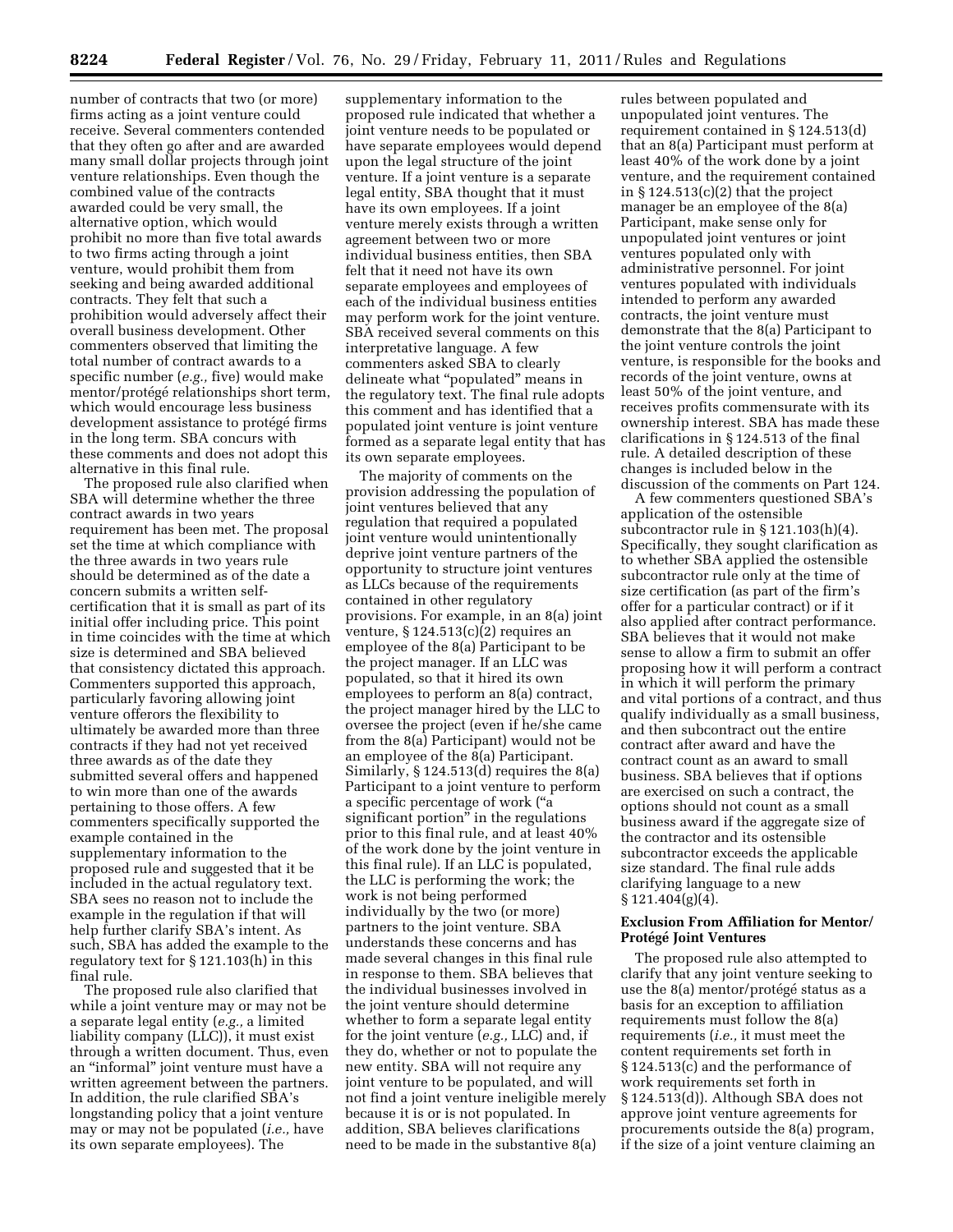number of contracts that two (or more) firms acting as a joint venture could receive. Several commenters contended that they often go after and are awarded many small dollar projects through joint venture relationships. Even though the combined value of the contracts awarded could be very small, the alternative option, which would prohibit no more than five total awards to two firms acting through a joint venture, would prohibit them from seeking and being awarded additional contracts. They felt that such a prohibition would adversely affect their overall business development. Other commenters observed that limiting the total number of contract awards to a specific number (*e.g.,* five) would make mentor/protégé relationships short term, which would encourage less business development assistance to protégé firms in the long term. SBA concurs with these comments and does not adopt this alternative in this final rule.

The proposed rule also clarified when SBA will determine whether the three contract awards in two years requirement has been met. The proposal set the time at which compliance with the three awards in two years rule should be determined as of the date a concern submits a written self-certification that it is small as part of its initial offer including price. This point in time coincides with the time at which size is determined and SBA believed that consistency dictated this approach. Commenters supported this approach, particularly favoring allowing joint venture offerors the flexibility to ultimately be awarded more than three contracts if they had not yet received three awards as of the date they submitted several offers and happened to win more than one of the awards pertaining to those offers. A few commenters specifically supported the example contained in the supplementary information to the proposed rule and suggested that it be included in the actual regulatory text. SBA sees no reason not to include the example in the regulation if that will help further clarify SBA's intent. As such, SBA has added the example to the regulatory text for § 121.103(h) in this final rule.

The proposed rule also clarified that while a joint venture may or may not be a separate legal entity (*e.g.,* a limited liability company (LLC)), it must exist through a written document. Thus, even an "informal" joint venture must have a written agreement between the partners. In addition, the rule clarified SBA's longstanding policy that a joint venture may or may not be populated (*i.e.,* have its own separate employees). The supplementary information to the proposed rule indicated that whether a joint venture needs to be populated or have separate employees would depend upon the legal structure of the joint venture. If a joint venture is a separate legal entity, SBA thought that it must have its own employees. If a joint venture merely exists through a written agreement between two or more individual business entities, then SBA felt that it need not have its own separate employees and employees of each of the individual business entities may perform work for the joint venture. SBA received several comments on this interpretative language. A few commenters asked SBA to clearly delineate what "populated" means in the regulatory text. The final rule adopts this comment and has identified that a populated joint venture is joint venture formed as a separate legal entity that has its own separate employees.

The majority of comments on the provision addressing the population of joint ventures believed that any regulation that required a populated joint venture would unintentionally deprive joint venture partners of the opportunity to structure joint ventures as LLCs because of the requirements contained in other regulatory provisions. For example, in an 8(a) joint venture, § 124.513(c)(2) requires an employee of the 8(a) Participant to be the project manager. If an LLC was populated, so that it hired its own employees to perform an 8(a) contract, the project manager hired by the LLC to oversee the project (even if he/she came from the 8(a) Participant) would not be an employee of the 8(a) Participant. Similarly, § 124.513(d) requires the 8(a) Participant to a joint venture to perform a specific percentage of work ("a significant portion" in the regulations prior to this final rule, and at least 40% of the work done by the joint venture in this final rule). If an LLC is populated, the LLC is performing the work; the work is not being performed individually by the two (or more) partners to the joint venture. SBA understands these concerns and has made several changes in this final rule in response to them. SBA believes that the individual businesses involved in the joint venture should determine whether to form a separate legal entity for the joint venture (*e.g.,* LLC) and, if they do, whether or not to populate the new entity. SBA will not require any joint venture to be populated, and will not find a joint venture ineligible merely because it is or is not populated. In addition, SBA believes clarifications need to be made in the substantive 8(a) rules between populated and unpopulated joint ventures. The requirement contained in § 124.513(d) that an 8(a) Participant must perform at least 40% of the work done by a joint venture, and the requirement contained in § 124.513(c)(2) that the project manager be an employee of the 8(a) Participant, make sense only for unpopulated joint ventures or joint ventures populated only with administrative personnel. For joint ventures populated with individuals intended to perform any awarded contracts, the joint venture must demonstrate that the 8(a) Participant to the joint venture controls the joint venture, is responsible for the books and records of the joint venture, owns at least 50% of the joint venture, and receives profits commensurate with its ownership interest. SBA has made these clarifications in § 124.513 of the final rule. A detailed description of these changes is included below in the discussion of the comments on Part 124.

A few commenters questioned SBA's application of the ostensible subcontractor rule in § 121.103(h)(4). Specifically, they sought clarification as to whether SBA applied the ostensible subcontractor rule only at the time of size certification (as part of the firm's offer for a particular contract) or if it also applied after contract performance. SBA believes that it would not make sense to allow a firm to submit an offer proposing how it will perform a contract in which it will perform the primary and vital portions of a contract, and thus qualify individually as a small business, and then subcontract out the entire contract after award and have the contract count as an award to small business. SBA believes that if options are exercised on such a contract, the options should not count as a small business award if the aggregate size of the contractor and its ostensible subcontractor exceeds the applicable size standard. The final rule adds clarifying language to a new § 121.404(g)(4).

**Exclusion From Affiliation for Mentor/Protégé Joint Ventures**

The proposed rule also attempted to clarify that any joint venture seeking to use the 8(a) mentor/protégé status as a basis for an exception to affiliation requirements must follow the 8(a) requirements (*i.e.,* it must meet the content requirements set forth in § 124.513(c) and the performance of work requirements set forth in § 124.513(d)). Although SBA does not approve joint venture agreements for procurements outside the 8(a) program, if the size of a joint venture claiming an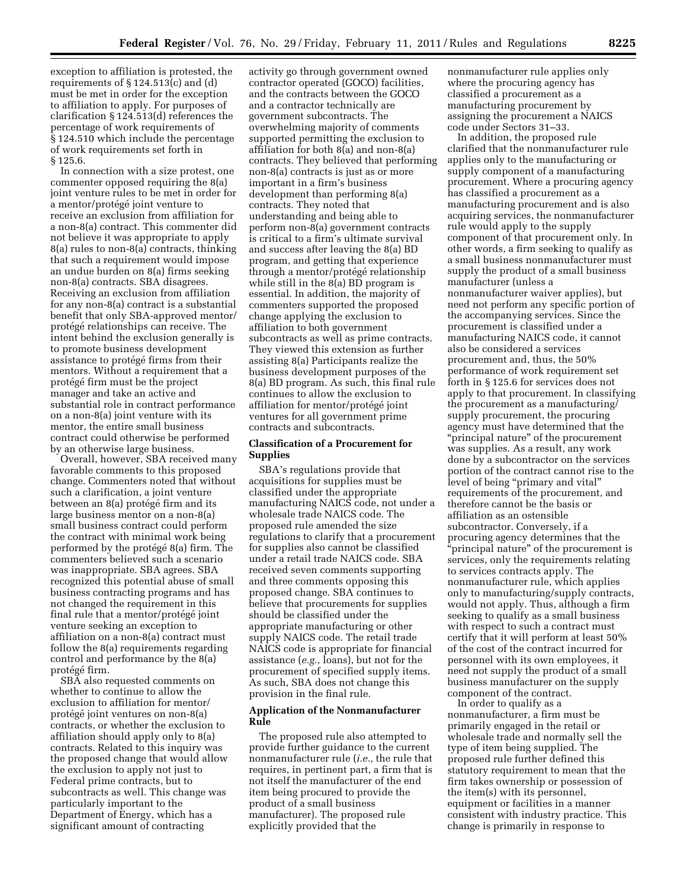exception to affiliation is protested, the requirements of § 124.513(c) and (d) must be met in order for the exception to affiliation to apply. For purposes of clarification § 124.513(d) references the percentage of work requirements of § 124.510 which include the percentage of work requirements set forth in § 125.6.

In connection with a size protest, one commenter opposed requiring the 8(a) joint venture rules to be met in order for a mentor/protégé joint venture to receive an exclusion from affiliation for a non-8(a) contract. This commenter did not believe it was appropriate to apply 8(a) rules to non-8(a) contracts, thinking that such a requirement would impose an undue burden on 8(a) firms seeking non-8(a) contracts. SBA disagrees. Receiving an exclusion from affiliation for any non-8(a) contract is a substantial benefit that only SBA-approved mentor/protégé relationships can receive. The intent behind the exclusion generally is to promote business development assistance to protégé firms from their mentors. Without a requirement that a protégé firm must be the project manager and take an active and substantial role in contract performance on a non-8(a) joint venture with its mentor, the entire small business contract could otherwise be performed by an otherwise large business.

Overall, however, SBA received many favorable comments to this proposed change. Commenters noted that without such a clarification, a joint venture between an 8(a) protégé firm and its large business mentor on a non-8(a) small business contract could perform the contract with minimal work being performed by the protégé 8(a) firm. The commenters believed such a scenario was inappropriate. SBA agrees. SBA recognized this potential abuse of small business contracting programs and has not changed the requirement in this final rule that a mentor/protégé joint venture seeking an exception to affiliation on a non-8(a) contract must follow the 8(a) requirements regarding control and performance by the 8(a) protégé firm.

SBA also requested comments on whether to continue to allow the exclusion to affiliation for mentor/protégé joint ventures on non-8(a) contracts, or whether the exclusion to affiliation should apply only to 8(a) contracts. Related to this inquiry was the proposed change that would allow the exclusion to apply not just to Federal prime contracts, but to subcontracts as well. This change was particularly important to the Department of Energy, which has a significant amount of contracting activity go through government owned contractor operated (GOCO) facilities, and the contracts between the GOCO and a contractor technically are government subcontracts. The overwhelming majority of comments supported permitting the exclusion to affiliation for both 8(a) and non-8(a) contracts. They believed that performing non-8(a) contracts is just as or more important in a firm's business development than performing 8(a) contracts. They noted that understanding and being able to perform non-8(a) government contracts is critical to a firm's ultimate survival and success after leaving the 8(a) BD program, and getting that experience through a mentor/protégé relationship while still in the 8(a) BD program is essential. In addition, the majority of commenters supported the proposed change applying the exclusion to affiliation to both government subcontracts as well as prime contracts. They viewed this extension as further assisting 8(a) Participants realize the business development purposes of the 8(a) BD program. As such, this final rule continues to allow the exclusion to affiliation for mentor/protégé joint ventures for all government prime contracts and subcontracts.

## Classification of a Procurement for Supplies

SBA's regulations provide that acquisitions for supplies must be classified under the appropriate manufacturing NAICS code, not under a wholesale trade NAICS code. The proposed rule amended the size regulations to clarify that a procurement for supplies also cannot be classified under a retail trade NAICS code. SBA received seven comments supporting and three comments opposing this proposed change. SBA continues to believe that procurements for supplies should be classified under the appropriate manufacturing or other supply NAICS code. The retail trade NAICS code is appropriate for financial assistance (*e.g.,* loans), but not for the procurement of specified supply items. As such, SBA does not change this provision in the final rule.

## Application of the Nonmanufacturer Rule

The proposed rule also attempted to provide further guidance to the current nonmanufacturer rule (*i.e.,* the rule that requires, in pertinent part, a firm that is not itself the manufacturer of the end item being procured to provide the product of a small business manufacturer). The proposed rule explicitly provided that the nonmanufacturer rule applies only where the procuring agency has classified a procurement as a manufacturing procurement by assigning the procurement a NAICS code under Sectors 31–33.

In addition, the proposed rule clarified that the nonmanufacturer rule applies only to the manufacturing or supply component of a manufacturing procurement. Where a procuring agency has classified a procurement as a manufacturing procurement and is also acquiring services, the nonmanufacturer rule would apply to the supply component of that procurement only. In other words, a firm seeking to qualify as a small business nonmanufacturer must supply the product of a small business manufacturer (unless a nonmanufacturer waiver applies), but need not perform any specific portion of the accompanying services. Since the procurement is classified under a manufacturing NAICS code, it cannot also be considered a services procurement and, thus, the 50% performance of work requirement set forth in § 125.6 for services does not apply to that procurement. In classifying the procurement as a manufacturing/supply procurement, the procuring agency must have determined that the "principal nature" of the procurement was supplies. As a result, any work done by a subcontractor on the services portion of the contract cannot rise to the level of being "primary and vital" requirements of the procurement, and therefore cannot be the basis or affiliation as an ostensible subcontractor. Conversely, if a procuring agency determines that the "principal nature" of the procurement is services, only the requirements relating to services contracts apply. The nonmanufacturer rule, which applies only to manufacturing/supply contracts, would not apply. Thus, although a firm seeking to qualify as a small business with respect to such a contract must certify that it will perform at least 50% of the cost of the contract incurred for personnel with its own employees, it need not supply the product of a small business manufacturer on the supply component of the contract.

In order to qualify as a nonmanufacturer, a firm must be primarily engaged in the retail or wholesale trade and normally sell the type of item being supplied. The proposed rule further defined this statutory requirement to mean that the firm takes ownership or possession of the item(s) with its personnel, equipment or facilities in a manner consistent with industry practice. This change is primarily in response to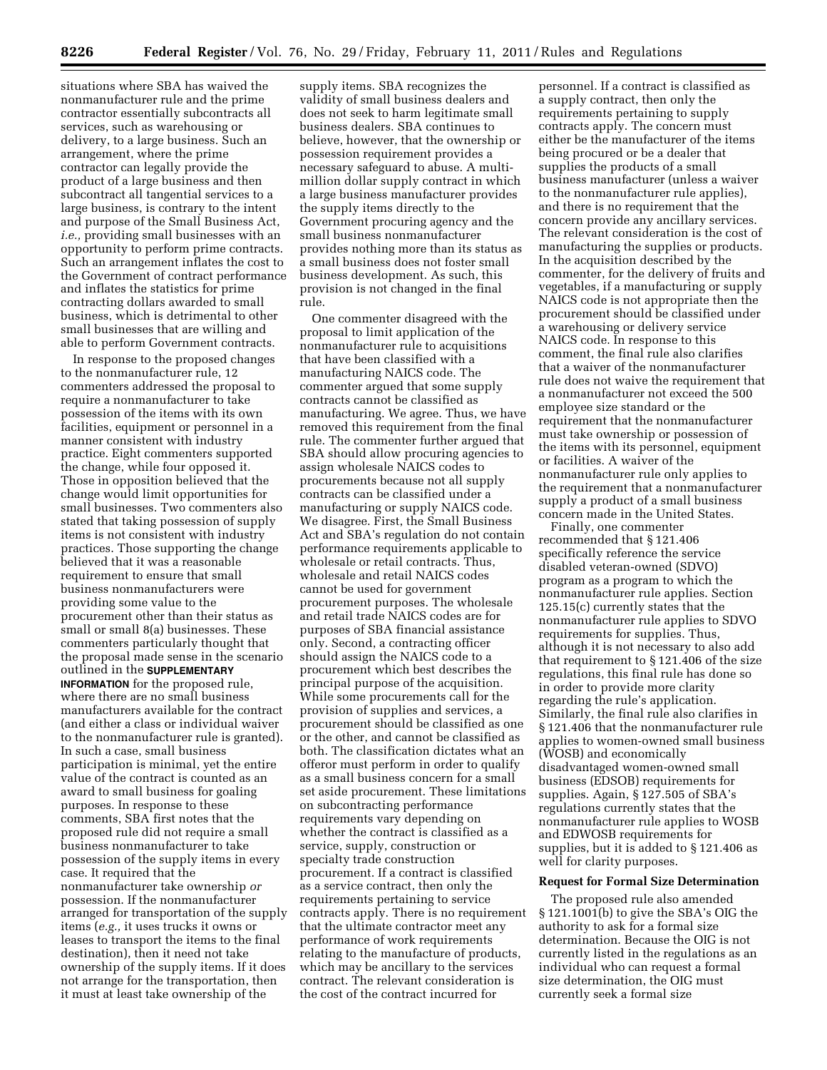situations where SBA has waived the nonmanufacturer rule and the prime contractor essentially subcontracts all services, such as warehousing or delivery, to a large business. Such an arrangement, where the prime contractor can legally provide the product of a large business and then subcontract all tangential services to a large business, is contrary to the intent and purpose of the Small Business Act, *i.e.,* providing small businesses with an opportunity to perform prime contracts. Such an arrangement inflates the cost to the Government of contract performance and inflates the statistics for prime contracting dollars awarded to small business, which is detrimental to other small businesses that are willing and able to perform Government contracts.

In response to the proposed changes to the nonmanufacturer rule, 12 commenters addressed the proposal to require a nonmanufacturer to take possession of the items with its own facilities, equipment or personnel in a manner consistent with industry practice. Eight commenters supported the change, while four opposed it. Those in opposition believed that the change would limit opportunities for small businesses. Two commenters also stated that taking possession of supply items is not consistent with industry practices. Those supporting the change believed that it was a reasonable requirement to ensure that small business nonmanufacturers were providing some value to the procurement other than their status as small or small 8(a) businesses. These commenters particularly thought that the proposal made sense in the scenario outlined in the **SUPPLEMENTARY INFORMATION** for the proposed rule, where there are no small business manufacturers available for the contract (and either a class or individual waiver to the nonmanufacturer rule is granted). In such a case, small business participation is minimal, yet the entire value of the contract is counted as an award to small business for goaling purposes. In response to these comments, SBA first notes that the proposed rule did not require a small business nonmanufacturer to take possession of the supply items in every case. It required that the nonmanufacturer take ownership *or* possession. If the nonmanufacturer arranged for transportation of the supply items (*e.g.,* it uses trucks it owns or leases to transport the items to the final destination), then it need not take ownership of the supply items. If it does not arrange for the transportation, then it must at least take ownership of the supply items. SBA recognizes the validity of small business dealers and does not seek to harm legitimate small business dealers. SBA continues to believe, however, that the ownership or possession requirement provides a necessary safeguard to abuse. A multi-million dollar supply contract in which a large business manufacturer provides the supply items directly to the Government procuring agency and the small business nonmanufacturer provides nothing more than its status as a small business does not foster small business development. As such, this provision is not changed in the final rule.

One commenter disagreed with the proposal to limit application of the nonmanufacturer rule to acquisitions that have been classified with a manufacturing NAICS code. The commenter argued that some supply contracts cannot be classified as manufacturing. We agree. Thus, we have removed this requirement from the final rule. The commenter further argued that SBA should allow procuring agencies to assign wholesale NAICS codes to procurements because not all supply contracts can be classified under a manufacturing or supply NAICS code. We disagree. First, the Small Business Act and SBA's regulation do not contain performance requirements applicable to wholesale or retail contracts. Thus, wholesale and retail NAICS codes cannot be used for government procurement purposes. The wholesale and retail trade NAICS codes are for purposes of SBA financial assistance only. Second, a contracting officer should assign the NAICS code to a procurement which best describes the principal purpose of the acquisition. While some procurements call for the provision of supplies and services, a procurement should be classified as one or the other, and cannot be classified as both. The classification dictates what an offeror must perform in order to qualify as a small business concern for a small set aside procurement. These limitations on subcontracting performance requirements vary depending on whether the contract is classified as a service, supply, construction or specialty trade construction procurement. If a contract is classified as a service contract, then only the requirements pertaining to service contracts apply. There is no requirement that the ultimate contractor meet any performance of work requirements relating to the manufacture of products, which may be ancillary to the services contract. The relevant consideration is the cost of the contract incurred for personnel. If a contract is classified as a supply contract, then only the requirements pertaining to supply contracts apply. The concern must either be the manufacturer of the items being procured or be a dealer that supplies the products of a small business manufacturer (unless a waiver to the nonmanufacturer rule applies), and there is no requirement that the concern provide any ancillary services. The relevant consideration is the cost of manufacturing the supplies or products. In the acquisition described by the commenter, for the delivery of fruits and vegetables, if a manufacturing or supply NAICS code is not appropriate then the procurement should be classified under a warehousing or delivery service NAICS code. In response to this comment, the final rule also clarifies that a waiver of the nonmanufacturer rule does not waive the requirement that a nonmanufacturer not exceed the 500 employee size standard or the requirement that the nonmanufacturer must take ownership or possession of the items with its personnel, equipment or facilities. A waiver of the nonmanufacturer rule only applies to the requirement that a nonmanufacturer supply a product of a small business concern made in the United States.

Finally, one commenter recommended that § 121.406 specifically reference the service disabled veteran-owned (SDVO) program as a program to which the nonmanufacturer rule applies. Section 125.15(c) currently states that the nonmanufacturer rule applies to SDVO requirements for supplies. Thus, although it is not necessary to also add that requirement to § 121.406 of the size regulations, this final rule has done so in order to provide more clarity regarding the rule's application. Similarly, the final rule also clarifies in § 121.406 that the nonmanufacturer rule applies to women-owned small business (WOSB) and economically disadvantaged women-owned small business (EDSOB) requirements for supplies. Again, § 127.505 of SBA's regulations currently states that the nonmanufacturer rule applies to WOSB and EDWOSB requirements for supplies, but it is added to § 121.406 as well for clarity purposes.

## Request for Formal Size Determination

The proposed rule also amended § 121.1001(b) to give the SBA's OIG the authority to ask for a formal size determination. Because the OIG is not currently listed in the regulations as an individual who can request a formal size determination, the OIG must currently seek a formal size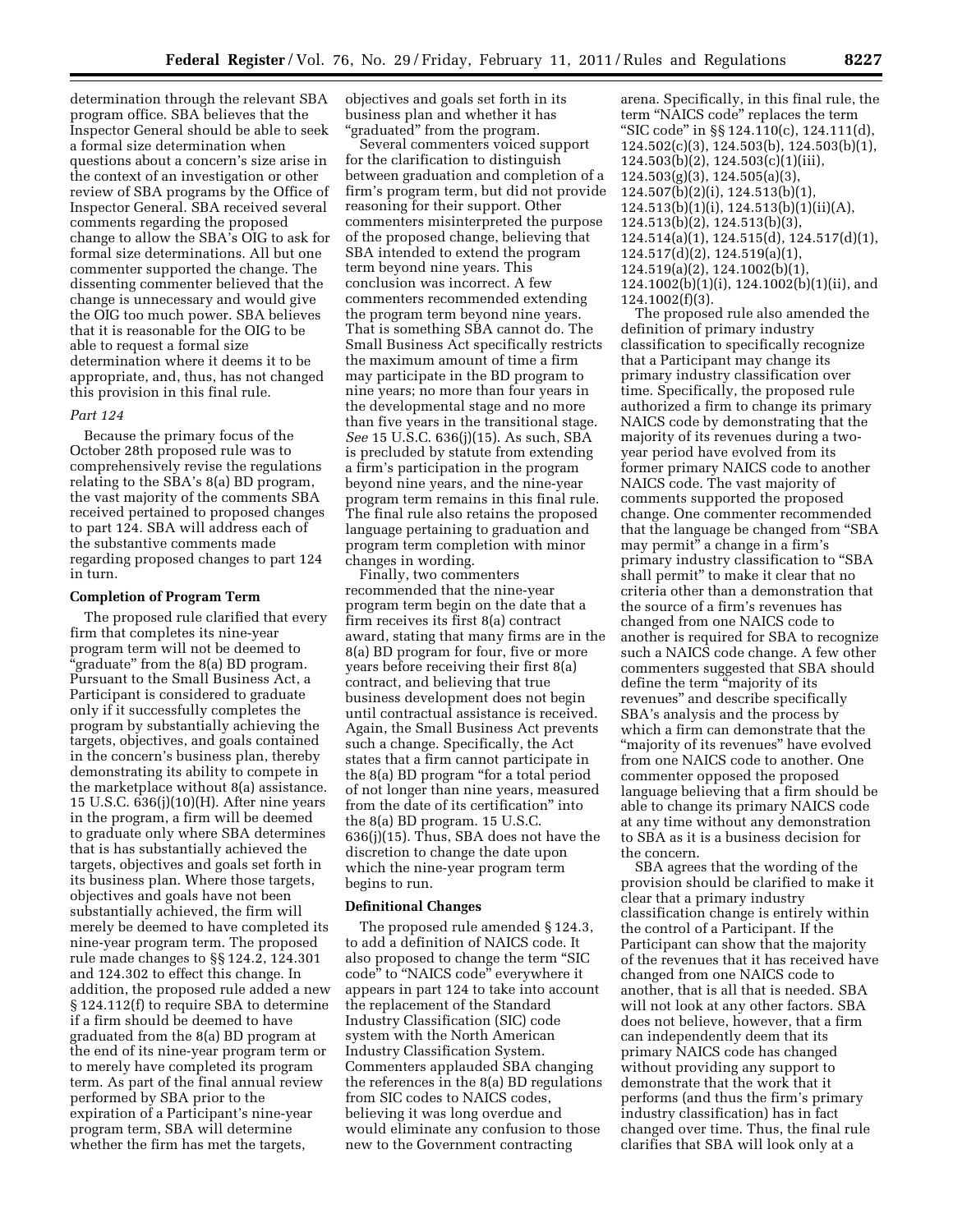determination through the relevant SBA program office. SBA believes that the Inspector General should be able to seek a formal size determination when questions about a concern's size arise in the context of an investigation or other review of SBA programs by the Office of Inspector General. SBA received several comments regarding the proposed change to allow the SBA's OIG to ask for formal size determinations. All but one commenter supported the change. The dissenting commenter believed that the change is unnecessary and would give the OIG too much power. SBA believes that it is reasonable for the OIG to be able to request a formal size determination where it deems it to be appropriate, and, thus, has not changed this provision in this final rule.

*Part 124*

Because the primary focus of the October 28th proposed rule was to comprehensively revise the regulations relating to the SBA's 8(a) BD program, the vast majority of the comments SBA received pertained to proposed changes to part 124. SBA will address each of the substantive comments made regarding proposed changes to part 124 in turn.

**Completion of Program Term**

The proposed rule clarified that every firm that completes its nine-year program term will not be deemed to "graduate" from the 8(a) BD program. Pursuant to the Small Business Act, a Participant is considered to graduate only if it successfully completes the program by substantially achieving the targets, objectives, and goals contained in the concern's business plan, thereby demonstrating its ability to compete in the marketplace without 8(a) assistance. 15 U.S.C. 636(j)(10)(H). After nine years in the program, a firm will be deemed to graduate only where SBA determines that is has substantially achieved the targets, objectives and goals set forth in its business plan. Where those targets, objectives and goals have not been substantially achieved, the firm will merely be deemed to have completed its nine-year program term. The proposed rule made changes to §§ 124.2, 124.301 and 124.302 to effect this change. In addition, the proposed rule added a new § 124.112(f) to require SBA to determine if a firm should be deemed to have graduated from the 8(a) BD program at the end of its nine-year program term or to merely have completed its program term. As part of the final annual review performed by SBA prior to the expiration of a Participant's nine-year program term, SBA will determine whether the firm has met the targets, objectives and goals set forth in its business plan and whether it has "graduated" from the program.

Several commenters voiced support for the clarification to distinguish between graduation and completion of a firm's program term, but did not provide reasoning for their support. Other commenters misinterpreted the purpose of the proposed change, believing that SBA intended to extend the program term beyond nine years. This conclusion was incorrect. A few commenters recommended extending the program term beyond nine years. That is something SBA cannot do. The Small Business Act specifically restricts the maximum amount of time a firm may participate in the BD program to nine years; no more than four years in the developmental stage and no more than five years in the transitional stage. *See* 15 U.S.C. 636(j)(15). As such, SBA is precluded by statute from extending a firm's participation in the program beyond nine years, and the nine-year program term remains in this final rule. The final rule also retains the proposed language pertaining to graduation and program term completion with minor changes in wording.

Finally, two commenters recommended that the nine-year program term begin on the date that a firm receives its first 8(a) contract award, stating that many firms are in the 8(a) BD program for four, five or more years before receiving their first 8(a) contract, and believing that true business development does not begin until contractual assistance is received. Again, the Small Business Act prevents such a change. Specifically, the Act states that a firm cannot participate in the 8(a) BD program "for a total period of not longer than nine years, measured from the date of its certification" into the 8(a) BD program. 15 U.S.C. 636(j)(15). Thus, SBA does not have the discretion to change the date upon which the nine-year program term begins to run.

**Definitional Changes**

The proposed rule amended § 124.3, to add a definition of NAICS code. It also proposed to change the term "SIC code" to "NAICS code" everywhere it appears in part 124 to take into account the replacement of the Standard Industry Classification (SIC) code system with the North American Industry Classification System. Commenters applauded SBA changing the references in the 8(a) BD regulations from SIC codes to NAICS codes, believing it was long overdue and would eliminate any confusion to those new to the Government contracting arena. Specifically, in this final rule, the term "NAICS code" replaces the term "SIC code" in §§ 124.110(c), 124.111(d), 124.502(c)(3), 124.503(b), 124.503(b)(1), 124.503(b)(2), 124.503(c)(1)(iii), 124.503(g)(3), 124.505(a)(3), 124.507(b)(2)(i), 124.513(b)(1), 124.513(b)(1)(i), 124.513(b)(1)(ii)(A), 124.513(b)(2), 124.513(b)(3), 124.514(a)(1), 124.515(d), 124.517(d)(1), 124.517(d)(2), 124.519(a)(1), 124.519(a)(2), 124.1002(b)(1), 124.1002(b)(1)(i), 124.1002(b)(1)(ii), and 124.1002(f)(3).

The proposed rule also amended the definition of primary industry classification to specifically recognize that a Participant may change its primary industry classification over time. Specifically, the proposed rule authorized a firm to change its primary NAICS code by demonstrating that the majority of its revenues during a two-year period have evolved from its former primary NAICS code to another NAICS code. The vast majority of comments supported the proposed change. One commenter recommended that the language be changed from "SBA may permit" a change in a firm's primary industry classification to "SBA shall permit" to make it clear that no criteria other than a demonstration that the source of a firm's revenues has changed from one NAICS code to another is required for SBA to recognize such a NAICS code change. A few other commenters suggested that SBA should define the term "majority of its revenues" and describe specifically SBA's analysis and the process by which a firm can demonstrate that the "majority of its revenues" have evolved from one NAICS code to another. One commenter opposed the proposed language believing that a firm should be able to change its primary NAICS code at any time without any demonstration to SBA as it is a business decision for the concern.

SBA agrees that the wording of the provision should be clarified to make it clear that a primary industry classification change is entirely within the control of a Participant. If the Participant can show that the majority of the revenues that it has received have changed from one NAICS code to another, that is all that is needed. SBA will not look at any other factors. SBA does not believe, however, that a firm can independently deem that its primary NAICS code has changed without providing any support to demonstrate that the work that it performs (and thus the firm's primary industry classification) has in fact changed over time. Thus, the final rule clarifies that SBA will look only at a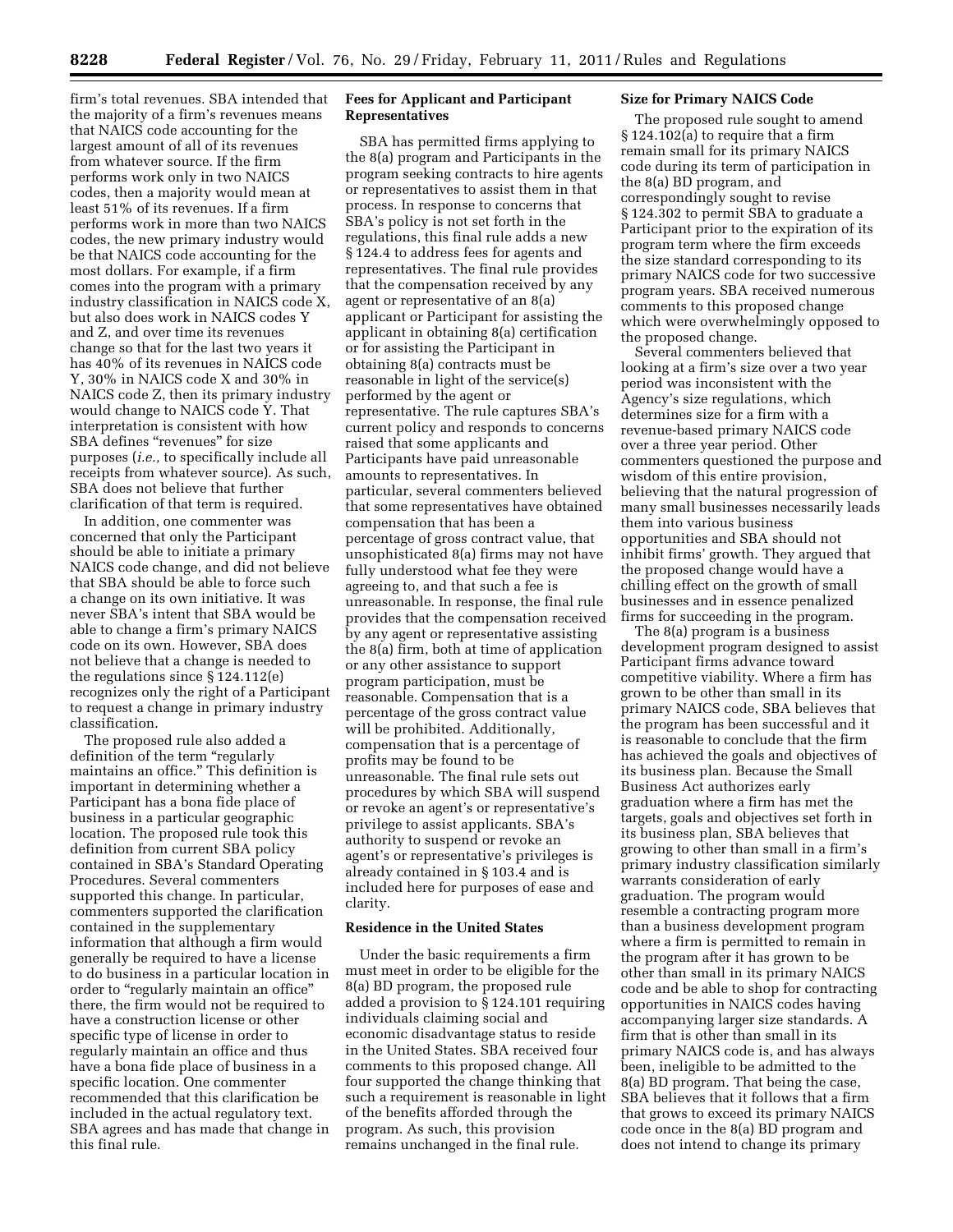firm's total revenues. SBA intended that the majority of a firm's revenues means that NAICS code accounting for the largest amount of all of its revenues from whatever source. If the firm performs work only in two NAICS codes, then a majority would mean at least 51% of its revenues. If a firm performs work in more than two NAICS codes, the new primary industry would be that NAICS code accounting for the most dollars. For example, if a firm comes into the program with a primary industry classification in NAICS code X, but also does work in NAICS codes Y and Z, and over time its revenues change so that for the last two years it has 40% of its revenues in NAICS code Y, 30% in NAICS code X and 30% in NAICS code Z, then its primary industry would change to NAICS code Y. That interpretation is consistent with how SBA defines "revenues" for size purposes (*i.e.,* to specifically include all receipts from whatever source). As such, SBA does not believe that further clarification of that term is required.

In addition, one commenter was concerned that only the Participant should be able to initiate a primary NAICS code change, and did not believe that SBA should be able to force such a change on its own initiative. It was never SBA's intent that SBA would be able to change a firm's primary NAICS code on its own. However, SBA does not believe that a change is needed to the regulations since § 124.112(e) recognizes only the right of a Participant to request a change in primary industry classification.

The proposed rule also added a definition of the term "regularly maintains an office." This definition is important in determining whether a Participant has a bona fide place of business in a particular geographic location. The proposed rule took this definition from current SBA policy contained in SBA's Standard Operating Procedures. Several commenters supported this change. In particular, commenters supported the clarification contained in the supplementary information that although a firm would generally be required to have a license to do business in a particular location in order to "regularly maintain an office" there, the firm would not be required to have a construction license or other specific type of license in order to regularly maintain an office and thus have a bona fide place of business in a specific location. One commenter recommended that this clarification be included in the actual regulatory text. SBA agrees and has made that change in this final rule.

### Fees for Applicant and Participant Representatives

SBA has permitted firms applying to the 8(a) program and Participants in the program seeking contracts to hire agents or representatives to assist them in that process. In response to concerns that SBA's policy is not set forth in the regulations, this final rule adds a new § 124.4 to address fees for agents and representatives. The final rule provides that the compensation received by any agent or representative of an 8(a) applicant or Participant for assisting the applicant in obtaining 8(a) certification or for assisting the Participant in obtaining 8(a) contracts must be reasonable in light of the service(s) performed by the agent or representative. The rule captures SBA's current policy and responds to concerns raised that some applicants and Participants have paid unreasonable amounts to representatives. In particular, several commenters believed that some representatives have obtained compensation that has been a percentage of gross contract value, that unsophisticated 8(a) firms may not have fully understood what fee they were agreeing to, and that such a fee is unreasonable. In response, the final rule provides that the compensation received by any agent or representative assisting the 8(a) firm, both at time of application or any other assistance to support program participation, must be reasonable. Compensation that is a percentage of the gross contract value will be prohibited. Additionally, compensation that is a percentage of profits may be found to be unreasonable. The final rule sets out procedures by which SBA will suspend or revoke an agent's or representative's privilege to assist applicants. SBA's authority to suspend or revoke an agent's or representative's privileges is already contained in § 103.4 and is included here for purposes of ease and clarity.

### Residence in the United States

Under the basic requirements a firm must meet in order to be eligible for the 8(a) BD program, the proposed rule added a provision to § 124.101 requiring individuals claiming social and economic disadvantage status to reside in the United States. SBA received four comments to this proposed change. All four supported the change thinking that such a requirement is reasonable in light of the benefits afforded through the program. As such, this provision remains unchanged in the final rule.

### Size for Primary NAICS Code

The proposed rule sought to amend § 124.102(a) to require that a firm remain small for its primary NAICS code during its term of participation in the 8(a) BD program, and correspondingly sought to revise § 124.302 to permit SBA to graduate a Participant prior to the expiration of its program term where the firm exceeds the size standard corresponding to its primary NAICS code for two successive program years. SBA received numerous comments to this proposed change which were overwhelmingly opposed to the proposed change.

Several commenters believed that looking at a firm's size over a two year period was inconsistent with the Agency's size regulations, which determines size for a firm with a revenue-based primary NAICS code over a three year period. Other commenters questioned the purpose and wisdom of this entire provision, believing that the natural progression of many small businesses necessarily leads them into various business opportunities and SBA should not inhibit firms' growth. They argued that the proposed change would have a chilling effect on the growth of small businesses and in essence penalized firms for succeeding in the program.

The 8(a) program is a business development program designed to assist Participant firms advance toward competitive viability. Where a firm has grown to be other than small in its primary NAICS code, SBA believes that the program has been successful and it is reasonable to conclude that the firm has achieved the goals and objectives of its business plan. Because the Small Business Act authorizes early graduation where a firm has met the targets, goals and objectives set forth in its business plan, SBA believes that growing to other than small in a firm's primary industry classification similarly warrants consideration of early graduation. The program would resemble a contracting program more than a business development program where a firm is permitted to remain in the program after it has grown to be other than small in its primary NAICS code and be able to shop for contracting opportunities in NAICS codes having accompanying larger size standards. A firm that is other than small in its primary NAICS code is, and has always been, ineligible to be admitted to the 8(a) BD program. That being the case, SBA believes that it follows that a firm that grows to exceed its primary NAICS code once in the 8(a) BD program and does not intend to change its primary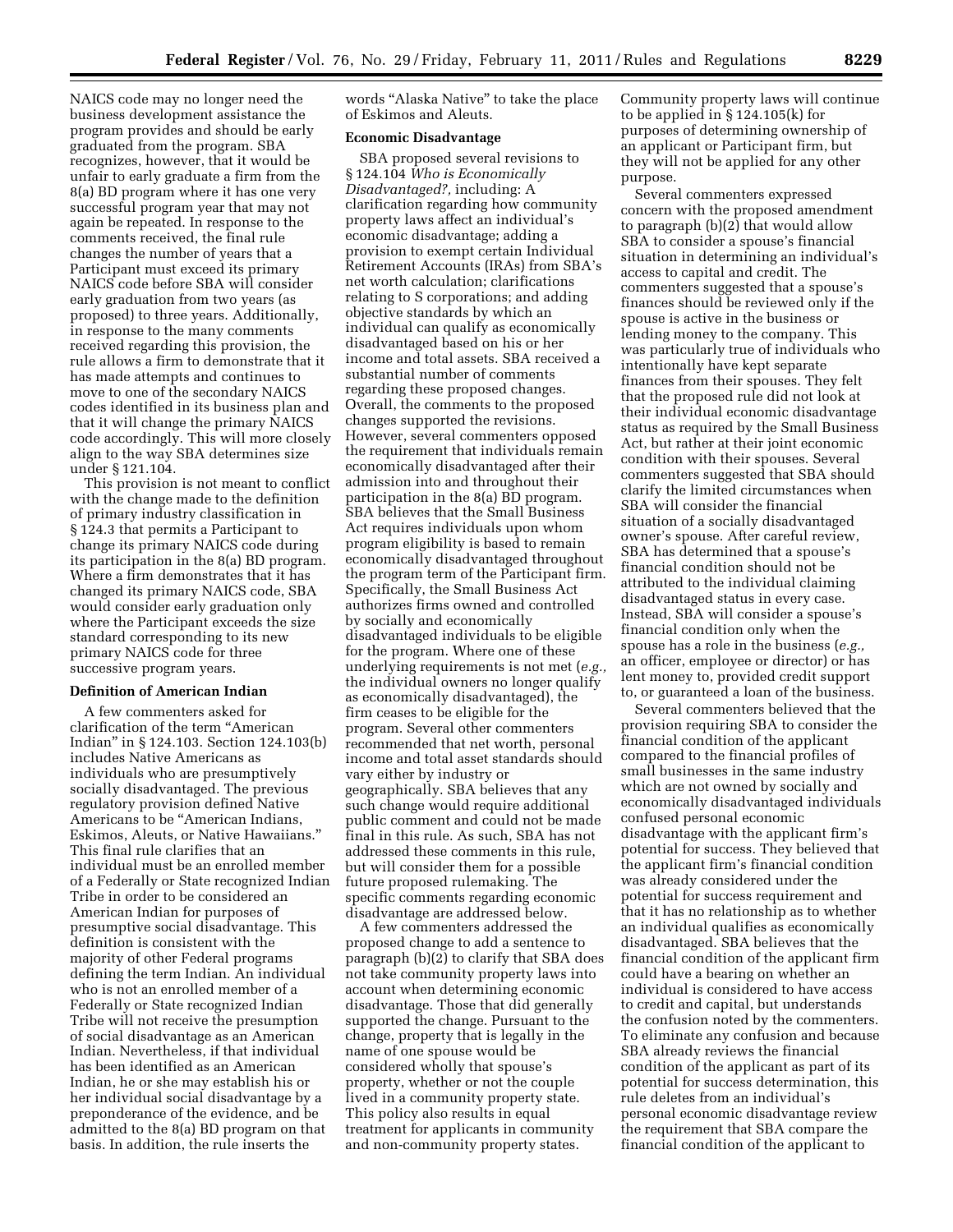NAICS code may no longer need the business development assistance the program provides and should be early graduated from the program. SBA recognizes, however, that it would be unfair to early graduate a firm from the 8(a) BD program where it has one very successful program year that may not again be repeated. In response to the comments received, the final rule changes the number of years that a Participant must exceed its primary NAICS code before SBA will consider early graduation from two years (as proposed) to three years. Additionally, in response to the many comments received regarding this provision, the rule allows a firm to demonstrate that it has made attempts and continues to move to one of the secondary NAICS codes identified in its business plan and that it will change the primary NAICS code accordingly. This will more closely align to the way SBA determines size under § 121.104.

This provision is not meant to conflict with the change made to the definition of primary industry classification in § 124.3 that permits a Participant to change its primary NAICS code during its participation in the 8(a) BD program. Where a firm demonstrates that it has changed its primary NAICS code, SBA would consider early graduation only where the Participant exceeds the size standard corresponding to its new primary NAICS code for three successive program years.

**Definition of American Indian**

A few commenters asked for clarification of the term "American Indian" in § 124.103. Section 124.103(b) includes Native Americans as individuals who are presumptively socially disadvantaged. The previous regulatory provision defined Native Americans to be "American Indians, Eskimos, Aleuts, or Native Hawaiians." This final rule clarifies that an individual must be an enrolled member of a Federally or State recognized Indian Tribe in order to be considered an American Indian for purposes of presumptive social disadvantage. This definition is consistent with the majority of other Federal programs defining the term Indian. An individual who is not an enrolled member of a Federally or State recognized Indian Tribe will not receive the presumption of social disadvantage as an American Indian. Nevertheless, if that individual has been identified as an American Indian, he or she may establish his or her individual social disadvantage by a preponderance of the evidence, and be admitted to the 8(a) BD program on that basis. In addition, the rule inserts the words "Alaska Native" to take the place of Eskimos and Aleuts.

**Economic Disadvantage**

SBA proposed several revisions to § 124.104 *Who is Economically Disadvantaged?,* including: A clarification regarding how community property laws affect an individual's economic disadvantage; adding a provision to exempt certain Individual Retirement Accounts (IRAs) from SBA's net worth calculation; clarifications relating to S corporations; and adding objective standards by which an individual can qualify as economically disadvantaged based on his or her income and total assets. SBA received a substantial number of comments regarding these proposed changes. Overall, the comments to the proposed changes supported the revisions. However, several commenters opposed the requirement that individuals remain economically disadvantaged after their admission into and throughout their participation in the 8(a) BD program. SBA believes that the Small Business Act requires individuals upon whom program eligibility is based to remain economically disadvantaged throughout the program term of the Participant firm. Specifically, the Small Business Act authorizes firms owned and controlled by socially and economically disadvantaged individuals to be eligible for the program. Where one of these underlying requirements is not met (*e.g.,* the individual owners no longer qualify as economically disadvantaged), the firm ceases to be eligible for the program. Several other commenters recommended that net worth, personal income and total asset standards should vary either by industry or geographically. SBA believes that any such change would require additional public comment and could not be made final in this rule. As such, SBA has not addressed these comments in this rule, but will consider them for a possible future proposed rulemaking. The specific comments regarding economic disadvantage are addressed below.

A few commenters addressed the proposed change to add a sentence to paragraph (b)(2) to clarify that SBA does not take community property laws into account when determining economic disadvantage. Those that did generally supported the change. Pursuant to the change, property that is legally in the name of one spouse would be considered wholly that spouse's property, whether or not the couple lived in a community property state. This policy also results in equal treatment for applicants in community and non-community property states. Community property laws will continue to be applied in § 124.105(k) for purposes of determining ownership of an applicant or Participant firm, but they will not be applied for any other purpose.

Several commenters expressed concern with the proposed amendment to paragraph (b)(2) that would allow SBA to consider a spouse's financial situation in determining an individual's access to capital and credit. The commenters suggested that a spouse's finances should be reviewed only if the spouse is active in the business or lending money to the company. This was particularly true of individuals who intentionally have kept separate finances from their spouses. They felt that the proposed rule did not look at their individual economic disadvantage status as required by the Small Business Act, but rather at their joint economic condition with their spouses. Several commenters suggested that SBA should clarify the limited circumstances when SBA will consider the financial situation of a socially disadvantaged owner's spouse. After careful review, SBA has determined that a spouse's financial condition should not be attributed to the individual claiming disadvantaged status in every case. Instead, SBA will consider a spouse's financial condition only when the spouse has a role in the business (*e.g.,* an officer, employee or director) or has lent money to, provided credit support to, or guaranteed a loan of the business.

Several commenters believed that the provision requiring SBA to consider the financial condition of the applicant compared to the financial profiles of small businesses in the same industry which are not owned by socially and economically disadvantaged individuals confused personal economic disadvantage with the applicant firm's potential for success. They believed that the applicant firm's financial condition was already considered under the potential for success requirement and that it has no relationship as to whether an individual qualifies as economically disadvantaged. SBA believes that the financial condition of the applicant firm could have a bearing on whether an individual is considered to have access to credit and capital, but understands the confusion noted by the commenters. To eliminate any confusion and because SBA already reviews the financial condition of the applicant as part of its potential for success determination, this rule deletes from an individual's personal economic disadvantage review the requirement that SBA compare the financial condition of the applicant to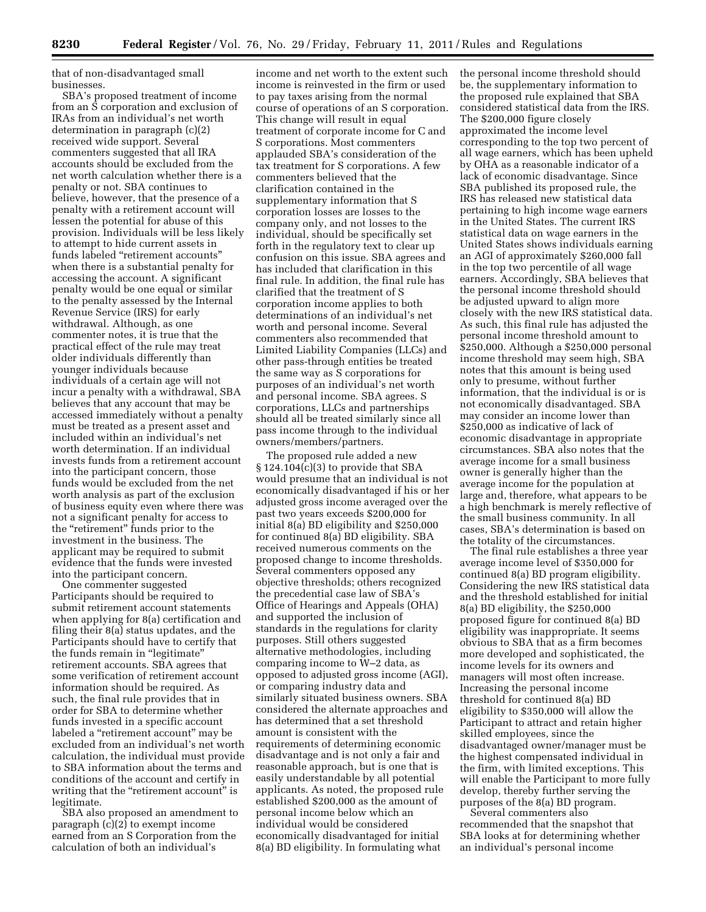that of non-disadvantaged small businesses.

SBA's proposed treatment of income from an S corporation and exclusion of IRAs from an individual's net worth determination in paragraph (c)(2) received wide support. Several commenters suggested that all IRA accounts should be excluded from the net worth calculation whether there is a penalty or not. SBA continues to believe, however, that the presence of a penalty with a retirement account will lessen the potential for abuse of this provision. Individuals will be less likely to attempt to hide current assets in funds labeled "retirement accounts" when there is a substantial penalty for accessing the account. A significant penalty would be one equal or similar to the penalty assessed by the Internal Revenue Service (IRS) for early withdrawal. Although, as one commenter notes, it is true that the practical effect of the rule may treat older individuals differently than younger individuals because individuals of a certain age will not incur a penalty with a withdrawal, SBA believes that any account that may be accessed immediately without a penalty must be treated as a present asset and included within an individual's net worth determination. If an individual invests funds from a retirement account into the participant concern, those funds would be excluded from the net worth analysis as part of the exclusion of business equity even where there was not a significant penalty for access to the "retirement" funds prior to the investment in the business. The applicant may be required to submit evidence that the funds were invested into the participant concern.

One commenter suggested Participants should be required to submit retirement account statements when applying for 8(a) certification and filing their 8(a) status updates, and the Participants should have to certify that the funds remain in "legitimate" retirement accounts. SBA agrees that some verification of retirement account information should be required. As such, the final rule provides that in order for SBA to determine whether funds invested in a specific account labeled a "retirement account" may be excluded from an individual's net worth calculation, the individual must provide to SBA information about the terms and conditions of the account and certify in writing that the "retirement account" is legitimate.

SBA also proposed an amendment to paragraph (c)(2) to exempt income earned from an S Corporation from the calculation of both an individual's income and net worth to the extent such income is reinvested in the firm or used to pay taxes arising from the normal course of operations of an S corporation. This change will result in equal treatment of corporate income for C and S corporations. Most commenters applauded SBA's consideration of the tax treatment for S corporations. A few commenters believed that the clarification contained in the supplementary information that S corporation losses are losses to the company only, and not losses to the individual, should be specifically set forth in the regulatory text to clear up confusion on this issue. SBA agrees and has included that clarification in this final rule. In addition, the final rule has clarified that the treatment of S corporation income applies to both determinations of an individual's net worth and personal income. Several commenters also recommended that Limited Liability Companies (LLCs) and other pass-through entities be treated the same way as S corporations for purposes of an individual's net worth and personal income. SBA agrees. S corporations, LLCs and partnerships should all be treated similarly since all pass income through to the individual owners/members/partners.

The proposed rule added a new § 124.104(c)(3) to provide that SBA would presume that an individual is not economically disadvantaged if his or her adjusted gross income averaged over the past two years exceeds $200,000 for initial 8(a) BD eligibility and $250,000 for continued 8(a) BD eligibility. SBA received numerous comments on the proposed change to income thresholds. Several commenters opposed any objective thresholds; others recognized the precedential case law of SBA's Office of Hearings and Appeals (OHA) and supported the inclusion of standards in the regulations for clarity purposes. Still others suggested alternative methodologies, including comparing income to W–2 data, as opposed to adjusted gross income (AGI), or comparing industry data and similarly situated business owners. SBA considered the alternate approaches and has determined that a set threshold amount is consistent with the requirements of determining economic disadvantage and is not only a fair and reasonable approach, but is one that is easily understandable by all potential applicants. As noted, the proposed rule established $200,000 as the amount of personal income below which an individual would be considered economically disadvantaged for initial 8(a) BD eligibility. In formulating what the personal income threshold should be, the supplementary information to the proposed rule explained that SBA considered statistical data from the IRS. The $200,000 figure closely approximated the income level corresponding to the top two percent of all wage earners, which has been upheld by OHA as a reasonable indicator of a lack of economic disadvantage. Since SBA published its proposed rule, the IRS has released new statistical data pertaining to high income wage earners in the United States. The current IRS statistical data on wage earners in the United States shows individuals earning an AGI of approximately $260,000 fall in the top two percentile of all wage earners. Accordingly, SBA believes that the personal income threshold should be adjusted upward to align more closely with the new IRS statistical data. As such, this final rule has adjusted the personal income threshold amount to $250,000. Although a $250,000 personal income threshold may seem high, SBA notes that this amount is being used only to presume, without further information, that the individual is or is not economically disadvantaged. SBA may consider an income lower than $250,000 as indicative of lack of economic disadvantage in appropriate circumstances. SBA also notes that the average income for a small business owner is generally higher than the average income for the population at large and, therefore, what appears to be a high benchmark is merely reflective of the small business community. In all cases, SBA's determination is based on the totality of the circumstances.

The final rule establishes a three year average income level of $350,000 for continued 8(a) BD program eligibility. Considering the new IRS statistical data and the threshold established for initial 8(a) BD eligibility, the $250,000 proposed figure for continued 8(a) BD eligibility was inappropriate. It seems obvious to SBA that as a firm becomes more developed and sophisticated, the income levels for its owners and managers will most often increase. Increasing the personal income threshold for continued 8(a) BD eligibility to $350,000 will allow the Participant to attract and retain higher skilled employees, since the disadvantaged owner/manager must be the highest compensated individual in the firm, with limited exceptions. This will enable the Participant to more fully develop, thereby further serving the purposes of the 8(a) BD program.

Several commenters also recommended that the snapshot that SBA looks at for determining whether an individual's personal income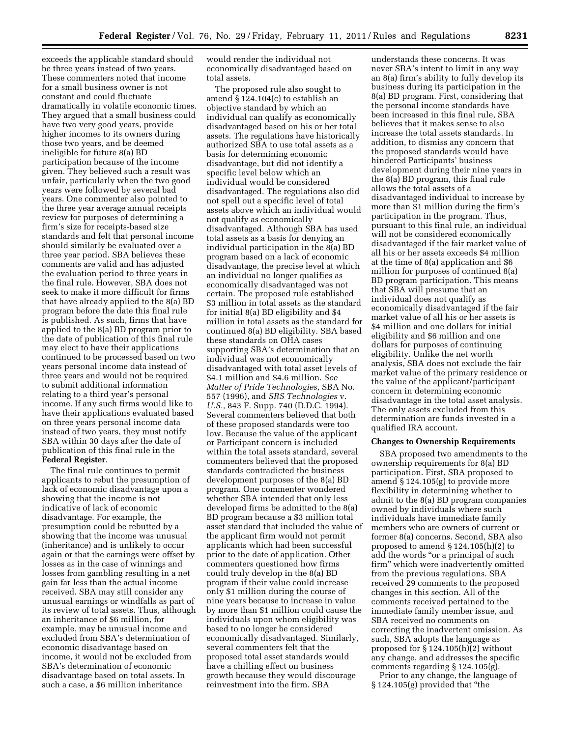exceeds the applicable standard should be three years instead of two years. These commenters noted that income for a small business owner is not constant and could fluctuate dramatically in volatile economic times. They argued that a small business could have two very good years, provide higher incomes to its owners during those two years, and be deemed ineligible for future 8(a) BD participation because of the income given. They believed such a result was unfair, particularly when the two good years were followed by several bad years. One commenter also pointed to the three year average annual receipts review for purposes of determining a firm's size for receipts-based size standards and felt that personal income should similarly be evaluated over a three year period. SBA believes these comments are valid and has adjusted the evaluation period to three years in the final rule. However, SBA does not seek to make it more difficult for firms that have already applied to the 8(a) BD program before the date this final rule is published. As such, firms that have applied to the 8(a) BD program prior to the date of publication of this final rule may elect to have their applications continued to be processed based on two years personal income data instead of three years and would not be required to submit additional information relating to a third year's personal income. If any such firms would like to have their applications evaluated based on three years personal income data instead of two years, they must notify SBA within 30 days after the date of publication of this final rule in the **Federal Register**.

The final rule continues to permit applicants to rebut the presumption of lack of economic disadvantage upon a showing that the income is not indicative of lack of economic disadvantage. For example, the presumption could be rebutted by a showing that the income was unusual (inheritance) and is unlikely to occur again or that the earnings were offset by losses as in the case of winnings and losses from gambling resulting in a net gain far less than the actual income received. SBA may still consider any unusual earnings or windfalls as part of its review of total assets. Thus, although an inheritance of $6 million, for example, may be unusual income and excluded from SBA's determination of economic disadvantage based on income, it would not be excluded from SBA's determination of economic disadvantage based on total assets. In such a case, a $6 million inheritance would render the individual not economically disadvantaged based on total assets.

The proposed rule also sought to amend § 124.104(c) to establish an objective standard by which an individual can qualify as economically disadvantaged based on his or her total assets. The regulations have historically authorized SBA to use total assets as a basis for determining economic disadvantage, but did not identify a specific level below which an individual would be considered disadvantaged. The regulations also did not spell out a specific level of total assets above which an individual would not qualify as economically disadvantaged. Although SBA has used total assets as a basis for denying an individual participation in the 8(a) BD program based on a lack of economic disadvantage, the precise level at which an individual no longer qualifies as economically disadvantaged was not certain. The proposed rule established $3 million in total assets as the standard for initial 8(a) BD eligibility and $4 million in total assets as the standard for continued 8(a) BD eligibility. SBA based these standards on OHA cases supporting SBA's determination that an individual was not economically disadvantaged with total asset levels of $4.1 million and $4.6 million. *See Matter of Pride Technologies,* SBA No. 557 (1996), and *SRS Technologies* v. *U.S.,* 843 F. Supp. 740 (D.D.C. 1994). Several commenters believed that both of these proposed standards were too low. Because the value of the applicant or Participant concern is included within the total assets standard, several commenters believed that the proposed standards contradicted the business development purposes of the 8(a) BD program. One commenter wondered whether SBA intended that only less developed firms be admitted to the 8(a) BD program because a $3 million total asset standard that included the value of the applicant firm would not permit applicants which had been successful prior to the date of application. Other commenters questioned how firms could truly develop in the 8(a) BD program if their value could increase only $1 million during the course of nine years because to increase in value by more than $1 million could cause the individuals upon whom eligibility was based to no longer be considered economically disadvantaged. Similarly, several commenters felt that the proposed total asset standards would have a chilling effect on business growth because they would discourage reinvestment into the firm. SBA understands these concerns. It was never SBA's intent to limit in any way an 8(a) firm's ability to fully develop its business during its participation in the 8(a) BD program. First, considering that the personal income standards have been increased in this final rule, SBA believes that it makes sense to also increase the total assets standards. In addition, to dismiss any concern that the proposed standards would have hindered Participants' business development during their nine years in the 8(a) BD program, this final rule allows the total assets of a disadvantaged individual to increase by more than $1 million during the firm's participation in the program. Thus, pursuant to this final rule, an individual will not be considered economically disadvantaged if the fair market value of all his or her assets exceeds $4 million at the time of 8(a) application and $6 million for purposes of continued 8(a) BD program participation. This means that SBA will presume that an individual does not qualify as economically disadvantaged if the fair market value of all his or her assets is $4 million and one dollars for initial eligibility and $6 million and one dollars for purposes of continuing eligibility. Unlike the net worth analysis, SBA does not exclude the fair market value of the primary residence or the value of the applicant/participant concern in determining economic disadvantage in the total asset analysis. The only assets excluded from this determination are funds invested in a qualified IRA account.

**Changes to Ownership Requirements**

SBA proposed two amendments to the ownership requirements for 8(a) BD participation. First, SBA proposed to amend § 124.105(g) to provide more flexibility in determining whether to admit to the 8(a) BD program companies owned by individuals where such individuals have immediate family members who are owners of current or former 8(a) concerns. Second, SBA also proposed to amend § 124.105(h)(2) to add the words "or a principal of such firm" which were inadvertently omitted from the previous regulations. SBA received 29 comments to the proposed changes in this section. All of the comments received pertained to the immediate family member issue, and SBA received no comments on correcting the inadvertent omission. As such, SBA adopts the language as proposed for § 124.105(h)(2) without any change, and addresses the specific comments regarding § 124.105(g).

Prior to any change, the language of § 124.105(g) provided that "the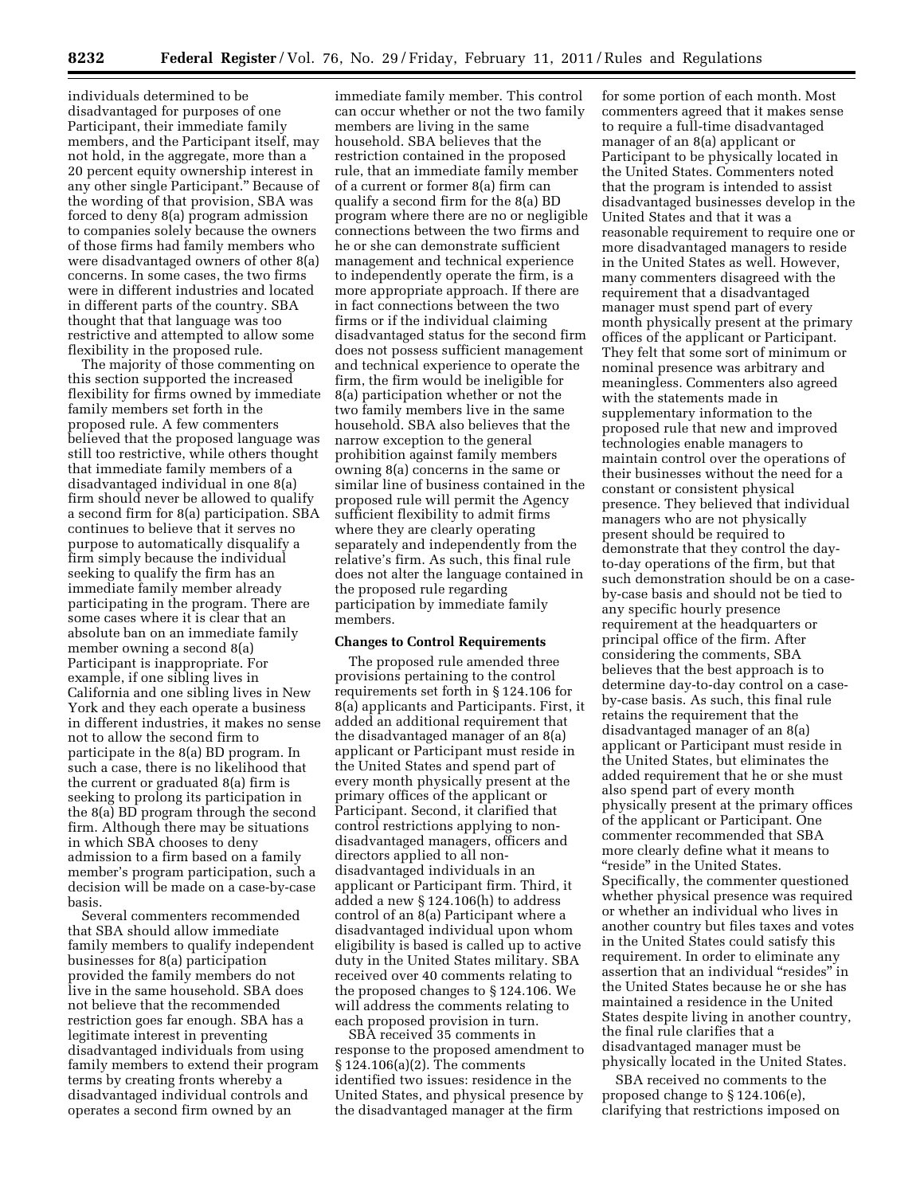individuals determined to be disadvantaged for purposes of one Participant, their immediate family members, and the Participant itself, may not hold, in the aggregate, more than a 20 percent equity ownership interest in any other single Participant.'' Because of the wording of that provision, SBA was forced to deny 8(a) program admission to companies solely because the owners of those firms had family members who were disadvantaged owners of other 8(a) concerns. In some cases, the two firms were in different industries and located in different parts of the country. SBA thought that that language was too restrictive and attempted to allow some flexibility in the proposed rule.

The majority of those commenting on this section supported the increased flexibility for firms owned by immediate family members set forth in the proposed rule. A few commenters believed that the proposed language was still too restrictive, while others thought that immediate family members of a disadvantaged individual in one 8(a) firm should never be allowed to qualify a second firm for 8(a) participation. SBA continues to believe that it serves no purpose to automatically disqualify a firm simply because the individual seeking to qualify the firm has an immediate family member already participating in the program. There are some cases where it is clear that an absolute ban on an immediate family member owning a second 8(a) Participant is inappropriate. For example, if one sibling lives in California and one sibling lives in New York and they each operate a business in different industries, it makes no sense not to allow the second firm to participate in the 8(a) BD program. In such a case, there is no likelihood that the current or graduated 8(a) firm is seeking to prolong its participation in the 8(a) BD program through the second firm. Although there may be situations in which SBA chooses to deny admission to a firm based on a family member's program participation, such a decision will be made on a case-by-case basis.

Several commenters recommended that SBA should allow immediate family members to qualify independent businesses for 8(a) participation provided the family members do not live in the same household. SBA does not believe that the recommended restriction goes far enough. SBA has a legitimate interest in preventing disadvantaged individuals from using family members to extend their program terms by creating fronts whereby a disadvantaged individual controls and operates a second firm owned by an immediate family member. This control can occur whether or not the two family members are living in the same household. SBA believes that the restriction contained in the proposed rule, that an immediate family member of a current or former 8(a) firm can qualify a second firm for the 8(a) BD program where there are no or negligible connections between the two firms and he or she can demonstrate sufficient management and technical experience to independently operate the firm, is a more appropriate approach. If there are in fact connections between the two firms or if the individual claiming disadvantaged status for the second firm does not possess sufficient management and technical experience to operate the firm, the firm would be ineligible for 8(a) participation whether or not the two family members live in the same household. SBA also believes that the narrow exception to the general prohibition against family members owning 8(a) concerns in the same or similar line of business contained in the proposed rule will permit the Agency sufficient flexibility to admit firms where they are clearly operating separately and independently from the relative's firm. As such, this final rule does not alter the language contained in the proposed rule regarding participation by immediate family members.

## Changes to Control Requirements

The proposed rule amended three provisions pertaining to the control requirements set forth in § 124.106 for 8(a) applicants and Participants. First, it added an additional requirement that the disadvantaged manager of an 8(a) applicant or Participant must reside in the United States and spend part of every month physically present at the primary offices of the applicant or Participant. Second, it clarified that control restrictions applying to non-disadvantaged managers, officers and directors applied to all non-disadvantaged individuals in an applicant or Participant firm. Third, it added a new § 124.106(h) to address control of an 8(a) Participant where a disadvantaged individual upon whom eligibility is based is called up to active duty in the United States military. SBA received over 40 comments relating to the proposed changes to § 124.106. We will address the comments relating to each proposed provision in turn.

SBA received 35 comments in response to the proposed amendment to § 124.106(a)(2). The comments identified two issues: residence in the United States, and physical presence by the disadvantaged manager at the firm for some portion of each month. Most commenters agreed that it makes sense to require a full-time disadvantaged manager of an 8(a) applicant or Participant to be physically located in the United States. Commenters noted that the program is intended to assist disadvantaged businesses develop in the United States and that it was a reasonable requirement to require one or more disadvantaged managers to reside in the United States as well. However, many commenters disagreed with the requirement that a disadvantaged manager must spend part of every month physically present at the primary offices of the applicant or Participant. They felt that some sort of minimum or nominal presence was arbitrary and meaningless. Commenters also agreed with the statements made in supplementary information to the proposed rule that new and improved technologies enable managers to maintain control over the operations of their businesses without the need for a constant or consistent physical presence. They believed that individual managers who are not physically present should be required to demonstrate that they control the day-to-day operations of the firm, but that such demonstration should be on a case-by-case basis and should not be tied to any specific hourly presence requirement at the headquarters or principal office of the firm. After considering the comments, SBA believes that the best approach is to determine day-to-day control on a case-by-case basis. As such, this final rule retains the requirement that the disadvantaged manager of an 8(a) applicant or Participant must reside in the United States, but eliminates the added requirement that he or she must also spend part of every month physically present at the primary offices of the applicant or Participant. One commenter recommended that SBA more clearly define what it means to "reside" in the United States. Specifically, the commenter questioned whether physical presence was required or whether an individual who lives in another country but files taxes and votes in the United States could satisfy this requirement. In order to eliminate any assertion that an individual "resides" in the United States because he or she has maintained a residence in the United States despite living in another country, the final rule clarifies that a disadvantaged manager must be physically located in the United States.

SBA received no comments to the proposed change to § 124.106(e), clarifying that restrictions imposed on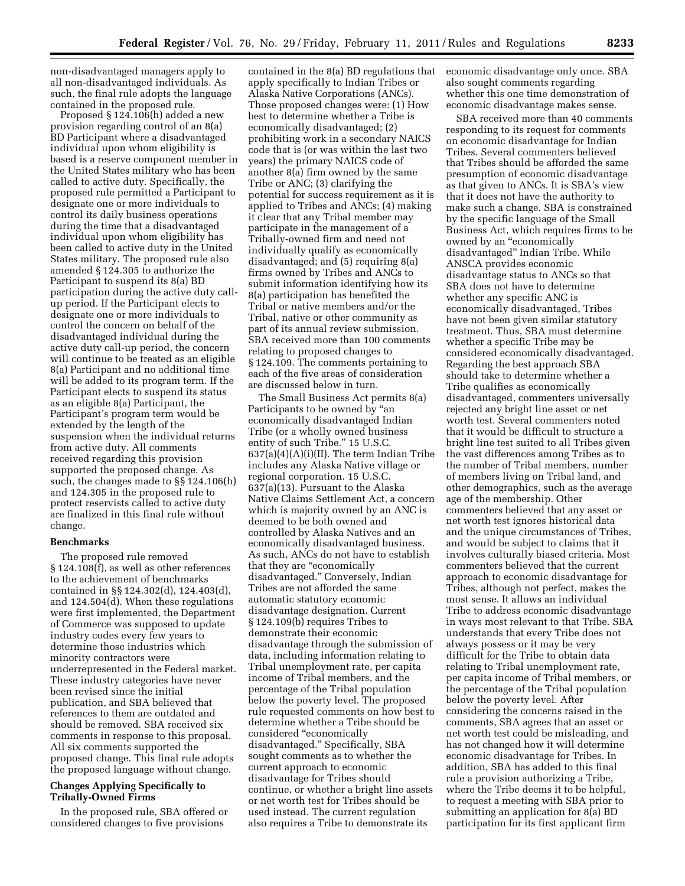non-disadvantaged managers apply to all non-disadvantaged individuals. As such, the final rule adopts the language contained in the proposed rule.

Proposed § 124.106(h) added a new provision regarding control of an 8(a) BD Participant where a disadvantaged individual upon whom eligibility is based is a reserve component member in the United States military who has been called to active duty. Specifically, the proposed rule permitted a Participant to designate one or more individuals to control its daily business operations during the time that a disadvantaged individual upon whom eligibility has been called to active duty in the United States military. The proposed rule also amended § 124.305 to authorize the Participant to suspend its 8(a) BD participation during the active duty call-up period. If the Participant elects to designate one or more individuals to control the concern on behalf of the disadvantaged individual during the active duty call-up period, the concern will continue to be treated as an eligible 8(a) Participant and no additional time will be added to its program term. If the Participant elects to suspend its status as an eligible 8(a) Participant, the Participant's program term would be extended by the length of the suspension when the individual returns from active duty. All comments received regarding this provision supported the proposed change. As such, the changes made to §§ 124.106(h) and 124.305 in the proposed rule to protect reservists called to active duty are finalized in this final rule without change.

**Benchmarks**

The proposed rule removed § 124.108(f), as well as other references to the achievement of benchmarks contained in §§ 124.302(d), 124.403(d), and 124.504(d). When these regulations were first implemented, the Department of Commerce was supposed to update industry codes every few years to determine those industries which minority contractors were underrepresented in the Federal market. These industry categories have never been revised since the initial publication, and SBA believed that references to them are outdated and should be removed. SBA received six comments in response to this proposal. All six comments supported the proposed change. This final rule adopts the proposed language without change.

**Changes Applying Specifically to Tribally-Owned Firms**

In the proposed rule, SBA offered or considered changes to five provisions contained in the 8(a) BD regulations that apply specifically to Indian Tribes or Alaska Native Corporations (ANCs). Those proposed changes were: (1) How best to determine whether a Tribe is economically disadvantaged; (2) prohibiting work in a secondary NAICS code that is (or was within the last two years) the primary NAICS code of another 8(a) firm owned by the same Tribe or ANC; (3) clarifying the potential for success requirement as it is applied to Tribes and ANCs; (4) making it clear that any Tribal member may participate in the management of a Tribally-owned firm and need not individually qualify as economically disadvantaged; and (5) requiring 8(a) firms owned by Tribes and ANCs to submit information identifying how its 8(a) participation has benefited the Tribal or native members and/or the Tribal, native or other community as part of its annual review submission. SBA received more than 100 comments relating to proposed changes to § 124.109. The comments pertaining to each of the five areas of consideration are discussed below in turn.

The Small Business Act permits 8(a) Participants to be owned by "an economically disadvantaged Indian Tribe (or a wholly owned business entity of such Tribe." 15 U.S.C. 637(a)(4)(A)(i)(II). The term Indian Tribe includes any Alaska Native village or regional corporation. 15 U.S.C. 637(a)(13). Pursuant to the Alaska Native Claims Settlement Act, a concern which is majority owned by an ANC is deemed to be both owned and controlled by Alaska Natives and an economically disadvantaged business. As such, ANCs do not have to establish that they are "economically disadvantaged." Conversely, Indian Tribes are not afforded the same automatic statutory economic disadvantage designation. Current § 124.109(b) requires Tribes to demonstrate their economic disadvantage through the submission of data, including information relating to Tribal unemployment rate, per capita income of Tribal members, and the percentage of the Tribal population below the poverty level. The proposed rule requested comments on how best to determine whether a Tribe should be considered "economically disadvantaged." Specifically, SBA sought comments as to whether the current approach to economic disadvantage for Tribes should continue, or whether a bright line assets or net worth test for Tribes should be used instead. The current regulation also requires a Tribe to demonstrate its economic disadvantage only once. SBA also sought comments regarding whether this one time demonstration of economic disadvantage makes sense.

SBA received more than 40 comments responding to its request for comments on economic disadvantage for Indian Tribes. Several commenters believed that Tribes should be afforded the same presumption of economic disadvantage as that given to ANCs. It is SBA's view that it does not have the authority to make such a change. SBA is constrained by the specific language of the Small Business Act, which requires firms to be owned by an "economically disadvantaged" Indian Tribe. While ANSCA provides economic disadvantage status to ANCs so that SBA does not have to determine whether any specific ANC is economically disadvantaged, Tribes have not been given similar statutory treatment. Thus, SBA must determine whether a specific Tribe may be considered economically disadvantaged. Regarding the best approach SBA should take to determine whether a Tribe qualifies as economically disadvantaged, commenters universally rejected any bright line asset or net worth test. Several commenters noted that it would be difficult to structure a bright line test suited to all Tribes given the vast differences among Tribes as to the number of Tribal members, number of members living on Tribal land, and other demographics, such as the average age of the membership. Other commenters believed that any asset or net worth test ignores historical data and the unique circumstances of Tribes, and would be subject to claims that it involves culturally biased criteria. Most commenters believed that the current approach to economic disadvantage for Tribes, although not perfect, makes the most sense. It allows an individual Tribe to address economic disadvantage in ways most relevant to that Tribe. SBA understands that every Tribe does not always possess or it may be very difficult for the Tribe to obtain data relating to Tribal unemployment rate, per capita income of Tribal members, or the percentage of the Tribal population below the poverty level. After considering the concerns raised in the comments, SBA agrees that an asset or net worth test could be misleading, and has not changed how it will determine economic disadvantage for Tribes. In addition, SBA has added to this final rule a provision authorizing a Tribe, where the Tribe deems it to be helpful, to request a meeting with SBA prior to submitting an application for 8(a) BD participation for its first applicant firm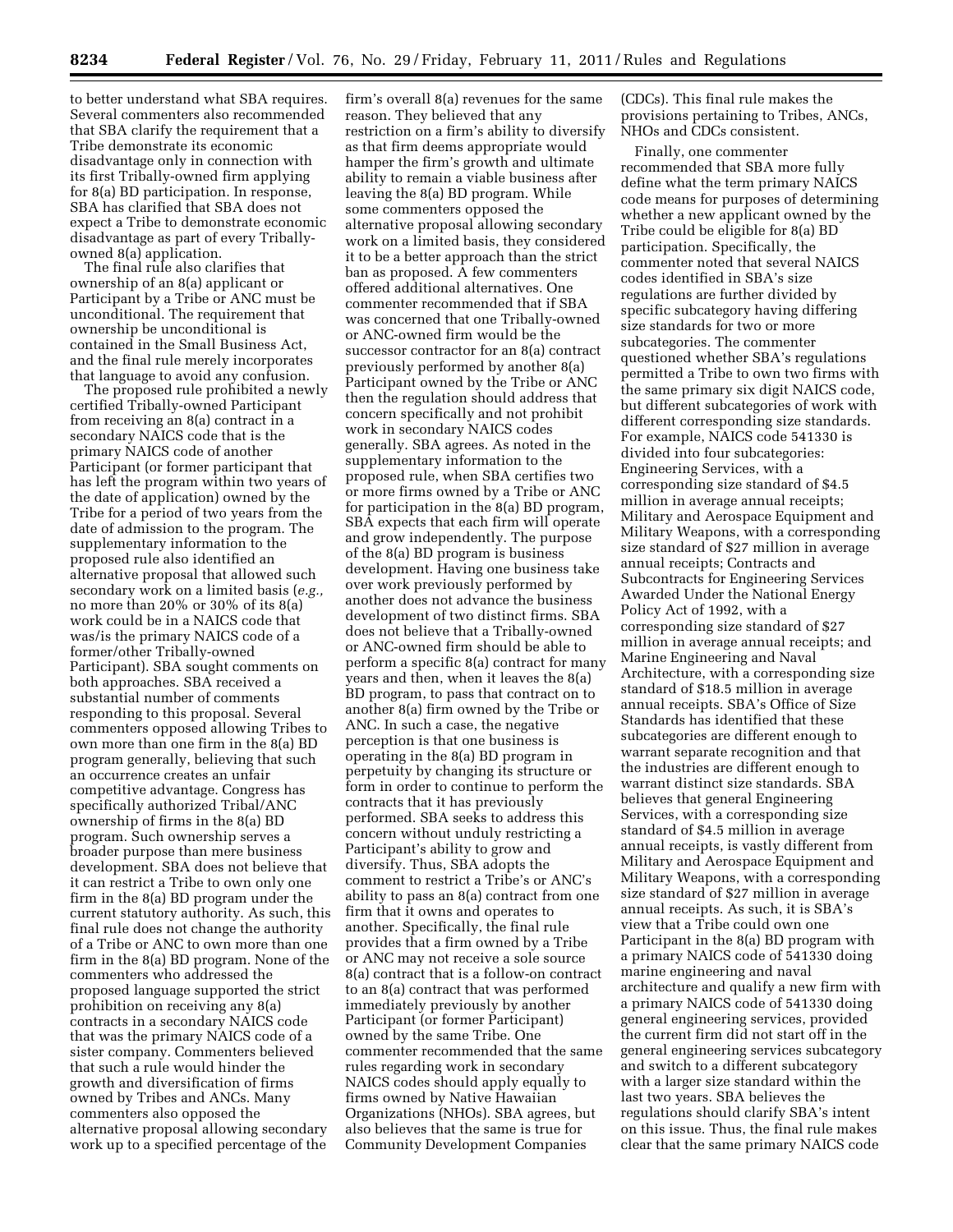to better understand what SBA requires. Several commenters also recommended that SBA clarify the requirement that a Tribe demonstrate its economic disadvantage only in connection with its first Tribally-owned firm applying for 8(a) BD participation. In response, SBA has clarified that SBA does not expect a Tribe to demonstrate economic disadvantage as part of every Tribally-owned 8(a) application.

The final rule also clarifies that ownership of an 8(a) applicant or Participant by a Tribe or ANC must be unconditional. The requirement that ownership be unconditional is contained in the Small Business Act, and the final rule merely incorporates that language to avoid any confusion.

The proposed rule prohibited a newly certified Tribally-owned Participant from receiving an 8(a) contract in a secondary NAICS code that is the primary NAICS code of another Participant (or former participant that has left the program within two years of the date of application) owned by the Tribe for a period of two years from the date of admission to the program. The supplementary information to the proposed rule also identified an alternative proposal that allowed such secondary work on a limited basis (*e.g.,* no more than 20% or 30% of its 8(a) work could be in a NAICS code that was/is the primary NAICS code of a former/other Tribally-owned Participant). SBA sought comments on both approaches. SBA received a substantial number of comments responding to this proposal. Several commenters opposed allowing Tribes to own more than one firm in the 8(a) BD program generally, believing that such an occurrence creates an unfair competitive advantage. Congress has specifically authorized Tribal/ANC ownership of firms in the 8(a) BD program. Such ownership serves a broader purpose than mere business development. SBA does not believe that it can restrict a Tribe to own only one firm in the 8(a) BD program under the current statutory authority. As such, this final rule does not change the authority of a Tribe or ANC to own more than one firm in the 8(a) BD program. None of the commenters who addressed the proposed language supported the strict prohibition on receiving any 8(a) contracts in a secondary NAICS code that was the primary NAICS code of a sister company. Commenters believed that such a rule would hinder the growth and diversification of firms owned by Tribes and ANCs. Many commenters also opposed the alternative proposal allowing secondary work up to a specified percentage of the firm's overall 8(a) revenues for the same reason. They believed that any restriction on a firm's ability to diversify as that firm deems appropriate would hamper the firm's growth and ultimate ability to remain a viable business after leaving the 8(a) BD program. While some commenters opposed the alternative proposal allowing secondary work on a limited basis, they considered it to be a better approach than the strict ban as proposed. A few commenters offered additional alternatives. One commenter recommended that if SBA was concerned that one Tribally-owned or ANC-owned firm would be the successor contractor for an 8(a) contract previously performed by another 8(a) Participant owned by the Tribe or ANC then the regulation should address that concern specifically and not prohibit work in secondary NAICS codes generally. SBA agrees. As noted in the supplementary information to the proposed rule, when SBA certifies two or more firms owned by a Tribe or ANC for participation in the 8(a) BD program, SBA expects that each firm will operate and grow independently. The purpose of the 8(a) BD program is business development. Having one business take over work previously performed by another does not advance the business development of two distinct firms. SBA does not believe that a Tribally-owned or ANC-owned firm should be able to perform a specific 8(a) contract for many years and then, when it leaves the 8(a) BD program, to pass that contract on to another 8(a) firm owned by the Tribe or ANC. In such a case, the negative perception is that one business is operating in the 8(a) BD program in perpetuity by changing its structure or form in order to continue to perform the contracts that it has previously performed. SBA seeks to address this concern without unduly restricting a Participant's ability to grow and diversify. Thus, SBA adopts the comment to restrict a Tribe's or ANC's ability to pass an 8(a) contract from one firm that it owns and operates to another. Specifically, the final rule provides that a firm owned by a Tribe or ANC may not receive a sole source 8(a) contract that is a follow-on contract to an 8(a) contract that was performed immediately previously by another Participant (or former Participant) owned by the same Tribe. One commenter recommended that the same rules regarding work in secondary NAICS codes should apply equally to firms owned by Native Hawaiian Organizations (NHOs). SBA agrees, but also believes that the same is true for Community Development Companies (CDCs). This final rule makes the provisions pertaining to Tribes, ANCs, NHOs and CDCs consistent.

Finally, one commenter recommended that SBA more fully define what the term primary NAICS code means for purposes of determining whether a new applicant owned by the Tribe could be eligible for 8(a) BD participation. Specifically, the commenter noted that several NAICS codes identified in SBA's size regulations are further divided by specific subcategory having differing size standards for two or more subcategories. The commenter questioned whether SBA's regulations permitted a Tribe to own two firms with the same primary six digit NAICS code, but different subcategories of work with different corresponding size standards. For example, NAICS code 541330 is divided into four subcategories: Engineering Services, with a corresponding size standard of $4.5 million in average annual receipts; Military and Aerospace Equipment and Military Weapons, with a corresponding size standard of $27 million in average annual receipts; Contracts and Subcontracts for Engineering Services Awarded Under the National Energy Policy Act of 1992, with a corresponding size standard of $27 million in average annual receipts; and Marine Engineering and Naval Architecture, with a corresponding size standard of $18.5 million in average annual receipts. SBA's Office of Size Standards has identified that these subcategories are different enough to warrant separate recognition and that the industries are different enough to warrant distinct size standards. SBA believes that general Engineering Services, with a corresponding size standard of $4.5 million in average annual receipts, is vastly different from Military and Aerospace Equipment and Military Weapons, with a corresponding size standard of $27 million in average annual receipts. As such, it is SBA's view that a Tribe could own one Participant in the 8(a) BD program with a primary NAICS code of 541330 doing marine engineering and naval architecture and qualify a new firm with a primary NAICS code of 541330 doing general engineering services, provided the current firm did not start off in the general engineering services subcategory and switch to a different subcategory with a larger size standard within the last two years. SBA believes the regulations should clarify SBA's intent on this issue. Thus, the final rule makes clear that the same primary NAICS code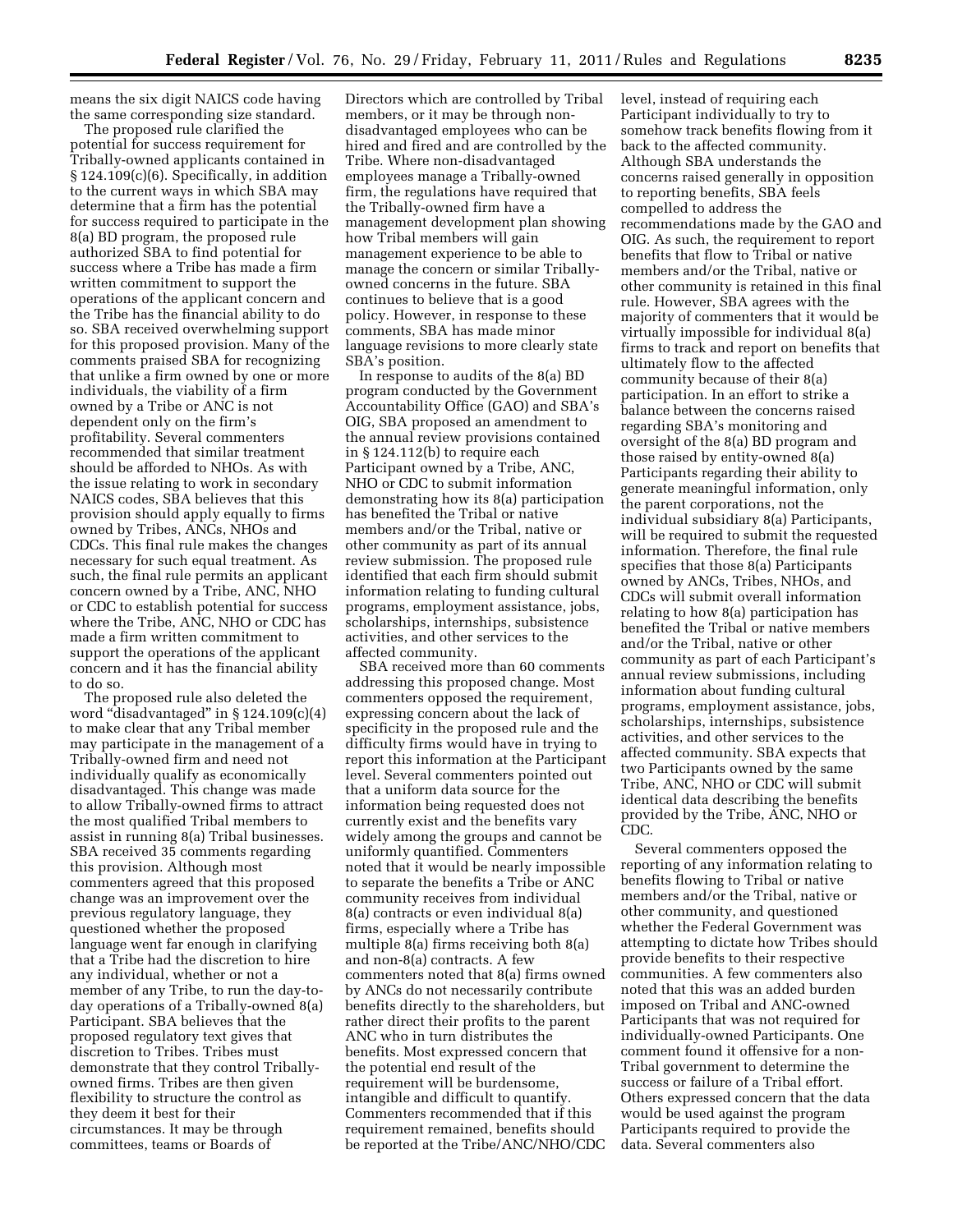means the six digit NAICS code having the same corresponding size standard.

The proposed rule clarified the potential for success requirement for Tribally-owned applicants contained in § 124.109(c)(6). Specifically, in addition to the current ways in which SBA may determine that a firm has the potential for success required to participate in the 8(a) BD program, the proposed rule authorized SBA to find potential for success where a Tribe has made a firm written commitment to support the operations of the applicant concern and the Tribe has the financial ability to do so. SBA received overwhelming support for this proposed provision. Many of the comments praised SBA for recognizing that unlike a firm owned by one or more individuals, the viability of a firm owned by a Tribe or ANC is not dependent only on the firm's profitability. Several commenters recommended that similar treatment should be afforded to NHOs. As with the issue relating to work in secondary NAICS codes, SBA believes that this provision should apply equally to firms owned by Tribes, ANCs, NHOs and CDCs. This final rule makes the changes necessary for such equal treatment. As such, the final rule permits an applicant concern owned by a Tribe, ANC, NHO or CDC to establish potential for success where the Tribe, ANC, NHO or CDC has made a firm written commitment to support the operations of the applicant concern and it has the financial ability to do so.

The proposed rule also deleted the word "disadvantaged" in § 124.109(c)(4) to make clear that any Tribal member may participate in the management of a Tribally-owned firm and need not individually qualify as economically disadvantaged. This change was made to allow Tribally-owned firms to attract the most qualified Tribal members to assist in running 8(a) Tribal businesses. SBA received 35 comments regarding this provision. Although most commenters agreed that this proposed change was an improvement over the previous regulatory language, they questioned whether the proposed language went far enough in clarifying that a Tribe had the discretion to hire any individual, whether or not a member of any Tribe, to run the day-to-day operations of a Tribally-owned 8(a) Participant. SBA believes that the proposed regulatory text gives that discretion to Tribes. Tribes must demonstrate that they control Tribally-owned firms. Tribes are then given flexibility to structure the control as they deem it best for their circumstances. It may be through committees, teams or Boards of Directors which are controlled by Tribal members, or it may be through non-disadvantaged employees who can be hired and fired and are controlled by the Tribe. Where non-disadvantaged employees manage a Tribally-owned firm, the regulations have required that the Tribally-owned firm have a management development plan showing how Tribal members will gain management experience to be able to manage the concern or similar Tribally-owned concerns in the future. SBA continues to believe that is a good policy. However, in response to these comments, SBA has made minor language revisions to more clearly state SBA's position.

In response to audits of the 8(a) BD program conducted by the Government Accountability Office (GAO) and SBA's OIG, SBA proposed an amendment to the annual review provisions contained in § 124.112(b) to require each Participant owned by a Tribe, ANC, NHO or CDC to submit information demonstrating how its 8(a) participation has benefited the Tribal or native members and/or the Tribal, native or other community as part of its annual review submission. The proposed rule identified that each firm should submit information relating to funding cultural programs, employment assistance, jobs, scholarships, internships, subsistence activities, and other services to the affected community.

SBA received more than 60 comments addressing this proposed change. Most commenters opposed the requirement, expressing concern about the lack of specificity in the proposed rule and the difficulty firms would have in trying to report this information at the Participant level. Several commenters pointed out that a uniform data source for the information being requested does not currently exist and the benefits vary widely among the groups and cannot be uniformly quantified. Commenters noted that it would be nearly impossible to separate the benefits a Tribe or ANC community receives from individual 8(a) contracts or even individual 8(a) firms, especially where a Tribe has multiple 8(a) firms receiving both 8(a) and non-8(a) contracts. A few commenters noted that 8(a) firms owned by ANCs do not necessarily contribute benefits directly to the shareholders, but rather direct their profits to the parent ANC who in turn distributes the benefits. Most expressed concern that the potential end result of the requirement will be burdensome, intangible and difficult to quantify. Commenters recommended that if this requirement remained, benefits should be reported at the Tribe/ANC/NHO/CDC level, instead of requiring each Participant individually to try to somehow track benefits flowing from it back to the affected community. Although SBA understands the concerns raised generally in opposition to reporting benefits, SBA feels compelled to address the recommendations made by the GAO and OIG. As such, the requirement to report benefits that flow to Tribal or native members and/or the Tribal, native or other community is retained in this final rule. However, SBA agrees with the majority of commenters that it would be virtually impossible for individual 8(a) firms to track and report on benefits that ultimately flow to the affected community because of their 8(a) participation. In an effort to strike a balance between the concerns raised regarding SBA's monitoring and oversight of the 8(a) BD program and those raised by entity-owned 8(a) Participants regarding their ability to generate meaningful information, only the parent corporations, not the individual subsidiary 8(a) Participants, will be required to submit the requested information. Therefore, the final rule specifies that those 8(a) Participants owned by ANCs, Tribes, NHOs, and CDCs will submit overall information relating to how 8(a) participation has benefited the Tribal or native members and/or the Tribal, native or other community as part of each Participant's annual review submissions, including information about funding cultural programs, employment assistance, jobs, scholarships, internships, subsistence activities, and other services to the affected community. SBA expects that two Participants owned by the same Tribe, ANC, NHO or CDC will submit identical data describing the benefits provided by the Tribe, ANC, NHO or CDC.

Several commenters opposed the reporting of any information relating to benefits flowing to Tribal or native members and/or the Tribal, native or other community, and questioned whether the Federal Government was attempting to dictate how Tribes should provide benefits to their respective communities. A few commenters also noted that this was an added burden imposed on Tribal and ANC-owned Participants that was not required for individually-owned Participants. One comment found it offensive for a non-Tribal government to determine the success or failure of a Tribal effort. Others expressed concern that the data would be used against the program Participants required to provide the data. Several commenters also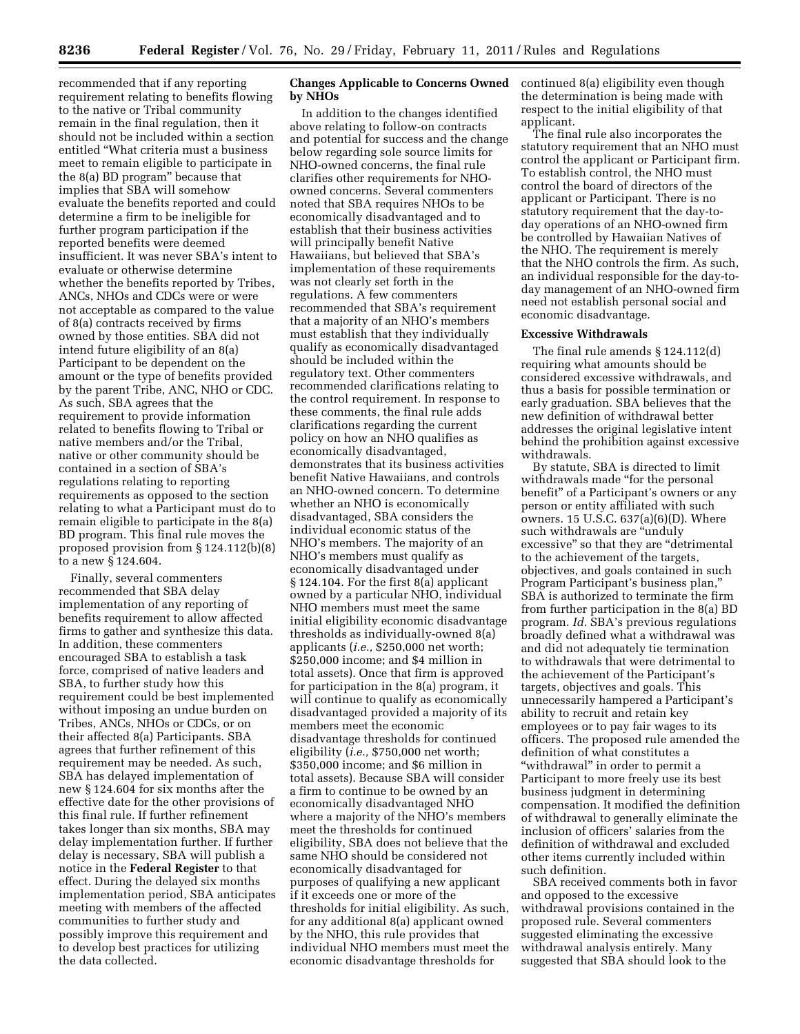recommended that if any reporting requirement relating to benefits flowing to the native or Tribal community remain in the final regulation, then it should not be included within a section entitled "What criteria must a business meet to remain eligible to participate in the 8(a) BD program" because that implies that SBA will somehow evaluate the benefits reported and could determine a firm to be ineligible for further program participation if the reported benefits were deemed insufficient. It was never SBA's intent to evaluate or otherwise determine whether the benefits reported by Tribes, ANCs, NHOs and CDCs were or were not acceptable as compared to the value of 8(a) contracts received by firms owned by those entities. SBA did not intend future eligibility of an 8(a) Participant to be dependent on the amount or the type of benefits provided by the parent Tribe, ANC, NHO or CDC. As such, SBA agrees that the requirement to provide information related to benefits flowing to Tribal or native members and/or the Tribal, native or other community should be contained in a section of SBA's regulations relating to reporting requirements as opposed to the section relating to what a Participant must do to remain eligible to participate in the 8(a) BD program. This final rule moves the proposed provision from § 124.112(b)(8) to a new § 124.604.

Finally, several commenters recommended that SBA delay implementation of any reporting of benefits requirement to allow affected firms to gather and synthesize this data. In addition, these commenters encouraged SBA to establish a task force, comprised of native leaders and SBA, to further study how this requirement could be best implemented without imposing an undue burden on Tribes, ANCs, NHOs or CDCs, or on their affected 8(a) Participants. SBA agrees that further refinement of this requirement may be needed. As such, SBA has delayed implementation of new § 124.604 for six months after the effective date for the other provisions of this final rule. If further refinement takes longer than six months, SBA may delay implementation further. If further delay is necessary, SBA will publish a notice in the **Federal Register** to that effect. During the delayed six months implementation period, SBA anticipates meeting with members of the affected communities to further study and possibly improve this requirement and to develop best practices for utilizing the data collected.

**Changes Applicable to Concerns Owned by NHOs**

In addition to the changes identified above relating to follow-on contracts and potential for success and the change below regarding sole source limits for NHO-owned concerns, the final rule clarifies other requirements for NHO-owned concerns. Several commenters noted that SBA requires NHOs to be economically disadvantaged and to establish that their business activities will principally benefit Native Hawaiians, but believed that SBA's implementation of these requirements was not clearly set forth in the regulations. A few commenters recommended that SBA's requirement that a majority of an NHO's members must establish that they individually qualify as economically disadvantaged should be included within the regulatory text. Other commenters recommended clarifications relating to the control requirement. In response to these comments, the final rule adds clarifications regarding the current policy on how an NHO qualifies as economically disadvantaged, demonstrates that its business activities benefit Native Hawaiians, and controls an NHO-owned concern. To determine whether an NHO is economically disadvantaged, SBA considers the individual economic status of the NHO's members. The majority of an NHO's members must qualify as economically disadvantaged under § 124.104. For the first 8(a) applicant owned by a particular NHO, individual NHO members must meet the same initial eligibility economic disadvantage thresholds as individually-owned 8(a) applicants (*i.e.,* $250,000 net worth; $250,000 income; and $4 million in total assets). Once that firm is approved for participation in the 8(a) program, it will continue to qualify as economically disadvantaged provided a majority of its members meet the economic disadvantage thresholds for continued eligibility (*i.e.,* $750,000 net worth; $350,000 income; and $6 million in total assets). Because SBA will consider a firm to continue to be owned by an economically disadvantaged NHO where a majority of the NHO's members meet the thresholds for continued eligibility, SBA does not believe that the same NHO should be considered not economically disadvantaged for purposes of qualifying a new applicant if it exceeds one or more of the thresholds for initial eligibility. As such, for any additional 8(a) applicant owned by the NHO, this rule provides that individual NHO members must meet the economic disadvantage thresholds for continued 8(a) eligibility even though the determination is being made with respect to the initial eligibility of that applicant.

The final rule also incorporates the statutory requirement that an NHO must control the applicant or Participant firm. To establish control, the NHO must control the board of directors of the applicant or Participant. There is no statutory requirement that the day-to-day operations of an NHO-owned firm be controlled by Hawaiian Natives of the NHO. The requirement is merely that the NHO controls the firm. As such, an individual responsible for the day-to-day management of an NHO-owned firm need not establish personal social and economic disadvantage.

**Excessive Withdrawals**

The final rule amends § 124.112(d) requiring what amounts should be considered excessive withdrawals, and thus a basis for possible termination or early graduation. SBA believes that the new definition of withdrawal better addresses the original legislative intent behind the prohibition against excessive withdrawals.

By statute, SBA is directed to limit withdrawals made "for the personal benefit" of a Participant's owners or any person or entity affiliated with such owners. 15 U.S.C. 637(a)(6)(D). Where such withdrawals are "unduly excessive" so that they are "detrimental to the achievement of the targets, objectives, and goals contained in such Program Participant's business plan," SBA is authorized to terminate the firm from further participation in the 8(a) BD program. *Id.* SBA's previous regulations broadly defined what a withdrawal was and did not adequately tie termination to withdrawals that were detrimental to the achievement of the Participant's targets, objectives and goals. This unnecessarily hampered a Participant's ability to recruit and retain key employees or to pay fair wages to its officers. The proposed rule amended the definition of what constitutes a "withdrawal" in order to permit a Participant to more freely use its best business judgment in determining compensation. It modified the definition of withdrawal to generally eliminate the inclusion of officers' salaries from the definition of withdrawal and excluded other items currently included within such definition.

SBA received comments both in favor and opposed to the excessive withdrawal provisions contained in the proposed rule. Several commenters suggested eliminating the excessive withdrawal analysis entirely. Many suggested that SBA should look to the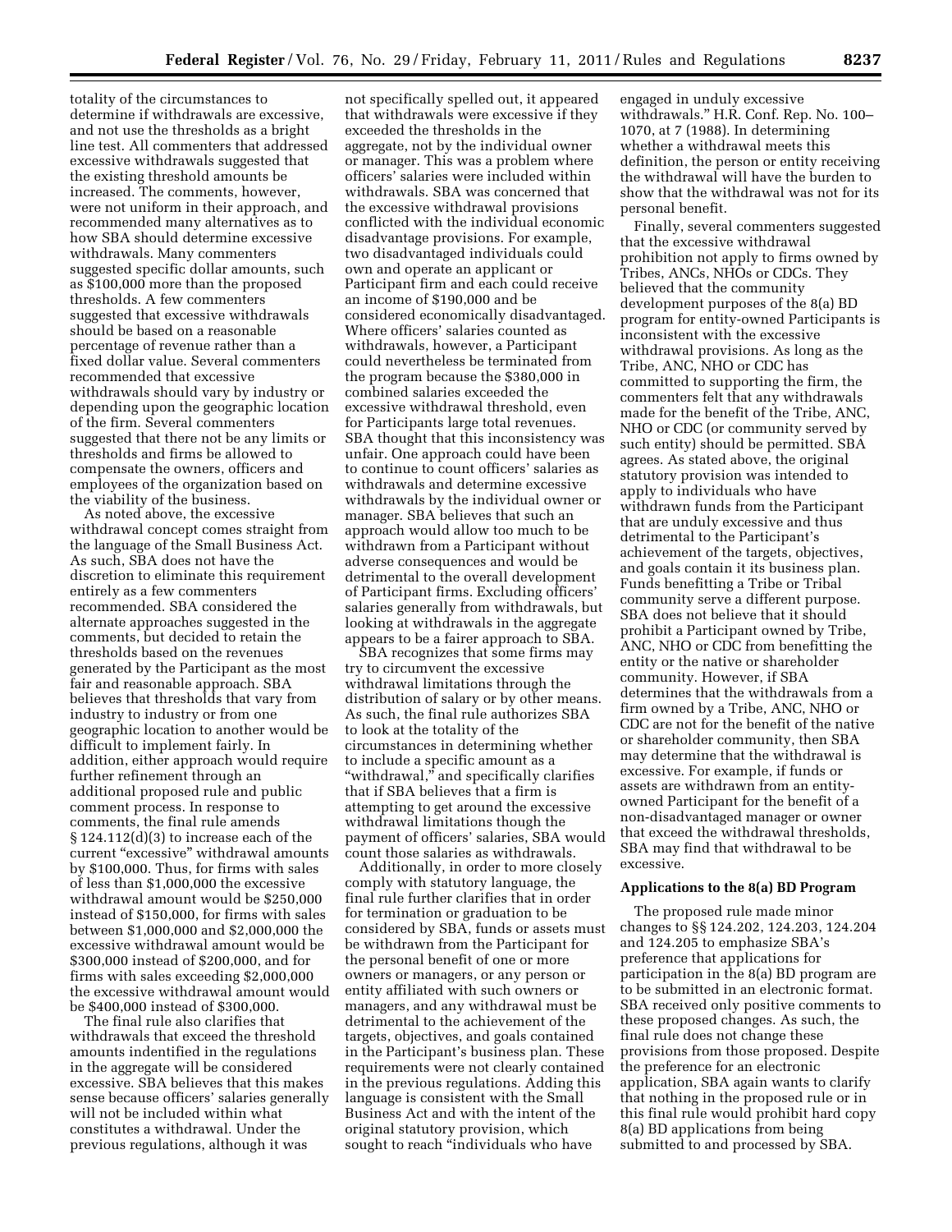totality of the circumstances to determine if withdrawals are excessive, and not use the thresholds as a bright line test. All commenters that addressed excessive withdrawals suggested that the existing threshold amounts be increased. The comments, however, were not uniform in their approach, and recommended many alternatives as to how SBA should determine excessive withdrawals. Many commenters suggested specific dollar amounts, such as $100,000 more than the proposed thresholds. A few commenters suggested that excessive withdrawals should be based on a reasonable percentage of revenue rather than a fixed dollar value. Several commenters recommended that excessive withdrawals should vary by industry or depending upon the geographic location of the firm. Several commenters suggested that there not be any limits or thresholds and firms be allowed to compensate the owners, officers and employees of the organization based on the viability of the business.

As noted above, the excessive withdrawal concept comes straight from the language of the Small Business Act. As such, SBA does not have the discretion to eliminate this requirement entirely as a few commenters recommended. SBA considered the alternate approaches suggested in the comments, but decided to retain the thresholds based on the revenues generated by the Participant as the most fair and reasonable approach. SBA believes that thresholds that vary from industry to industry or from one geographic location to another would be difficult to implement fairly. In addition, either approach would require further refinement through an additional proposed rule and public comment process. In response to comments, the final rule amends § 124.112(d)(3) to increase each of the current "excessive" withdrawal amounts by $100,000. Thus, for firms with sales of less than $1,000,000 the excessive withdrawal amount would be $250,000 instead of $150,000, for firms with sales between $1,000,000 and $2,000,000 the excessive withdrawal amount would be $300,000 instead of $200,000, and for firms with sales exceeding $2,000,000 the excessive withdrawal amount would be $400,000 instead of $300,000.

The final rule also clarifies that withdrawals that exceed the threshold amounts indentified in the regulations in the aggregate will be considered excessive. SBA believes that this makes sense because officers' salaries generally will not be included within what constitutes a withdrawal. Under the previous regulations, although it was not specifically spelled out, it appeared that withdrawals were excessive if they exceeded the thresholds in the aggregate, not by the individual owner or manager. This was a problem where officers' salaries were included within withdrawals. SBA was concerned that the excessive withdrawal provisions conflicted with the individual economic disadvantage provisions. For example, two disadvantaged individuals could own and operate an applicant or Participant firm and each could receive an income of $190,000 and be considered economically disadvantaged. Where officers' salaries counted as withdrawals, however, a Participant could nevertheless be terminated from the program because the $380,000 in combined salaries exceeded the excessive withdrawal threshold, even for Participants large total revenues. SBA thought that this inconsistency was unfair. One approach could have been to continue to count officers' salaries as withdrawals and determine excessive withdrawals by the individual owner or manager. SBA believes that such an approach would allow too much to be withdrawn from a Participant without adverse consequences and would be detrimental to the overall development of Participant firms. Excluding officers' salaries generally from withdrawals, but looking at withdrawals in the aggregate appears to be a fairer approach to SBA.

SBA recognizes that some firms may try to circumvent the excessive withdrawal limitations through the distribution of salary or by other means. As such, the final rule authorizes SBA to look at the totality of the circumstances in determining whether to include a specific amount as a "withdrawal," and specifically clarifies that if SBA believes that a firm is attempting to get around the excessive withdrawal limitations though the payment of officers' salaries, SBA would count those salaries as withdrawals.

Additionally, in order to more closely comply with statutory language, the final rule further clarifies that in order for termination or graduation to be considered by SBA, funds or assets must be withdrawn from the Participant for the personal benefit of one or more owners or managers, or any person or entity affiliated with such owners or managers, and any withdrawal must be detrimental to the achievement of the targets, objectives, and goals contained in the Participant's business plan. These requirements were not clearly contained in the previous regulations. Adding this language is consistent with the Small Business Act and with the intent of the original statutory provision, which sought to reach "individuals who have engaged in unduly excessive withdrawals." H.R. Conf. Rep. No. 100–1070, at 7 (1988). In determining whether a withdrawal meets this definition, the person or entity receiving the withdrawal will have the burden to show that the withdrawal was not for its personal benefit.

Finally, several commenters suggested that the excessive withdrawal prohibition not apply to firms owned by Tribes, ANCs, NHOs or CDCs. They believed that the community development purposes of the 8(a) BD program for entity-owned Participants is inconsistent with the excessive withdrawal provisions. As long as the Tribe, ANC, NHO or CDC has committed to supporting the firm, the commenters felt that any withdrawals made for the benefit of the Tribe, ANC, NHO or CDC (or community served by such entity) should be permitted. SBA agrees. As stated above, the original statutory provision was intended to apply to individuals who have withdrawn funds from the Participant that are unduly excessive and thus detrimental to the Participant's achievement of the targets, objectives, and goals contain it its business plan. Funds benefitting a Tribe or Tribal community serve a different purpose. SBA does not believe that it should prohibit a Participant owned by Tribe, ANC, NHO or CDC from benefitting the entity or the native or shareholder community. However, if SBA determines that the withdrawals from a firm owned by a Tribe, ANC, NHO or CDC are not for the benefit of the native or shareholder community, then SBA may determine that the withdrawal is excessive. For example, if funds or assets are withdrawn from an entity-owned Participant for the benefit of a non-disadvantaged manager or owner that exceed the withdrawal thresholds, SBA may find that withdrawal to be excessive.

## Applications to the 8(a) BD Program

The proposed rule made minor changes to §§ 124.202, 124.203, 124.204 and 124.205 to emphasize SBA's preference that applications for participation in the 8(a) BD program are to be submitted in an electronic format. SBA received only positive comments to these proposed changes. As such, the final rule does not change these provisions from those proposed. Despite the preference for an electronic application, SBA again wants to clarify that nothing in the proposed rule or in this final rule would prohibit hard copy 8(a) BD applications from being submitted to and processed by SBA.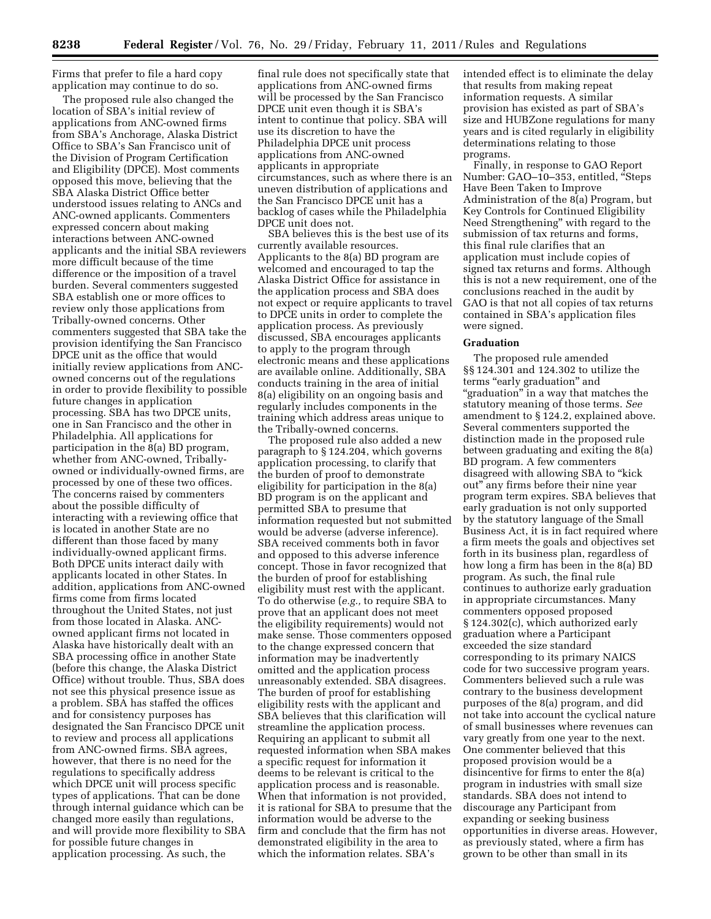Firms that prefer to file a hard copy application may continue to do so.

The proposed rule also changed the location of SBA's initial review of applications from ANC-owned firms from SBA's Anchorage, Alaska District Office to SBA's San Francisco unit of the Division of Program Certification and Eligibility (DPCE). Most comments opposed this move, believing that the SBA Alaska District Office better understood issues relating to ANCs and ANC-owned applicants. Commenters expressed concern about making interactions between ANC-owned applicants and the initial SBA reviewers more difficult because of the time difference or the imposition of a travel burden. Several commenters suggested SBA establish one or more offices to review only those applications from Tribally-owned concerns. Other commenters suggested that SBA take the provision identifying the San Francisco DPCE unit as the office that would initially review applications from ANC-owned concerns out of the regulations in order to provide flexibility to possible future changes in application processing. SBA has two DPCE units, one in San Francisco and the other in Philadelphia. All applications for participation in the 8(a) BD program, whether from ANC-owned, Tribally-owned or individually-owned firms, are processed by one of these two offices. The concerns raised by commenters about the possible difficulty of interacting with a reviewing office that is located in another State are no different than those faced by many individually-owned applicant firms. Both DPCE units interact daily with applicants located in other States. In addition, applications from ANC-owned firms come from firms located throughout the United States, not just from those located in Alaska. ANC-owned applicant firms not located in Alaska have historically dealt with an SBA processing office in another State (before this change, the Alaska District Office) without trouble. Thus, SBA does not see this physical presence issue as a problem. SBA has staffed the offices and for consistency purposes has designated the San Francisco DPCE unit to review and process all applications from ANC-owned firms. SBA agrees, however, that there is no need for the regulations to specifically address which DPCE unit will process specific types of applications. That can be done through internal guidance which can be changed more easily than regulations, and will provide more flexibility to SBA for possible future changes in application processing. As such, the final rule does not specifically state that applications from ANC-owned firms will be processed by the San Francisco DPCE unit even though it is SBA's intent to continue that policy. SBA will use its discretion to have the Philadelphia DPCE unit process applications from ANC-owned applicants in appropriate circumstances, such as where there is an uneven distribution of applications and the San Francisco DPCE unit has a backlog of cases while the Philadelphia DPCE unit does not.

SBA believes this is the best use of its currently available resources. Applicants to the 8(a) BD program are welcomed and encouraged to tap the Alaska District Office for assistance in the application process and SBA does not expect or require applicants to travel to DPCE units in order to complete the application process. As previously discussed, SBA encourages applicants to apply to the program through electronic means and these applications are available online. Additionally, SBA conducts training in the area of initial 8(a) eligibility on an ongoing basis and regularly includes components in the training which address areas unique to the Tribally-owned concerns.

The proposed rule also added a new paragraph to § 124.204, which governs application processing, to clarify that the burden of proof to demonstrate eligibility for participation in the 8(a) BD program is on the applicant and permitted SBA to presume that information requested but not submitted would be adverse (adverse inference). SBA received comments both in favor and opposed to this adverse inference concept. Those in favor recognized that the burden of proof for establishing eligibility must rest with the applicant. To do otherwise (*e.g.,* to require SBA to prove that an applicant does not meet the eligibility requirements) would not make sense. Those commenters opposed to the change expressed concern that information may be inadvertently omitted and the application process unreasonably extended. SBA disagrees. The burden of proof for establishing eligibility rests with the applicant and SBA believes that this clarification will streamline the application process. Requiring an applicant to submit all requested information when SBA makes a specific request for information it deems to be relevant is critical to the application process and is reasonable. When that information is not provided, it is rational for SBA to presume that the information would be adverse to the firm and conclude that the firm has not demonstrated eligibility in the area to which the information relates. SBA's intended effect is to eliminate the delay that results from making repeat information requests. A similar provision has existed as part of SBA's size and HUBZone regulations for many years and is cited regularly in eligibility determinations relating to those programs.

Finally, in response to GAO Report Number: GAO–10–353, entitled, "Steps Have Been Taken to Improve Administration of the 8(a) Program, but Key Controls for Continued Eligibility Need Strengthening" with regard to the submission of tax returns and forms, this final rule clarifies that an application must include copies of signed tax returns and forms. Although this is not a new requirement, one of the conclusions reached in the audit by GAO is that not all copies of tax returns contained in SBA's application files were signed.

### Graduation

The proposed rule amended §§ 124.301 and 124.302 to utilize the terms "early graduation" and "graduation" in a way that matches the statutory meaning of those terms. *See* amendment to § 124.2, explained above. Several commenters supported the distinction made in the proposed rule between graduating and exiting the 8(a) BD program. A few commenters disagreed with allowing SBA to "kick out" any firms before their nine year program term expires. SBA believes that early graduation is not only supported by the statutory language of the Small Business Act, it is in fact required where a firm meets the goals and objectives set forth in its business plan, regardless of how long a firm has been in the 8(a) BD program. As such, the final rule continues to authorize early graduation in appropriate circumstances. Many commenters opposed proposed § 124.302(c), which authorized early graduation where a Participant exceeded the size standard corresponding to its primary NAICS code for two successive program years. Commenters believed such a rule was contrary to the business development purposes of the 8(a) program, and did not take into account the cyclical nature of small businesses where revenues can vary greatly from one year to the next. One commenter believed that this proposed provision would be a disincentive for firms to enter the 8(a) program in industries with small size standards. SBA does not intend to discourage any Participant from expanding or seeking business opportunities in diverse areas. However, as previously stated, where a firm has grown to be other than small in its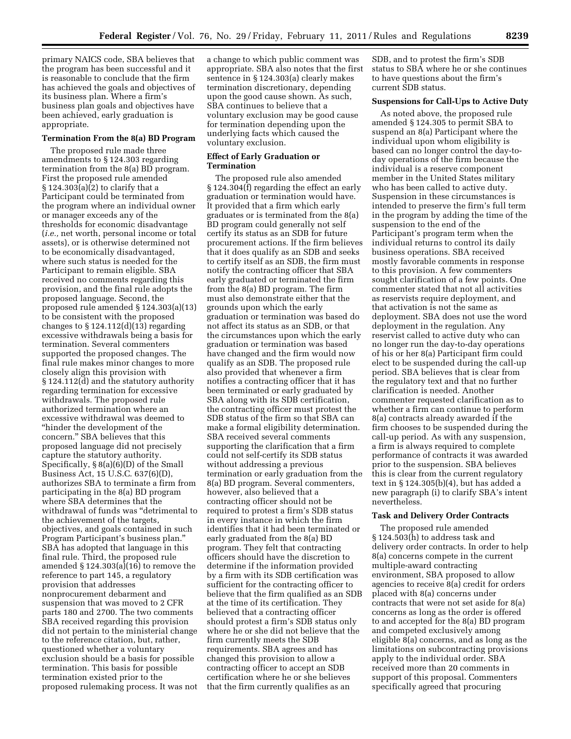primary NAICS code, SBA believes that the program has been successful and it is reasonable to conclude that the firm has achieved the goals and objectives of its business plan. Where a firm's business plan goals and objectives have been achieved, early graduation is appropriate.

**Termination From the 8(a) BD Program**

The proposed rule made three amendments to § 124.303 regarding termination from the 8(a) BD program. First the proposed rule amended § 124.303(a)(2) to clarify that a Participant could be terminated from the program where an individual owner or manager exceeds any of the thresholds for economic disadvantage (*i.e.,* net worth, personal income or total assets), or is otherwise determined not to be economically disadvantaged, where such status is needed for the Participant to remain eligible. SBA received no comments regarding this provision, and the final rule adopts the proposed language. Second, the proposed rule amended § 124.303(a)(13) to be consistent with the proposed changes to § 124.112(d)(13) regarding excessive withdrawals being a basis for termination. Several commenters supported the proposed changes. The final rule makes minor changes to more closely align this provision with § 124.112(d) and the statutory authority regarding termination for excessive withdrawals. The proposed rule authorized termination where an excessive withdrawal was deemed to "hinder the development of the concern." SBA believes that this proposed language did not precisely capture the statutory authority. Specifically, § 8(a)(6)(D) of the Small Business Act, 15 U.S.C. 637(6)(D), authorizes SBA to terminate a firm from participating in the 8(a) BD program where SBA determines that the withdrawal of funds was "detrimental to the achievement of the targets, objectives, and goals contained in such Program Participant's business plan." SBA has adopted that language in this final rule. Third, the proposed rule amended § 124.303(a)(16) to remove the reference to part 145, a regulatory provision that addresses nonprocurement debarment and suspension that was moved to 2 CFR parts 180 and 2700. The two comments SBA received regarding this provision did not pertain to the ministerial change to the reference citation, but, rather, questioned whether a voluntary exclusion should be a basis for possible termination. This basis for possible termination existed prior to the proposed rulemaking process. It was not a change to which public comment was appropriate. SBA also notes that the first sentence in § 124.303(a) clearly makes termination discretionary, depending upon the good cause shown. As such, SBA continues to believe that a voluntary exclusion may be good cause for termination depending upon the underlying facts which caused the voluntary exclusion.

**Effect of Early Graduation or Termination**

The proposed rule also amended § 124.304(f) regarding the effect an early graduation or termination would have. It provided that a firm which early graduates or is terminated from the 8(a) BD program could generally not self certify its status as an SDB for future procurement actions. If the firm believes that it does qualify as an SDB and seeks to certify itself as an SDB, the firm must notify the contracting officer that SBA early graduated or terminated the firm from the 8(a) BD program. The firm must also demonstrate either that the grounds upon which the early graduation or termination was based do not affect its status as an SDB, or that the circumstances upon which the early graduation or termination was based have changed and the firm would now qualify as an SDB. The proposed rule also provided that whenever a firm notifies a contracting officer that it has been terminated or early graduated by SBA along with its SDB certification, the contracting officer must protest the SDB status of the firm so that SBA can make a formal eligibility determination. SBA received several comments supporting the clarification that a firm could not self-certify its SDB status without addressing a previous termination or early graduation from the 8(a) BD program. Several commenters, however, also believed that a contracting officer should not be required to protest a firm's SDB status in every instance in which the firm identifies that it had been terminated or early graduated from the 8(a) BD program. They felt that contracting officers should have the discretion to determine if the information provided by a firm with its SDB certification was sufficient for the contracting officer to believe that the firm qualified as an SDB at the time of its certification. They believed that a contracting officer should protest a firm's SDB status only where he or she did not believe that the firm currently meets the SDB requirements. SBA agrees and has changed this provision to allow a contracting officer to accept an SDB certification where he or she believes that the firm currently qualifies as an SDB, and to protest the firm's SDB status to SBA where he or she continues to have questions about the firm's current SDB status.

**Suspensions for Call-Ups to Active Duty**

As noted above, the proposed rule amended § 124.305 to permit SBA to suspend an 8(a) Participant where the individual upon whom eligibility is based can no longer control the day-to-day operations of the firm because the individual is a reserve component member in the United States military who has been called to active duty. Suspension in these circumstances is intended to preserve the firm's full term in the program by adding the time of the suspension to the end of the Participant's program term when the individual returns to control its daily business operations. SBA received mostly favorable comments in response to this provision. A few commenters sought clarification of a few points. One commenter stated that not all activities as reservists require deployment, and that activation is not the same as deployment. SBA does not use the word deployment in the regulation. Any reservist called to active duty who can no longer run the day-to-day operations of his or her 8(a) Participant firm could elect to be suspended during the call-up period. SBA believes that is clear from the regulatory text and that no further clarification is needed. Another commenter requested clarification as to whether a firm can continue to perform 8(a) contracts already awarded if the firm chooses to be suspended during the call-up period. As with any suspension, a firm is always required to complete performance of contracts it was awarded prior to the suspension. SBA believes this is clear from the current regulatory text in § 124.305(b)(4), but has added a new paragraph (i) to clarify SBA's intent nevertheless.

**Task and Delivery Order Contracts**

The proposed rule amended § 124.503(h) to address task and delivery order contracts. In order to help 8(a) concerns compete in the current multiple-award contracting environment, SBA proposed to allow agencies to receive 8(a) credit for orders placed with 8(a) concerns under contracts that were not set aside for 8(a) concerns as long as the order is offered to and accepted for the 8(a) BD program and competed exclusively among eligible 8(a) concerns, and as long as the limitations on subcontracting provisions apply to the individual order. SBA received more than 20 comments in support of this proposal. Commenters specifically agreed that procuring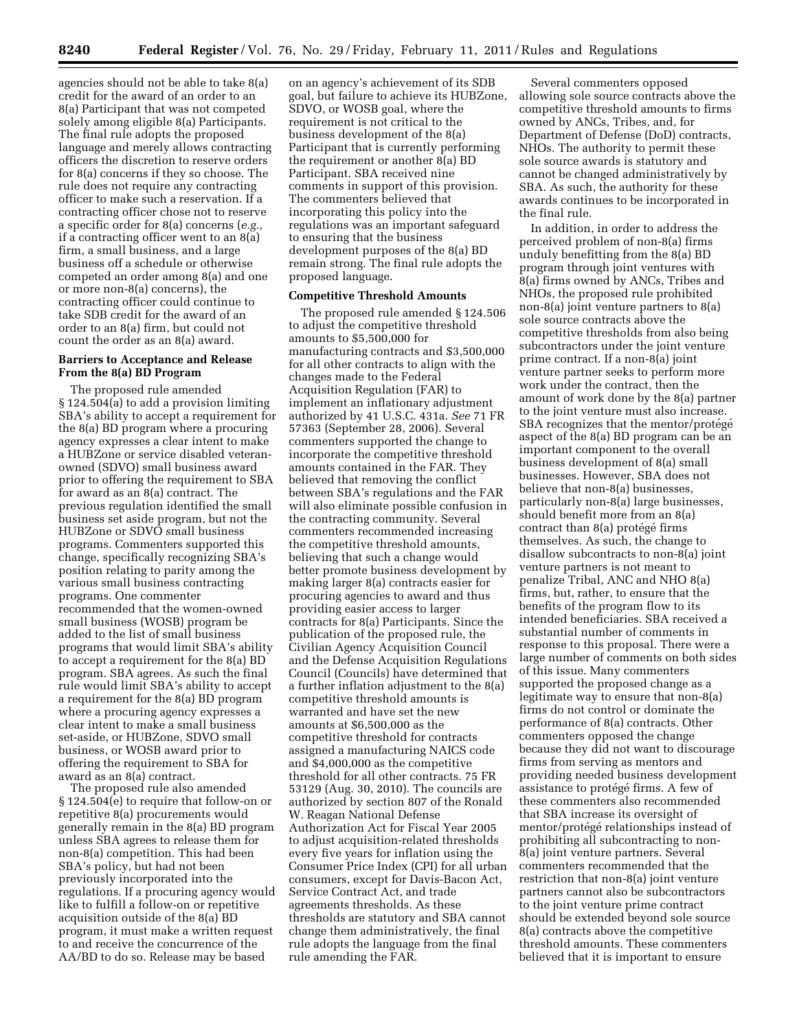agencies should not be able to take 8(a) credit for the award of an order to an 8(a) Participant that was not competed solely among eligible 8(a) Participants. The final rule adopts the proposed language and merely allows contracting officers the discretion to reserve orders for 8(a) concerns if they so choose. The rule does not require any contracting officer to make such a reservation. If a contracting officer chose not to reserve a specific order for 8(a) concerns (*e.g.,* if a contracting officer went to an 8(a) firm, a small business, and a large business off a schedule or otherwise competed an order among 8(a) and one or more non-8(a) concerns), the contracting officer could continue to take SDB credit for the award of an order to an 8(a) firm, but could not count the order as an 8(a) award.

**Barriers to Acceptance and Release From the 8(a) BD Program**

The proposed rule amended § 124.504(a) to add a provision limiting SBA's ability to accept a requirement for the 8(a) BD program where a procuring agency expresses a clear intent to make a HUBZone or service disabled veteran-owned (SDVO) small business award prior to offering the requirement to SBA for award as an 8(a) contract. The previous regulation identified the small business set aside program, but not the HUBZone or SDVO small business programs. Commenters supported this change, specifically recognizing SBA's position relating to parity among the various small business contracting programs. One commenter recommended that the women-owned small business (WOSB) program be added to the list of small business programs that would limit SBA's ability to accept a requirement for the 8(a) BD program. SBA agrees. As such the final rule would limit SBA's ability to accept a requirement for the 8(a) BD program where a procuring agency expresses a clear intent to make a small business set-aside, or HUBZone, SDVO small business, or WOSB award prior to offering the requirement to SBA for award as an 8(a) contract.

The proposed rule also amended § 124.504(e) to require that follow-on or repetitive 8(a) procurements would generally remain in the 8(a) BD program unless SBA agrees to release them for non-8(a) competition. This had been SBA's policy, but had not been previously incorporated into the regulations. If a procuring agency would like to fulfill a follow-on or repetitive acquisition outside of the 8(a) BD program, it must make a written request to and receive the concurrence of the AA/BD to do so. Release may be based on an agency's achievement of its SDB goal, but failure to achieve its HUBZone, SDVO, or WOSB goal, where the requirement is not critical to the business development of the 8(a) Participant that is currently performing the requirement or another 8(a) BD Participant. SBA received nine comments in support of this provision. The commenters believed that incorporating this policy into the regulations was an important safeguard to ensuring that the business development purposes of the 8(a) BD remain strong. The final rule adopts the proposed language.

**Competitive Threshold Amounts**

The proposed rule amended § 124.506 to adjust the competitive threshold amounts to $5,500,000 for manufacturing contracts and $3,500,000 for all other contracts to align with the changes made to the Federal Acquisition Regulation (FAR) to implement an inflationary adjustment authorized by 41 U.S.C. 431a. *See* 71 FR 57363 (September 28, 2006). Several commenters supported the change to incorporate the competitive threshold amounts contained in the FAR. They believed that removing the conflict between SBA's regulations and the FAR will also eliminate possible confusion in the contracting community. Several commenters recommended increasing the competitive threshold amounts, believing that such a change would better promote business development by making larger 8(a) contracts easier for procuring agencies to award and thus providing easier access to larger contracts for 8(a) Participants. Since the publication of the proposed rule, the Civilian Agency Acquisition Council and the Defense Acquisition Regulations Council (Councils) have determined that a further inflation adjustment to the 8(a) competitive threshold amounts is warranted and have set the new amounts at $6,500,000 as the competitive threshold for contracts assigned a manufacturing NAICS code and $4,000,000 as the competitive threshold for all other contracts. 75 FR 53129 (Aug. 30, 2010). The councils are authorized by section 807 of the Ronald W. Reagan National Defense Authorization Act for Fiscal Year 2005 to adjust acquisition-related thresholds every five years for inflation using the Consumer Price Index (CPI) for all urban consumers, except for Davis-Bacon Act, Service Contract Act, and trade agreements thresholds. As these thresholds are statutory and SBA cannot change them administratively, the final rule adopts the language from the final rule amending the FAR.

Several commenters opposed allowing sole source contracts above the competitive threshold amounts to firms owned by ANCs, Tribes, and, for Department of Defense (DoD) contracts, NHOs. The authority to permit these sole source awards is statutory and cannot be changed administratively by SBA. As such, the authority for these awards continues to be incorporated in the final rule.

In addition, in order to address the perceived problem of non-8(a) firms unduly benefitting from the 8(a) BD program through joint ventures with 8(a) firms owned by ANCs, Tribes and NHOs, the proposed rule prohibited non-8(a) joint venture partners to 8(a) sole source contracts above the competitive thresholds from also being subcontractors under the joint venture prime contract. If a non-8(a) joint venture partner seeks to perform more work under the contract, then the amount of work done by the 8(a) partner to the joint venture must also increase. SBA recognizes that the mentor/protégé aspect of the 8(a) BD program can be an important component to the overall business development of 8(a) small businesses. However, SBA does not believe that non-8(a) businesses, particularly non-8(a) large businesses, should benefit more from an 8(a) contract than 8(a) protégé firms themselves. As such, the change to disallow subcontracts to non-8(a) joint venture partners is not meant to penalize Tribal, ANC and NHO 8(a) firms, but, rather, to ensure that the benefits of the program flow to its intended beneficiaries. SBA received a substantial number of comments in response to this proposal. There were a large number of comments on both sides of this issue. Many commenters supported the proposed change as a legitimate way to ensure that non-8(a) firms do not control or dominate the performance of 8(a) contracts. Other commenters opposed the change because they did not want to discourage firms from serving as mentors and providing needed business development assistance to protégé firms. A few of these commenters also recommended that SBA increase its oversight of mentor/protégé relationships instead of prohibiting all subcontracting to non-8(a) joint venture partners. Several commenters recommended that the restriction that non-8(a) joint venture partners cannot also be subcontractors to the joint venture prime contract should be extended beyond sole source 8(a) contracts above the competitive threshold amounts. These commenters believed that it is important to ensure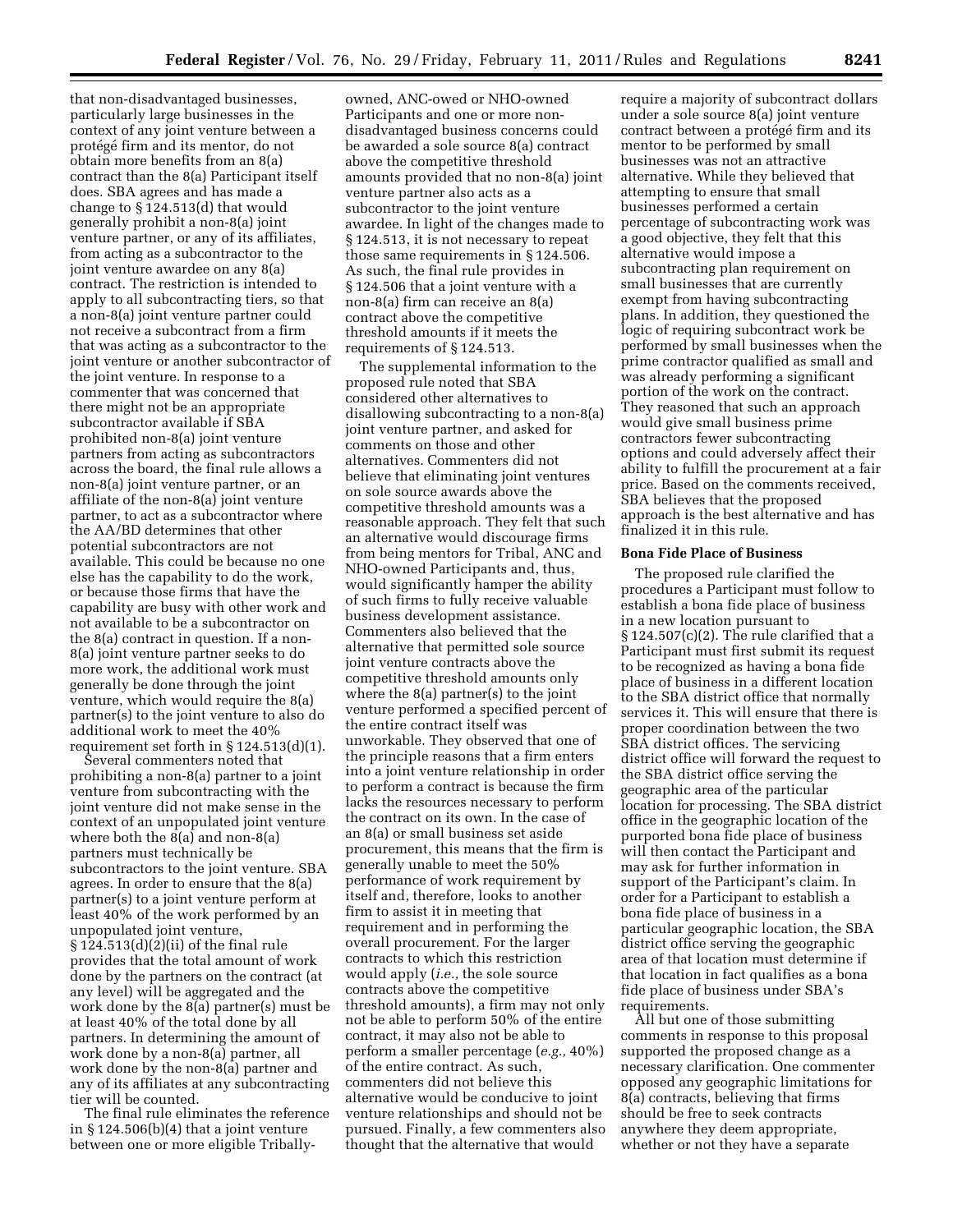that non-disadvantaged businesses, particularly large businesses in the context of any joint venture between a protégé firm and its mentor, do not obtain more benefits from an 8(a) contract than the 8(a) Participant itself does. SBA agrees and has made a change to § 124.513(d) that would generally prohibit a non-8(a) joint venture partner, or any of its affiliates, from acting as a subcontractor to the joint venture awardee on any 8(a) contract. The restriction is intended to apply to all subcontracting tiers, so that a non-8(a) joint venture partner could not receive a subcontract from a firm that was acting as a subcontractor to the joint venture or another subcontractor of the joint venture. In response to a commenter that was concerned that there might not be an appropriate subcontractor available if SBA prohibited non-8(a) joint venture partners from acting as subcontractors across the board, the final rule allows a non-8(a) joint venture partner, or an affiliate of the non-8(a) joint venture partner, to act as a subcontractor where the AA/BD determines that other potential subcontractors are not available. This could be because no one else has the capability to do the work, or because those firms that have the capability are busy with other work and not available to be a subcontractor on the 8(a) contract in question. If a non-8(a) joint venture partner seeks to do more work, the additional work must generally be done through the joint venture, which would require the 8(a) partner(s) to the joint venture to also do additional work to meet the 40% requirement set forth in § 124.513(d)(1).

Several commenters noted that prohibiting a non-8(a) partner to a joint venture from subcontracting with the joint venture did not make sense in the context of an unpopulated joint venture where both the 8(a) and non-8(a) partners must technically be subcontractors to the joint venture. SBA agrees. In order to ensure that the 8(a) partner(s) to a joint venture perform at least 40% of the work performed by an unpopulated joint venture, § 124.513(d)(2)(ii) of the final rule provides that the total amount of work done by the partners on the contract (at any level) will be aggregated and the work done by the 8(a) partner(s) must be at least 40% of the total done by all partners. In determining the amount of work done by a non-8(a) partner, all work done by the non-8(a) partner and any of its affiliates at any subcontracting tier will be counted.

The final rule eliminates the reference in § 124.506(b)(4) that a joint venture between one or more eligible Tribally-owned, ANC-owed or NHO-owned Participants and one or more non-disadvantaged business concerns could be awarded a sole source 8(a) contract above the competitive threshold amounts provided that no non-8(a) joint venture partner also acts as a subcontractor to the joint venture awardee. In light of the changes made to § 124.513, it is not necessary to repeat those same requirements in § 124.506. As such, the final rule provides in § 124.506 that a joint venture with a non-8(a) firm can receive an 8(a) contract above the competitive threshold amounts if it meets the requirements of § 124.513.

The supplemental information to the proposed rule noted that SBA considered other alternatives to disallowing subcontracting to a non-8(a) joint venture partner, and asked for comments on those and other alternatives. Commenters did not believe that eliminating joint ventures on sole source awards above the competitive threshold amounts was a reasonable approach. They felt that such an alternative would discourage firms from being mentors for Tribal, ANC and NHO-owned Participants and, thus, would significantly hamper the ability of such firms to fully receive valuable business development assistance. Commenters also believed that the alternative that permitted sole source joint venture contracts above the competitive threshold amounts only where the 8(a) partner(s) to the joint venture performed a specified percent of the entire contract itself was unworkable. They observed that one of the principle reasons that a firm enters into a joint venture relationship in order to perform a contract is because the firm lacks the resources necessary to perform the contract on its own. In the case of an 8(a) or small business set aside procurement, this means that the firm is generally unable to meet the 50% performance of work requirement by itself and, therefore, looks to another firm to assist it in meeting that requirement and in performing the overall procurement. For the larger contracts to which this restriction would apply (*i.e.,* the sole source contracts above the competitive threshold amounts), a firm may not only not be able to perform 50% of the entire contract, it may also not be able to perform a smaller percentage (*e.g.,* 40%) of the entire contract. As such, commenters did not believe this alternative would be conducive to joint venture relationships and should not be pursued. Finally, a few commenters also thought that the alternative that would require a majority of subcontract dollars under a sole source 8(a) joint venture contract between a protégé firm and its mentor to be performed by small businesses was not an attractive alternative. While they believed that attempting to ensure that small businesses performed a certain percentage of subcontracting work was a good objective, they felt that this alternative would impose a subcontracting plan requirement on small businesses that are currently exempt from having subcontracting plans. In addition, they questioned the logic of requiring subcontract work be performed by small businesses when the prime contractor qualified as small and was already performing a significant portion of the work on the contract. They reasoned that such an approach would give small business prime contractors fewer subcontracting options and could adversely affect their ability to fulfill the procurement at a fair price. Based on the comments received, SBA believes that the proposed approach is the best alternative and has finalized it in this rule.

**Bona Fide Place of Business**

The proposed rule clarified the procedures a Participant must follow to establish a bona fide place of business in a new location pursuant to § 124.507(c)(2). The rule clarified that a Participant must first submit its request to be recognized as having a bona fide place of business in a different location to the SBA district office that normally services it. This will ensure that there is proper coordination between the two SBA district offices. The servicing district office will forward the request to the SBA district office serving the geographic area of the particular location for processing. The SBA district office in the geographic location of the purported bona fide place of business will then contact the Participant and may ask for further information in support of the Participant's claim. In order for a Participant to establish a bona fide place of business in a particular geographic location, the SBA district office serving the geographic area of that location must determine if that location in fact qualifies as a bona fide place of business under SBA's requirements.

All but one of those submitting comments in response to this proposal supported the proposed change as a necessary clarification. One commenter opposed any geographic limitations for 8(a) contracts, believing that firms should be free to seek contracts anywhere they deem appropriate, whether or not they have a separate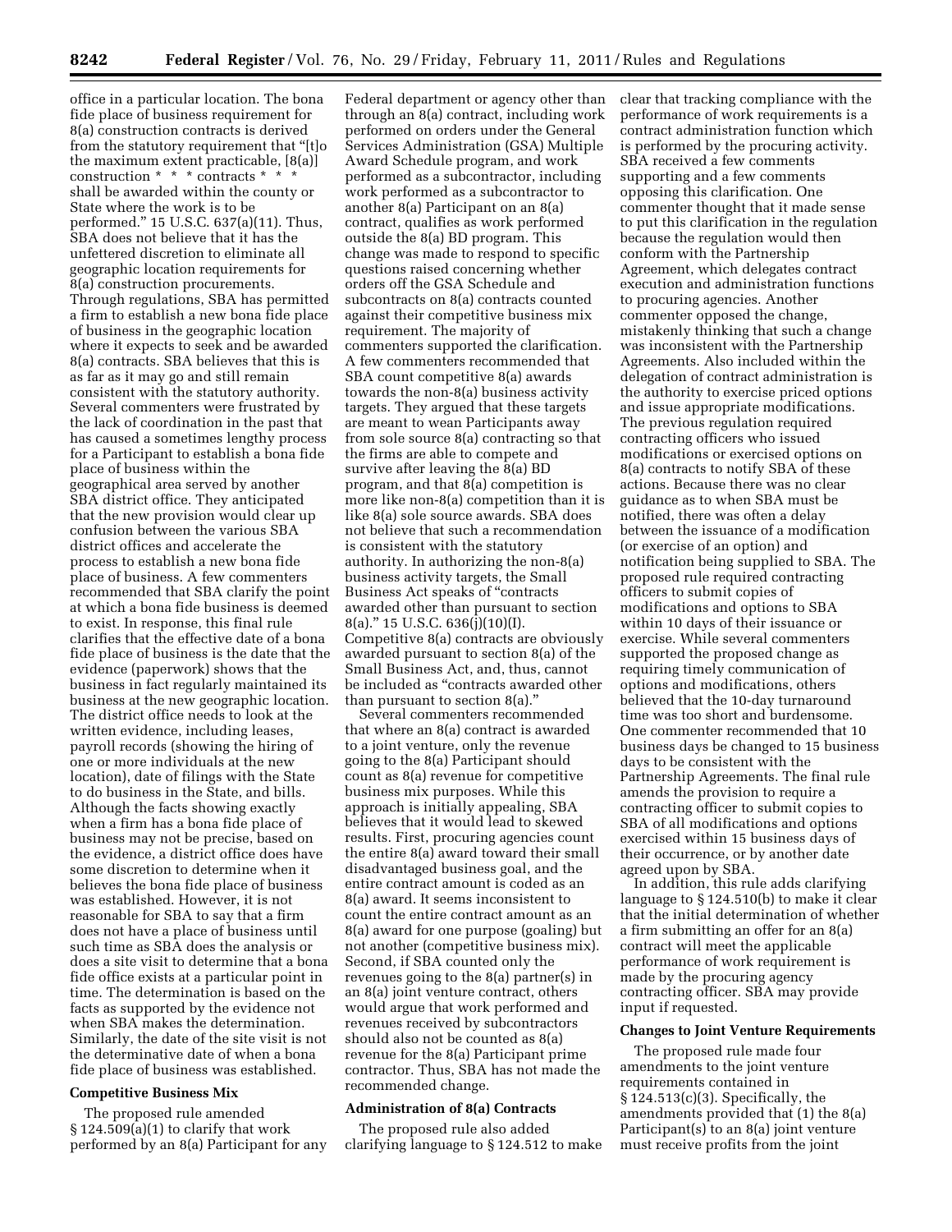office in a particular location. The bona fide place of business requirement for 8(a) construction contracts is derived from the statutory requirement that "[t]o the maximum extent practicable, [8(a)] construction * * * contracts * * * shall be awarded within the county or State where the work is to be performed." 15 U.S.C. 637(a)(11). Thus, SBA does not believe that it has the unfettered discretion to eliminate all geographic location requirements for 8(a) construction procurements. Through regulations, SBA has permitted a firm to establish a new bona fide place of business in the geographic location where it expects to seek and be awarded 8(a) contracts. SBA believes that this is as far as it may go and still remain consistent with the statutory authority. Several commenters were frustrated by the lack of coordination in the past that has caused a sometimes lengthy process for a Participant to establish a bona fide place of business within the geographical area served by another SBA district office. They anticipated that the new provision would clear up confusion between the various SBA district offices and accelerate the process to establish a new bona fide place of business. A few commenters recommended that SBA clarify the point at which a bona fide business is deemed to exist. In response, this final rule clarifies that the effective date of a bona fide place of business is the date that the evidence (paperwork) shows that the business in fact regularly maintained its business at the new geographic location. The district office needs to look at the written evidence, including leases, payroll records (showing the hiring of one or more individuals at the new location), date of filings with the State to do business in the State, and bills. Although the facts showing exactly when a firm has a bona fide place of business may not be precise, based on the evidence, a district office does have some discretion to determine when it believes the bona fide place of business was established. However, it is not reasonable for SBA to say that a firm does not have a place of business until such time as SBA does the analysis or does a site visit to determine that a bona fide office exists at a particular point in time. The determination is based on the facts as supported by the evidence not when SBA makes the determination. Similarly, the date of the site visit is not the determinative date of when a bona fide place of business was established.

**Competitive Business Mix**

The proposed rule amended § 124.509(a)(1) to clarify that work performed by an 8(a) Participant for any Federal department or agency other than through an 8(a) contract, including work performed on orders under the General Services Administration (GSA) Multiple Award Schedule program, and work performed as a subcontractor, including work performed as a subcontractor to another 8(a) Participant on an 8(a) contract, qualifies as work performed outside the 8(a) BD program. This change was made to respond to specific questions raised concerning whether orders off the GSA Schedule and subcontracts on 8(a) contracts counted against their competitive business mix requirement. The majority of commenters supported the clarification. A few commenters recommended that SBA count competitive 8(a) awards towards the non-8(a) business activity targets. They argued that these targets are meant to wean Participants away from sole source 8(a) contracting so that the firms are able to compete and survive after leaving the 8(a) BD program, and that 8(a) competition is more like non-8(a) competition than it is like 8(a) sole source awards. SBA does not believe that such a recommendation is consistent with the statutory authority. In authorizing the non-8(a) business activity targets, the Small Business Act speaks of "contracts awarded other than pursuant to section 8(a)." 15 U.S.C. 636(j)(10)(I). Competitive 8(a) contracts are obviously awarded pursuant to section 8(a) of the Small Business Act, and, thus, cannot be included as "contracts awarded other than pursuant to section 8(a)."

Several commenters recommended that where an 8(a) contract is awarded to a joint venture, only the revenue going to the 8(a) Participant should count as 8(a) revenue for competitive business mix purposes. While this approach is initially appealing, SBA believes that it would lead to skewed results. First, procuring agencies count the entire 8(a) award toward their small disadvantaged business goal, and the entire contract amount is coded as an 8(a) award. It seems inconsistent to count the entire contract amount as an 8(a) award for one purpose (goaling) but not another (competitive business mix). Second, if SBA counted only the revenues going to the 8(a) partner(s) in an 8(a) joint venture contract, others would argue that work performed and revenues received by subcontractors should also not be counted as 8(a) revenue for the 8(a) Participant prime contractor. Thus, SBA has not made the recommended change.

**Administration of 8(a) Contracts**

The proposed rule also added clarifying language to § 124.512 to make clear that tracking compliance with the performance of work requirements is a contract administration function which is performed by the procuring activity. SBA received a few comments supporting and a few comments opposing this clarification. One commenter thought that it made sense to put this clarification in the regulation because the regulation would then conform with the Partnership Agreement, which delegates contract execution and administration functions to procuring agencies. Another commenter opposed the change, mistakenly thinking that such a change was inconsistent with the Partnership Agreements. Also included within the delegation of contract administration is the authority to exercise priced options and issue appropriate modifications. The previous regulation required contracting officers who issued modifications or exercised options on 8(a) contracts to notify SBA of these actions. Because there was no clear guidance as to when SBA must be notified, there was often a delay between the issuance of a modification (or exercise of an option) and notification being supplied to SBA. The proposed rule required contracting officers to submit copies of modifications and options to SBA within 10 days of their issuance or exercise. While several commenters supported the proposed change as requiring timely communication of options and modifications, others believed that the 10-day turnaround time was too short and burdensome. One commenter recommended that 10 business days be changed to 15 business days to be consistent with the Partnership Agreements. The final rule amends the provision to require a contracting officer to submit copies to SBA of all modifications and options exercised within 15 business days of their occurrence, or by another date agreed upon by SBA.

In addition, this rule adds clarifying language to § 124.510(b) to make it clear that the initial determination of whether a firm submitting an offer for an 8(a) contract will meet the applicable performance of work requirement is made by the procuring agency contracting officer. SBA may provide input if requested.

**Changes to Joint Venture Requirements**

The proposed rule made four amendments to the joint venture requirements contained in § 124.513(c)(3). Specifically, the amendments provided that (1) the 8(a) Participant(s) to an 8(a) joint venture must receive profits from the joint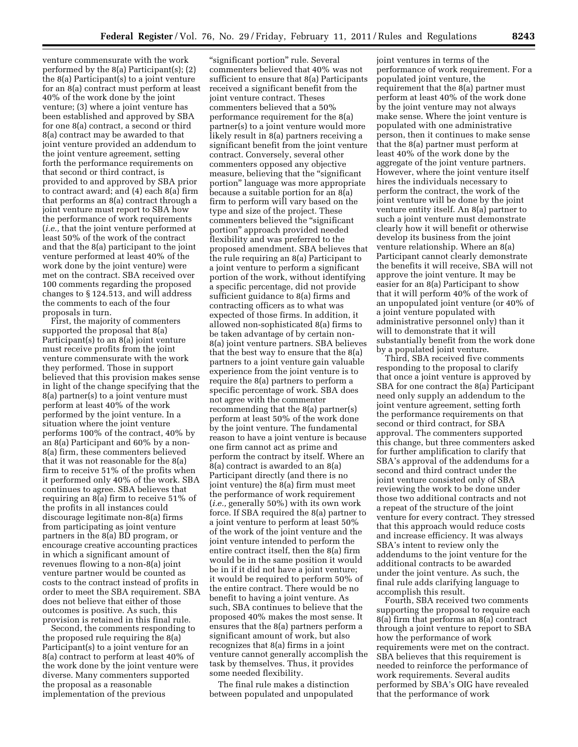venture commensurate with the work performed by the 8(a) Participant(s); (2) the 8(a) Participant(s) to a joint venture for an 8(a) contract must perform at least 40% of the work done by the joint venture; (3) where a joint venture has been established and approved by SBA for one 8(a) contract, a second or third 8(a) contract may be awarded to that joint venture provided an addendum to the joint venture agreement, setting forth the performance requirements on that second or third contract, is provided to and approved by SBA prior to contract award; and (4) each 8(a) firm that performs an 8(a) contract through a joint venture must report to SBA how the performance of work requirements (*i.e.,* that the joint venture performed at least 50% of the work of the contract and that the 8(a) participant to the joint venture performed at least 40% of the work done by the joint venture) were met on the contract. SBA received over 100 comments regarding the proposed changes to § 124.513, and will address the comments to each of the four proposals in turn.

First, the majority of commenters supported the proposal that 8(a) Participant(s) to an 8(a) joint venture must receive profits from the joint venture commensurate with the work they performed. Those in support believed that this provision makes sense in light of the change specifying that the 8(a) partner(s) to a joint venture must perform at least 40% of the work performed by the joint venture. In a situation where the joint venture performs 100% of the contract, 40% by an 8(a) Participant and 60% by a non-8(a) firm, these commenters believed that it was not reasonable for the 8(a) firm to receive 51% of the profits when it performed only 40% of the work. SBA continues to agree. SBA believes that requiring an 8(a) firm to receive 51% of the profits in all instances could discourage legitimate non-8(a) firms from participating as joint venture partners in the 8(a) BD program, or encourage creative accounting practices in which a significant amount of revenues flowing to a non-8(a) joint venture partner would be counted as costs to the contract instead of profits in order to meet the SBA requirement. SBA does not believe that either of those outcomes is positive. As such, this provision is retained in this final rule.

Second, the comments responding to the proposed rule requiring the 8(a) Participant(s) to a joint venture for an 8(a) contract to perform at least 40% of the work done by the joint venture were diverse. Many commenters supported the proposal as a reasonable implementation of the previous "significant portion" rule. Several commenters believed that 40% was not sufficient to ensure that 8(a) Participants received a significant benefit from the joint venture contract. Theses commenters believed that a 50% performance requirement for the 8(a) partner(s) to a joint venture would more likely result in 8(a) partners receiving a significant benefit from the joint venture contract. Conversely, several other commenters opposed any objective measure, believing that the "significant portion" language was more appropriate because a suitable portion for an 8(a) firm to perform will vary based on the type and size of the project. These commenters believed the "significant portion" approach provided needed flexibility and was preferred to the proposed amendment. SBA believes that the rule requiring an 8(a) Participant to a joint venture to perform a significant portion of the work, without identifying a specific percentage, did not provide sufficient guidance to 8(a) firms and contracting officers as to what was expected of those firms. In addition, it allowed non-sophisticated 8(a) firms to be taken advantage of by certain non-8(a) joint venture partners. SBA believes that the best way to ensure that the 8(a) partners to a joint venture gain valuable experience from the joint venture is to require the 8(a) partners to perform a specific percentage of work. SBA does not agree with the commenter recommending that the 8(a) partner(s) perform at least 50% of the work done by the joint venture. The fundamental reason to have a joint venture is because one firm cannot act as prime and perform the contract by itself. Where an 8(a) contract is awarded to an 8(a) Participant directly (and there is no joint venture) the 8(a) firm must meet the performance of work requirement (*i.e.,* generally 50%) with its own work force. If SBA required the 8(a) partner to a joint venture to perform at least 50% of the work of the joint venture and the joint venture intended to perform the entire contract itself, then the 8(a) firm would be in the same position it would be in if it did not have a joint venture; it would be required to perform 50% of the entire contract. There would be no benefit to having a joint venture. As such, SBA continues to believe that the proposed 40% makes the most sense. It ensures that the 8(a) partners perform a significant amount of work, but also recognizes that 8(a) firms in a joint venture cannot generally accomplish the task by themselves. Thus, it provides some needed flexibility.

The final rule makes a distinction between populated and unpopulated joint ventures in terms of the performance of work requirement. For a populated joint venture, the requirement that the 8(a) partner must perform at least 40% of the work done by the joint venture may not always make sense. Where the joint venture is populated with one administrative person, then it continues to make sense that the 8(a) partner must perform at least 40% of the work done by the aggregate of the joint venture partners. However, where the joint venture itself hires the individuals necessary to perform the contract, the work of the joint venture will be done by the joint venture entity itself. An 8(a) partner to such a joint venture must demonstrate clearly how it will benefit or otherwise develop its business from the joint venture relationship. Where an 8(a) Participant cannot clearly demonstrate the benefits it will receive, SBA will not approve the joint venture. It may be easier for an 8(a) Participant to show that it will perform 40% of the work of an unpopulated joint venture (or 40% of a joint venture populated with administrative personnel only) than it will to demonstrate that it will substantially benefit from the work done by a populated joint venture.

Third, SBA received five comments responding to the proposal to clarify that once a joint venture is approved by SBA for one contract the 8(a) Participant need only supply an addendum to the joint venture agreement, setting forth the performance requirements on that second or third contract, for SBA approval. The commenters supported this change, but three commenters asked for further amplification to clarify that SBA's approval of the addendums for a second and third contract under the joint venture consisted only of SBA reviewing the work to be done under those two additional contracts and not a repeat of the structure of the joint venture for every contract. They stressed that this approach would reduce costs and increase efficiency. It was always SBA's intent to review only the addendums to the joint venture for the additional contracts to be awarded under the joint venture. As such, the final rule adds clarifying language to accomplish this result.

Fourth, SBA received two comments supporting the proposal to require each 8(a) firm that performs an 8(a) contract through a joint venture to report to SBA how the performance of work requirements were met on the contract. SBA believes that this requirement is needed to reinforce the performance of work requirements. Several audits performed by SBA's OIG have revealed that the performance of work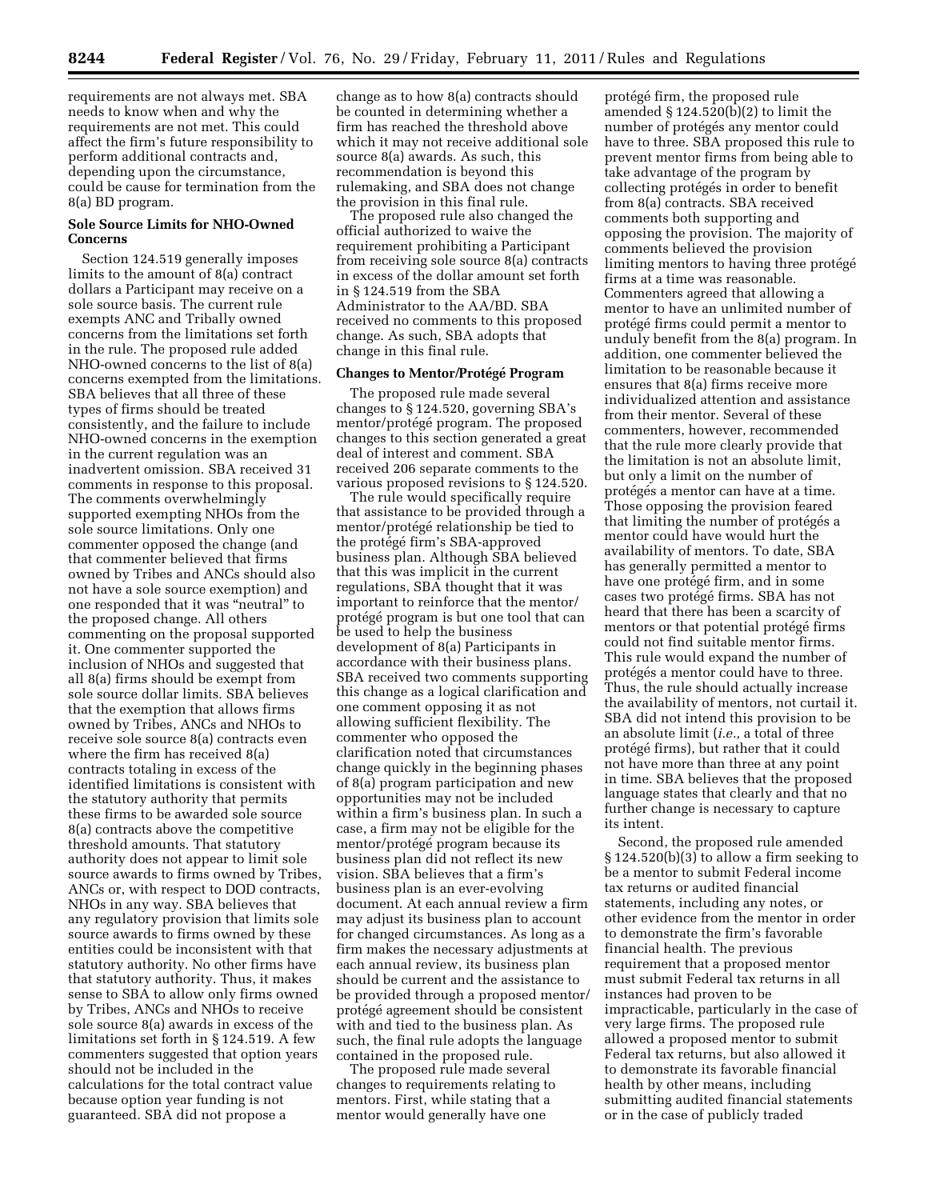requirements are not always met. SBA needs to know when and why the requirements are not met. This could affect the firm's future responsibility to perform additional contracts and, depending upon the circumstance, could be cause for termination from the 8(a) BD program.

**Sole Source Limits for NHO-Owned Concerns**

Section 124.519 generally imposes limits to the amount of 8(a) contract dollars a Participant may receive on a sole source basis. The current rule exempts ANC and Tribally owned concerns from the limitations set forth in the rule. The proposed rule added NHO-owned concerns to the list of 8(a) concerns exempted from the limitations. SBA believes that all three of these types of firms should be treated consistently, and the failure to include NHO-owned concerns in the exemption in the current regulation was an inadvertent omission. SBA received 31 comments in response to this proposal. The comments overwhelmingly supported exempting NHOs from the sole source limitations. Only one commenter opposed the change (and that commenter believed that firms owned by Tribes and ANCs should also not have a sole source exemption) and one responded that it was "neutral" to the proposed change. All others commenting on the proposal supported it. One commenter supported the inclusion of NHOs and suggested that all 8(a) firms should be exempt from sole source dollar limits. SBA believes that the exemption that allows firms owned by Tribes, ANCs and NHOs to receive sole source 8(a) contracts even where the firm has received 8(a) contracts totaling in excess of the identified limitations is consistent with the statutory authority that permits these firms to be awarded sole source 8(a) contracts above the competitive threshold amounts. That statutory authority does not appear to limit sole source awards to firms owned by Tribes, ANCs or, with respect to DOD contracts, NHOs in any way. SBA believes that any regulatory provision that limits sole source awards to firms owned by these entities could be inconsistent with that statutory authority. No other firms have that statutory authority. Thus, it makes sense to SBA to allow only firms owned by Tribes, ANCs and NHOs to receive sole source 8(a) awards in excess of the limitations set forth in § 124.519. A few commenters suggested that option years should not be included in the calculations for the total contract value because option year funding is not guaranteed. SBA did not propose a change as to how 8(a) contracts should be counted in determining whether a firm has reached the threshold above which it may not receive additional sole source 8(a) awards. As such, this recommendation is beyond this rulemaking, and SBA does not change the provision in this final rule.

The proposed rule also changed the official authorized to waive the requirement prohibiting a Participant from receiving sole source 8(a) contracts in excess of the dollar amount set forth in § 124.519 from the SBA Administrator to the AA/BD. SBA received no comments to this proposed change. As such, SBA adopts that change in this final rule.

**Changes to Mentor/Protégé Program**

The proposed rule made several changes to § 124.520, governing SBA's mentor/protégé program. The proposed changes to this section generated a great deal of interest and comment. SBA received 206 separate comments to the various proposed revisions to § 124.520.

The rule would specifically require that assistance to be provided through a mentor/protégé relationship be tied to the protégé firm's SBA-approved business plan. Although SBA believed that this was implicit in the current regulations, SBA thought that it was important to reinforce that the mentor/protégé program is but one tool that can be used to help the business development of 8(a) Participants in accordance with their business plans. SBA received two comments supporting this change as a logical clarification and one comment opposing it as not allowing sufficient flexibility. The commenter who opposed the clarification noted that circumstances change quickly in the beginning phases of 8(a) program participation and new opportunities may not be included within a firm's business plan. In such a case, a firm may not be eligible for the mentor/protégé program because its business plan did not reflect its new vision. SBA believes that a firm's business plan is an ever-evolving document. At each annual review a firm may adjust its business plan to account for changed circumstances. As long as a firm makes the necessary adjustments at each annual review, its business plan should be current and the assistance to be provided through a proposed mentor/protégé agreement should be consistent with and tied to the business plan. As such, the final rule adopts the language contained in the proposed rule.

The proposed rule made several changes to requirements relating to mentors. First, while stating that a mentor would generally have one protégé firm, the proposed rule amended § 124.520(b)(2) to limit the number of protégés any mentor could have to three. SBA proposed this rule to prevent mentor firms from being able to take advantage of the program by collecting protégés in order to benefit from 8(a) contracts. SBA received comments both supporting and opposing the provision. The majority of comments believed the provision limiting mentors to having three protégé firms at a time was reasonable. Commenters agreed that allowing a mentor to have an unlimited number of protégé firms could permit a mentor to unduly benefit from the 8(a) program. In addition, one commenter believed the limitation to be reasonable because it ensures that 8(a) firms receive more individualized attention and assistance from their mentor. Several of these commenters, however, recommended that the rule more clearly provide that the limitation is not an absolute limit, but only a limit on the number of protégés a mentor can have at a time. Those opposing the provision feared that limiting the number of protégés a mentor could have would hurt the availability of mentors. To date, SBA has generally permitted a mentor to have one protégé firm, and in some cases two protégé firms. SBA has not heard that there has been a scarcity of mentors or that potential protégé firms could not find suitable mentor firms. This rule would expand the number of protégés a mentor could have to three. Thus, the rule should actually increase the availability of mentors, not curtail it. SBA did not intend this provision to be an absolute limit (*i.e.,* a total of three protégé firms), but rather that it could not have more than three at any point in time. SBA believes that the proposed language states that clearly and that no further change is necessary to capture its intent.

Second, the proposed rule amended § 124.520(b)(3) to allow a firm seeking to be a mentor to submit Federal income tax returns or audited financial statements, including any notes, or other evidence from the mentor in order to demonstrate the firm's favorable financial health. The previous requirement that a proposed mentor must submit Federal tax returns in all instances had proven to be impracticable, particularly in the case of very large firms. The proposed rule allowed a proposed mentor to submit Federal tax returns, but also allowed it to demonstrate its favorable financial health by other means, including submitting audited financial statements or in the case of publicly traded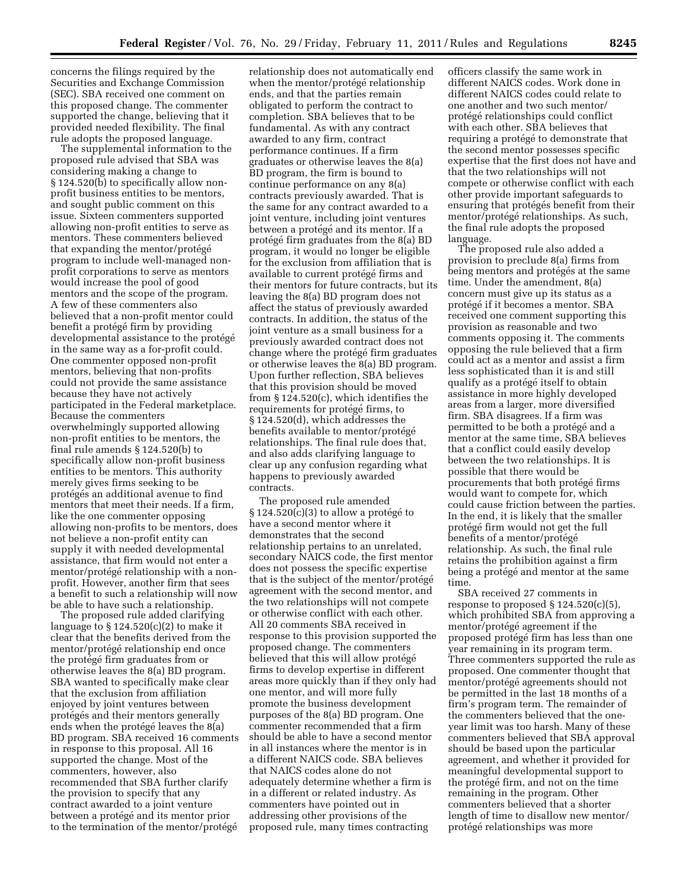concerns the filings required by the Securities and Exchange Commission (SEC). SBA received one comment on this proposed change. The commenter supported the change, believing that it provided needed flexibility. The final rule adopts the proposed language.

The supplemental information to the proposed rule advised that SBA was considering making a change to § 124.520(b) to specifically allow non-profit business entities to be mentors, and sought public comment on this issue. Sixteen commenters supported allowing non-profit entities to serve as mentors. These commenters believed that expanding the mentor/protégé program to include well-managed non-profit corporations to serve as mentors would increase the pool of good mentors and the scope of the program. A few of these commenters also believed that a non-profit mentor could benefit a protégé firm by providing developmental assistance to the protégé in the same way as a for-profit could. One commenter opposed non-profit mentors, believing that non-profits could not provide the same assistance because they have not actively participated in the Federal marketplace. Because the commenters overwhelmingly supported allowing non-profit entities to be mentors, the final rule amends § 124.520(b) to specifically allow non-profit business entities to be mentors. This authority merely gives firms seeking to be protégés an additional avenue to find mentors that meet their needs. If a firm, like the one commenter opposing allowing non-profits to be mentors, does not believe a non-profit entity can supply it with needed developmental assistance, that firm would not enter a mentor/protégé relationship with a non-profit. However, another firm that sees a benefit to such a relationship will now be able to have such a relationship.

The proposed rule added clarifying language to § 124.520(c)(2) to make it clear that the benefits derived from the mentor/protégé relationship end once the protégé firm graduates from or otherwise leaves the 8(a) BD program. SBA wanted to specifically make clear that the exclusion from affiliation enjoyed by joint ventures between protégés and their mentors generally ends when the protégé leaves the 8(a) BD program. SBA received 16 comments in response to this proposal. All 16 supported the change. Most of the commenters, however, also recommended that SBA further clarify the provision to specify that any contract awarded to a joint venture between a protégé and its mentor prior to the termination of the mentor/protégé relationship does not automatically end when the mentor/protégé relationship ends, and that the parties remain obligated to perform the contract to completion. SBA believes that to be fundamental. As with any contract awarded to any firm, contract performance continues. If a firm graduates or otherwise leaves the 8(a) BD program, the firm is bound to continue performance on any 8(a) contracts previously awarded. That is the same for any contract awarded to a joint venture, including joint ventures between a protégé and its mentor. If a protégé firm graduates from the 8(a) BD program, it would no longer be eligible for the exclusion from affiliation that is available to current protégé firms and their mentors for future contracts, but its leaving the 8(a) BD program does not affect the status of previously awarded contracts. In addition, the status of the joint venture as a small business for a previously awarded contract does not change where the protégé firm graduates or otherwise leaves the 8(a) BD program. Upon further reflection, SBA believes that this provision should be moved from § 124.520(c), which identifies the requirements for protégé firms, to § 124.520(d), which addresses the benefits available to mentor/protégé relationships. The final rule does that, and also adds clarifying language to clear up any confusion regarding what happens to previously awarded contracts.

The proposed rule amended § 124.520(c)(3) to allow a protégé to have a second mentor where it demonstrates that the second relationship pertains to an unrelated, secondary NAICS code, the first mentor does not possess the specific expertise that is the subject of the mentor/protégé agreement with the second mentor, and the two relationships will not compete or otherwise conflict with each other. All 20 comments SBA received in response to this provision supported the proposed change. The commenters believed that this will allow protégé firms to develop expertise in different areas more quickly than if they only had one mentor, and will more fully promote the business development purposes of the 8(a) BD program. One commenter recommended that a firm should be able to have a second mentor in all instances where the mentor is in a different NAICS code. SBA believes that NAICS codes alone do not adequately determine whether a firm is in a different or related industry. As commenters have pointed out in addressing other provisions of the proposed rule, many times contracting officers classify the same work in different NAICS codes. Work done in different NAICS codes could relate to one another and two such mentor/protégé relationships could conflict with each other. SBA believes that requiring a protégé to demonstrate that the second mentor possesses specific expertise that the first does not have and that the two relationships will not compete or otherwise conflict with each other provide important safeguards to ensuring that protégés benefit from their mentor/protégé relationships. As such, the final rule adopts the proposed language.

The proposed rule also added a provision to preclude 8(a) firms from being mentors and protégés at the same time. Under the amendment, 8(a) concern must give up its status as a protégé if it becomes a mentor. SBA received one comment supporting this provision as reasonable and two comments opposing it. The comments opposing the rule believed that a firm could act as a mentor and assist a firm less sophisticated than it is and still qualify as a protégé itself to obtain assistance in more highly developed areas from a larger, more diversified firm. SBA disagrees. If a firm was permitted to be both a protégé and a mentor at the same time, SBA believes that a conflict could easily develop between the two relationships. It is possible that there would be procurements that both protégé firms would want to compete for, which could cause friction between the parties. In the end, it is likely that the smaller protégé firm would not get the full benefits of a mentor/protégé relationship. As such, the final rule retains the prohibition against a firm being a protégé and mentor at the same time.

SBA received 27 comments in response to proposed § 124.520(c)(5), which prohibited SBA from approving a mentor/protégé agreement if the proposed protégé firm has less than one year remaining in its program term. Three commenters supported the rule as proposed. One commenter thought that mentor/protégé agreements should not be permitted in the last 18 months of a firm's program term. The remainder of the commenters believed that the one-year limit was too harsh. Many of these commenters believed that SBA approval should be based upon the particular agreement, and whether it provided for meaningful developmental support to the protégé firm, and not on the time remaining in the program. Other commenters believed that a shorter length of time to disallow new mentor/protégé relationships was more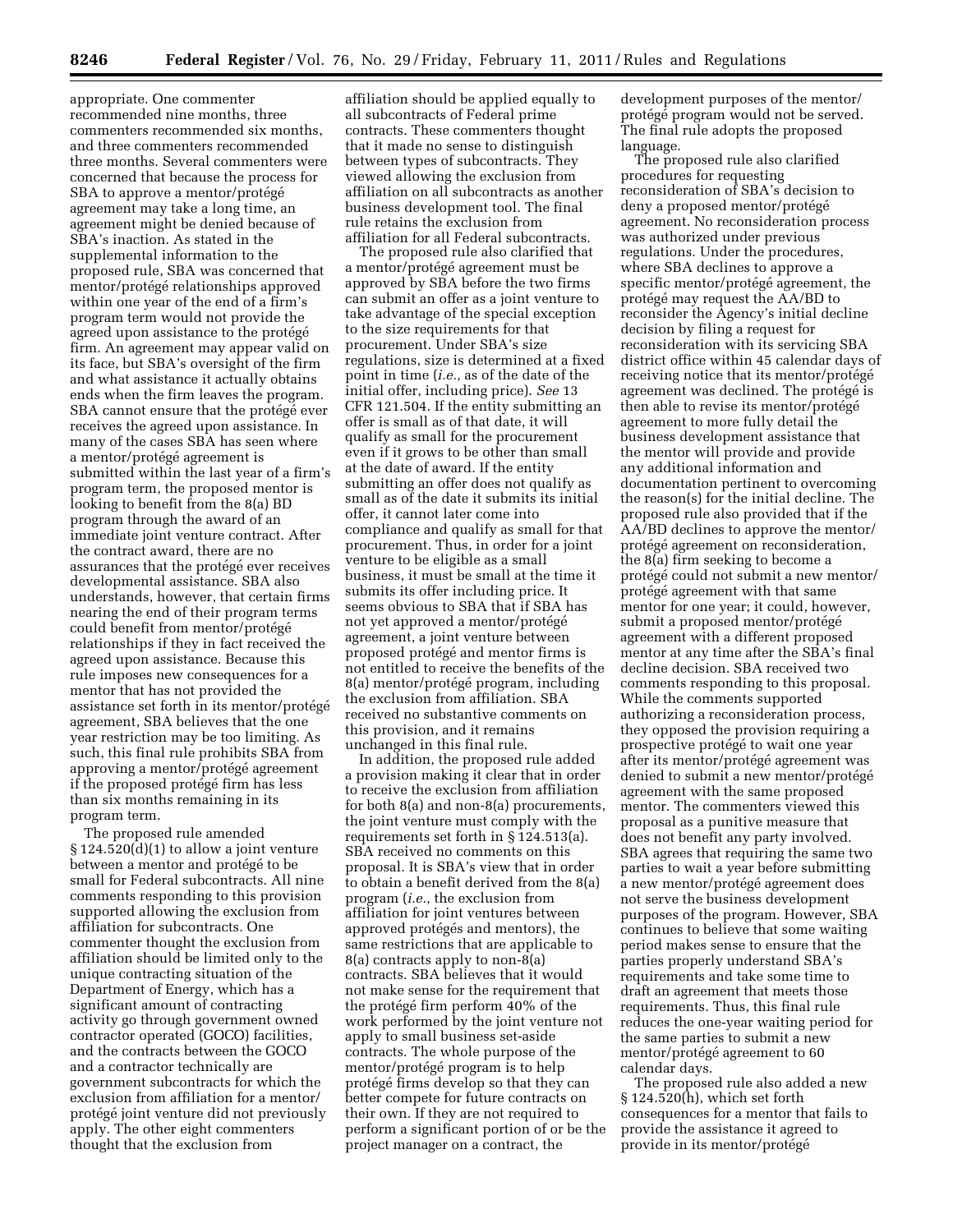appropriate. One commenter recommended nine months, three commenters recommended six months, and three commenters recommended three months. Several commenters were concerned that because the process for SBA to approve a mentor/protégé agreement may take a long time, an agreement might be denied because of SBA's inaction. As stated in the supplemental information to the proposed rule, SBA was concerned that mentor/protégé relationships approved within one year of the end of a firm's program term would not provide the agreed upon assistance to the protégé firm. An agreement may appear valid on its face, but SBA's oversight of the firm and what assistance it actually obtains ends when the firm leaves the program. SBA cannot ensure that the protégé ever receives the agreed upon assistance. In many of the cases SBA has seen where a mentor/protégé agreement is submitted within the last year of a firm's program term, the proposed mentor is looking to benefit from the 8(a) BD program through the award of an immediate joint venture contract. After the contract award, there are no assurances that the protégé ever receives developmental assistance. SBA also understands, however, that certain firms nearing the end of their program terms could benefit from mentor/protégé relationships if they in fact received the agreed upon assistance. Because this rule imposes new consequences for a mentor that has not provided the assistance set forth in its mentor/protégé agreement, SBA believes that the one year restriction may be too limiting. As such, this final rule prohibits SBA from approving a mentor/protégé agreement if the proposed protégé firm has less than six months remaining in its program term.

The proposed rule amended § 124.520(d)(1) to allow a joint venture between a mentor and protégé to be small for Federal subcontracts. All nine comments responding to this provision supported allowing the exclusion from affiliation for subcontracts. One commenter thought the exclusion from affiliation should be limited only to the unique contracting situation of the Department of Energy, which has a significant amount of contracting activity go through government owned contractor operated (GOCO) facilities, and the contracts between the GOCO and a contractor technically are government subcontracts for which the exclusion from affiliation for a mentor/protégé joint venture did not previously apply. The other eight commenters thought that the exclusion from affiliation should be applied equally to all subcontracts of Federal prime contracts. These commenters thought that it made no sense to distinguish between types of subcontracts. They viewed allowing the exclusion from affiliation on all subcontracts as another business development tool. The final rule retains the exclusion from affiliation for all Federal subcontracts.

The proposed rule also clarified that a mentor/protégé agreement must be approved by SBA before the two firms can submit an offer as a joint venture to take advantage of the special exception to the size requirements for that procurement. Under SBA's size regulations, size is determined at a fixed point in time (*i.e.,* as of the date of the initial offer, including price). *See* 13 CFR 121.504. If the entity submitting an offer is small as of that date, it will qualify as small for the procurement even if it grows to be other than small at the date of award. If the entity submitting an offer does not qualify as small as of the date it submits its initial offer, it cannot later come into compliance and qualify as small for that procurement. Thus, in order for a joint venture to be eligible as a small business, it must be small at the time it submits its offer including price. It seems obvious to SBA that if SBA has not yet approved a mentor/protégé agreement, a joint venture between proposed protégé and mentor firms is not entitled to receive the benefits of the 8(a) mentor/protégé program, including the exclusion from affiliation. SBA received no substantive comments on this provision, and it remains unchanged in this final rule.

In addition, the proposed rule added a provision making it clear that in order to receive the exclusion from affiliation for both 8(a) and non-8(a) procurements, the joint venture must comply with the requirements set forth in § 124.513(a). SBA received no comments on this proposal. It is SBA's view that in order to obtain a benefit derived from the 8(a) program (*i.e.,* the exclusion from affiliation for joint ventures between approved protégés and mentors), the same restrictions that are applicable to 8(a) contracts apply to non-8(a) contracts. SBA believes that it would not make sense for the requirement that the protégé firm perform 40% of the work performed by the joint venture not apply to small business set-aside contracts. The whole purpose of the mentor/protégé program is to help protégé firms develop so that they can better compete for future contracts on their own. If they are not required to perform a significant portion of or be the project manager on a contract, the development purposes of the mentor/protégé program would not be served. The final rule adopts the proposed language.

The proposed rule also clarified procedures for requesting reconsideration of SBA's decision to deny a proposed mentor/protégé agreement. No reconsideration process was authorized under previous regulations. Under the procedures, where SBA declines to approve a specific mentor/protégé agreement, the protégé may request the AA/BD to reconsider the Agency's initial decline decision by filing a request for reconsideration with its servicing SBA district office within 45 calendar days of receiving notice that its mentor/protégé agreement was declined. The protégé is then able to revise its mentor/protégé agreement to more fully detail the business development assistance that the mentor will provide and provide any additional information and documentation pertinent to overcoming the reason(s) for the initial decline. The proposed rule also provided that if the AA/BD declines to approve the mentor/protégé agreement on reconsideration, the 8(a) firm seeking to become a protégé could not submit a new mentor/protégé agreement with that same mentor for one year; it could, however, submit a proposed mentor/protégé agreement with a different proposed mentor at any time after the SBA's final decline decision. SBA received two comments responding to this proposal. While the comments supported authorizing a reconsideration process, they opposed the provision requiring a prospective protégé to wait one year after its mentor/protégé agreement was denied to submit a new mentor/protégé agreement with the same proposed mentor. The commenters viewed this proposal as a punitive measure that does not benefit any party involved. SBA agrees that requiring the same two parties to wait a year before submitting a new mentor/protégé agreement does not serve the business development purposes of the program. However, SBA continues to believe that some waiting period makes sense to ensure that the parties properly understand SBA's requirements and take some time to draft an agreement that meets those requirements. Thus, this final rule reduces the one-year waiting period for the same parties to submit a new mentor/protégé agreement to 60 calendar days.

The proposed rule also added a new § 124.520(h), which set forth consequences for a mentor that fails to provide the assistance it agreed to provide in its mentor/protégé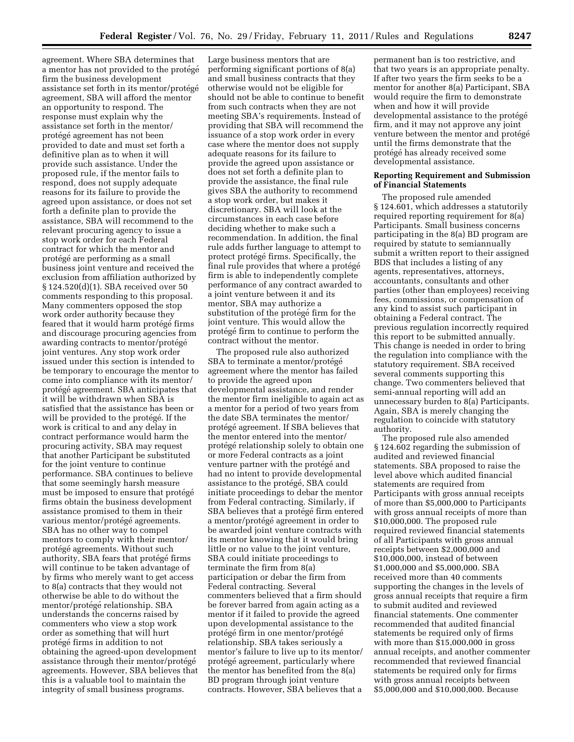agreement. Where SBA determines that a mentor has not provided to the protégé firm the business development assistance set forth in its mentor/protégé agreement, SBA will afford the mentor an opportunity to respond. The response must explain why the assistance set forth in the mentor/protégé agreement has not been provided to date and must set forth a definitive plan as to when it will provide such assistance. Under the proposed rule, if the mentor fails to respond, does not supply adequate reasons for its failure to provide the agreed upon assistance, or does not set forth a definite plan to provide the assistance, SBA will recommend to the relevant procuring agency to issue a stop work order for each Federal contract for which the mentor and protégé are performing as a small business joint venture and received the exclusion from affiliation authorized by § 124.520(d)(1). SBA received over 50 comments responding to this proposal. Many commenters opposed the stop work order authority because they feared that it would harm protégé firms and discourage procuring agencies from awarding contracts to mentor/protégé joint ventures. Any stop work order issued under this section is intended to be temporary to encourage the mentor to come into compliance with its mentor/protégé agreement. SBA anticipates that it will be withdrawn when SBA is satisfied that the assistance has been or will be provided to the protégé. If the work is critical to and any delay in contract performance would harm the procuring activity, SBA may request that another Participant be substituted for the joint venture to continue performance. SBA continues to believe that some seemingly harsh measure must be imposed to ensure that protégé firms obtain the business development assistance promised to them in their various mentor/protégé agreements. SBA has no other way to compel mentors to comply with their mentor/protégé agreements. Without such authority, SBA fears that protégé firms will continue to be taken advantage of by firms who merely want to get access to 8(a) contracts that they would not otherwise be able to do without the mentor/protégé relationship. SBA understands the concerns raised by commenters who view a stop work order as something that will hurt protégé firms in addition to not obtaining the agreed-upon development assistance through their mentor/protégé agreements. However, SBA believes that this is a valuable tool to maintain the integrity of small business programs. Large business mentors that are performing significant portions of 8(a) and small business contracts that they otherwise would not be eligible for should not be able to continue to benefit from such contracts when they are not meeting SBA's requirements. Instead of providing that SBA will recommend the issuance of a stop work order in every case where the mentor does not supply adequate reasons for its failure to provide the agreed upon assistance or does not set forth a definite plan to provide the assistance, the final rule gives SBA the authority to recommend a stop work order, but makes it discretionary. SBA will look at the circumstances in each case before deciding whether to make such a recommendation. In addition, the final rule adds further language to attempt to protect protégé firms. Specifically, the final rule provides that where a protégé firm is able to independently complete performance of any contract awarded to a joint venture between it and its mentor, SBA may authorize a substitution of the protégé firm for the joint venture. This would allow the protégé firm to continue to perform the contract without the mentor.

The proposed rule also authorized SBA to terminate a mentor/protégé agreement where the mentor has failed to provide the agreed upon developmental assistance, and render the mentor firm ineligible to again act as a mentor for a period of two years from the date SBA terminates the mentor/protégé agreement. If SBA believes that the mentor entered into the mentor/protégé relationship solely to obtain one or more Federal contracts as a joint venture partner with the protégé and had no intent to provide developmental assistance to the protégé, SBA could initiate proceedings to debar the mentor from Federal contracting. Similarly, if SBA believes that a protégé firm entered a mentor/protégé agreement in order to be awarded joint venture contracts with its mentor knowing that it would bring little or no value to the joint venture, SBA could initiate proceedings to terminate the firm from 8(a) participation or debar the firm from Federal contracting. Several commenters believed that a firm should be forever barred from again acting as a mentor if it failed to provide the agreed upon developmental assistance to the protégé firm in one mentor/protégé relationship. SBA takes seriously a mentor's failure to live up to its mentor/protégé agreement, particularly where the mentor has benefited from the 8(a) BD program through joint venture contracts. However, SBA believes that a permanent ban is too restrictive, and that two years is an appropriate penalty. If after two years the firm seeks to be a mentor for another 8(a) Participant, SBA would require the firm to demonstrate when and how it will provide developmental assistance to the protégé firm, and it may not approve any joint venture between the mentor and protégé until the firms demonstrate that the protégé has already received some developmental assistance.

### Reporting Requirement and Submission of Financial Statements

The proposed rule amended § 124.601, which addresses a statutorily required reporting requirement for 8(a) Participants. Small business concerns participating in the 8(a) BD program are required by statute to semiannually submit a written report to their assigned BDS that includes a listing of any agents, representatives, attorneys, accountants, consultants and other parties (other than employees) receiving fees, commissions, or compensation of any kind to assist such participant in obtaining a Federal contract. The previous regulation incorrectly required this report to be submitted annually. This change is needed in order to bring the regulation into compliance with the statutory requirement. SBA received several comments supporting this change. Two commenters believed that semi-annual reporting will add an unnecessary burden to 8(a) Participants. Again, SBA is merely changing the regulation to coincide with statutory authority.

The proposed rule also amended § 124.602 regarding the submission of audited and reviewed financial statements. SBA proposed to raise the level above which audited financial statements are required from Participants with gross annual receipts of more than $5,000,000 to Participants with gross annual receipts of more than $10,000,000. The proposed rule required reviewed financial statements of all Participants with gross annual receipts between $2,000,000 and $10,000,000, instead of between $1,000,000 and $5,000,000. SBA received more than 40 comments supporting the changes in the levels of gross annual receipts that require a firm to submit audited and reviewed financial statements. One commenter recommended that audited financial statements be required only of firms with more than $15,000,000 in gross annual receipts, and another commenter recommended that reviewed financial statements be required only for firms with gross annual receipts between $5,000,000 and $10,000,000. Because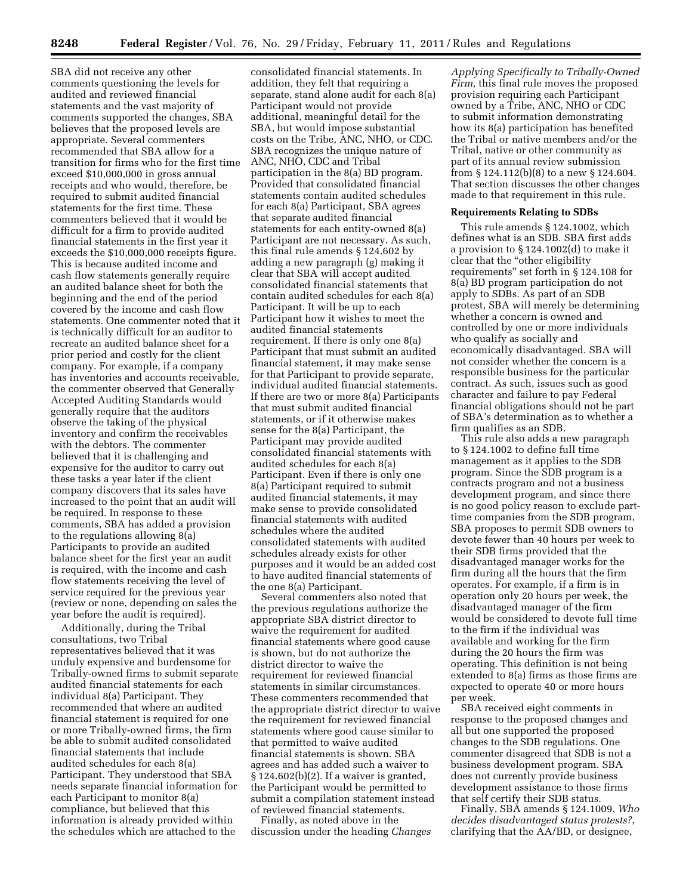SBA did not receive any other comments questioning the levels for audited and reviewed financial statements and the vast majority of comments supported the changes, SBA believes that the proposed levels are appropriate. Several commenters recommended that SBA allow for a transition for firms who for the first time exceed $10,000,000 in gross annual receipts and who would, therefore, be required to submit audited financial statements for the first time. These commenters believed that it would be difficult for a firm to provide audited financial statements in the first year it exceeds the $10,000,000 receipts figure. This is because audited income and cash flow statements generally require an audited balance sheet for both the beginning and the end of the period covered by the income and cash flow statements. One commenter noted that it is technically difficult for an auditor to recreate an audited balance sheet for a prior period and costly for the client company. For example, if a company has inventories and accounts receivable, the commenter observed that Generally Accepted Auditing Standards would generally require that the auditors observe the taking of the physical inventory and confirm the receivables with the debtors. The commenter believed that it is challenging and expensive for the auditor to carry out these tasks a year later if the client company discovers that its sales have increased to the point that an audit will be required. In response to these comments, SBA has added a provision to the regulations allowing 8(a) Participants to provide an audited balance sheet for the first year an audit is required, with the income and cash flow statements receiving the level of service required for the previous year (review or none, depending on sales the year before the audit is required).

Additionally, during the Tribal consultations, two Tribal representatives believed that it was unduly expensive and burdensome for Tribally-owned firms to submit separate audited financial statements for each individual 8(a) Participant. They recommended that where an audited financial statement is required for one or more Tribally-owned firms, the firm be able to submit audited consolidated financial statements that include audited schedules for each 8(a) Participant. They understood that SBA needs separate financial information for each Participant to monitor 8(a) compliance, but believed that this information is already provided within the schedules which are attached to the consolidated financial statements. In addition, they felt that requiring a separate, stand alone audit for each 8(a) Participant would not provide additional, meaningful detail for the SBA, but would impose substantial costs on the Tribe, ANC, NHO, or CDC. SBA recognizes the unique nature of ANC, NHO, CDC and Tribal participation in the 8(a) BD program. Provided that consolidated financial statements contain audited schedules for each 8(a) Participant, SBA agrees that separate audited financial statements for each entity-owned 8(a) Participant are not necessary. As such, this final rule amends § 124.602 by adding a new paragraph (g) making it clear that SBA will accept audited consolidated financial statements that contain audited schedules for each 8(a) Participant. It will be up to each Participant how it wishes to meet the audited financial statements requirement. If there is only one 8(a) Participant that must submit an audited financial statement, it may make sense for that Participant to provide separate, individual audited financial statements. If there are two or more 8(a) Participants that must submit audited financial statements, or if it otherwise makes sense for the 8(a) Participant, the Participant may provide audited consolidated financial statements with audited schedules for each 8(a) Participant. Even if there is only one 8(a) Participant required to submit audited financial statements, it may make sense to provide consolidated financial statements with audited schedules where the audited consolidated statements with audited schedules already exists for other purposes and it would be an added cost to have audited financial statements of the one 8(a) Participant.

Several commenters also noted that the previous regulations authorize the appropriate SBA district director to waive the requirement for audited financial statements where good cause is shown, but do not authorize the district director to waive the requirement for reviewed financial statements in similar circumstances. These commenters recommended that the appropriate district director to waive the requirement for reviewed financial statements where good cause similar to that permitted to waive audited financial statements is shown. SBA agrees and has added such a waiver to § 124.602(b)(2). If a waiver is granted, the Participant would be permitted to submit a compilation statement instead of reviewed financial statements.

Finally, as noted above in the discussion under the heading *Changes Applying Specifically to Tribally-Owned Firm,* this final rule moves the proposed provision requiring each Participant owned by a Tribe, ANC, NHO or CDC to submit information demonstrating how its 8(a) participation has benefited the Tribal or native members and/or the Tribal, native or other community as part of its annual review submission from § 124.112(b)(8) to a new § 124.604. That section discusses the other changes made to that requirement in this rule.

**Requirements Relating to SDBs**

This rule amends § 124.1002, which defines what is an SDB. SBA first adds a provision to § 124.1002(d) to make it clear that the "other eligibility requirements" set forth in § 124.108 for 8(a) BD program participation do not apply to SDBs. As part of an SDB protest, SBA will merely be determining whether a concern is owned and controlled by one or more individuals who qualify as socially and economically disadvantaged. SBA will not consider whether the concern is a responsible business for the particular contract. As such, issues such as good character and failure to pay Federal financial obligations should not be part of SBA's determination as to whether a firm qualifies as an SDB.

This rule also adds a new paragraph to § 124.1002 to define full time management as it applies to the SDB program. Since the SDB program is a contracts program and not a business development program, and since there is no good policy reason to exclude part-time companies from the SDB program, SBA proposes to permit SDB owners to devote fewer than 40 hours per week to their SDB firms provided that the disadvantaged manager works for the firm during all the hours that the firm operates. For example, if a firm is in operation only 20 hours per week, the disadvantaged manager of the firm would be considered to devote full time to the firm if the individual was available and working for the firm during the 20 hours the firm was operating. This definition is not being extended to 8(a) firms as those firms are expected to operate 40 or more hours per week.

SBA received eight comments in response to the proposed changes and all but one supported the proposed changes to the SDB regulations. One commenter disagreed that SDB is not a business development program. SBA does not currently provide business development assistance to those firms that self certify their SDB status.

Finally, SBA amends § 124.1009, *Who decides disadvantaged status protests?*, clarifying that the AA/BD, or designee,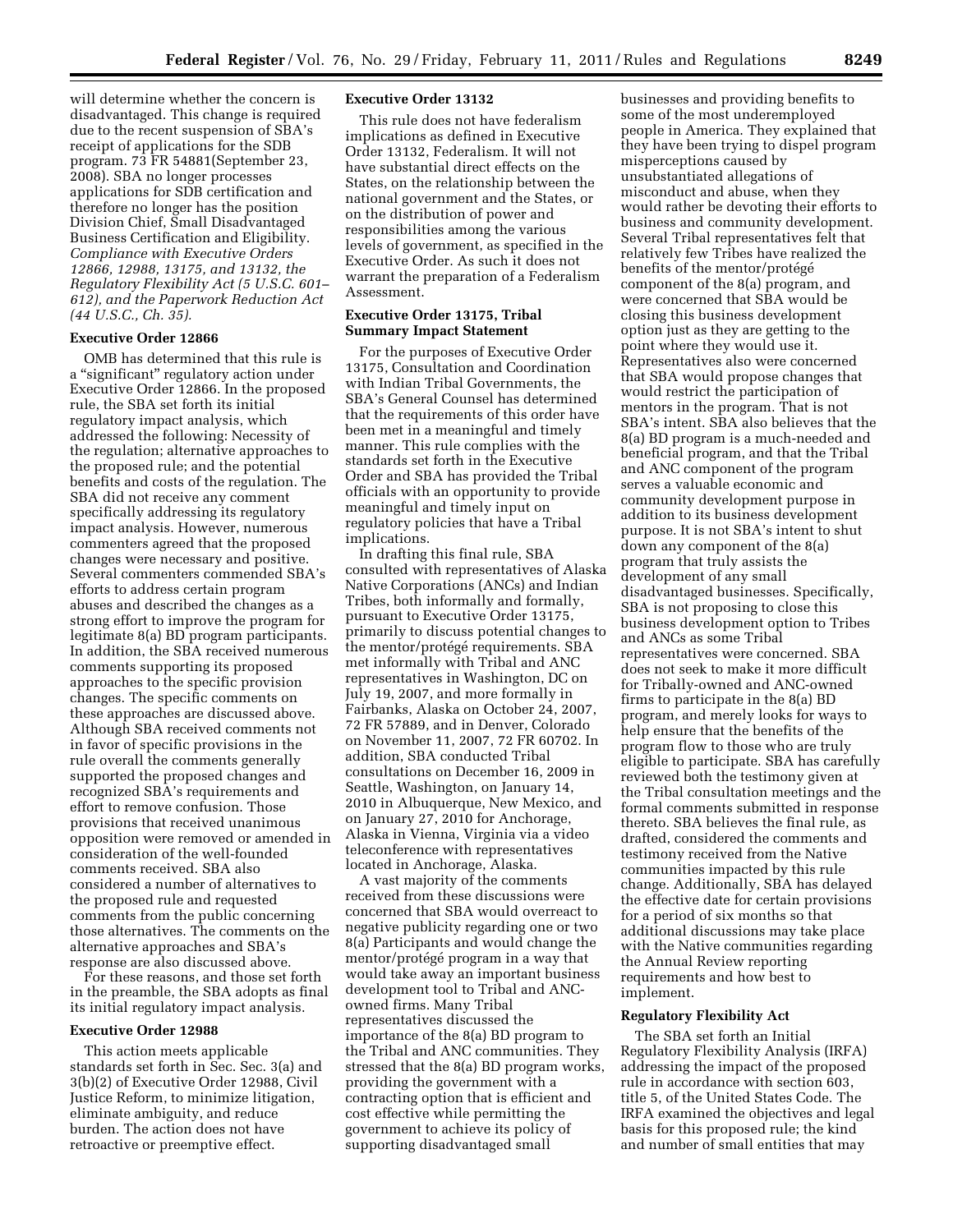will determine whether the concern is disadvantaged. This change is required due to the recent suspension of SBA's receipt of applications for the SDB program. 73 FR 54881(September 23, 2008). SBA no longer processes applications for SDB certification and therefore no longer has the position Division Chief, Small Disadvantaged Business Certification and Eligibility.

*Compliance with Executive Orders 12866, 12988, 13175, and 13132, the Regulatory Flexibility Act (5 U.S.C. 601–612), and the Paperwork Reduction Act (44 U.S.C., Ch. 35).*

**Executive Order 12866**

OMB has determined that this rule is a "significant" regulatory action under Executive Order 12866. In the proposed rule, the SBA set forth its initial regulatory impact analysis, which addressed the following: Necessity of the regulation; alternative approaches to the proposed rule; and the potential benefits and costs of the regulation. The SBA did not receive any comment specifically addressing its regulatory impact analysis. However, numerous commenters agreed that the proposed changes were necessary and positive. Several commenters commended SBA's efforts to address certain program abuses and described the changes as a strong effort to improve the program for legitimate 8(a) BD program participants. In addition, the SBA received numerous comments supporting its proposed approaches to the specific provision changes. The specific comments on these approaches are discussed above. Although SBA received comments not in favor of specific provisions in the rule overall the comments generally supported the proposed changes and recognized SBA's requirements and effort to remove confusion. Those provisions that received unanimous opposition were removed or amended in consideration of the well-founded comments received. SBA also considered a number of alternatives to the proposed rule and requested comments from the public concerning those alternatives. The comments on the alternative approaches and SBA's response are also discussed above.

For these reasons, and those set forth in the preamble, the SBA adopts as final its initial regulatory impact analysis.

**Executive Order 12988**

This action meets applicable standards set forth in Sec. Sec. 3(a) and 3(b)(2) of Executive Order 12988, Civil Justice Reform, to minimize litigation, eliminate ambiguity, and reduce burden. The action does not have retroactive or preemptive effect.

**Executive Order 13132**

This rule does not have federalism implications as defined in Executive Order 13132, Federalism. It will not have substantial direct effects on the States, on the relationship between the national government and the States, or on the distribution of power and responsibilities among the various levels of government, as specified in the Executive Order. As such it does not warrant the preparation of a Federalism Assessment.

**Executive Order 13175, Tribal Summary Impact Statement**

For the purposes of Executive Order 13175, Consultation and Coordination with Indian Tribal Governments, the SBA's General Counsel has determined that the requirements of this order have been met in a meaningful and timely manner. This rule complies with the standards set forth in the Executive Order and SBA has provided the Tribal officials with an opportunity to provide meaningful and timely input on regulatory policies that have a Tribal implications.

In drafting this final rule, SBA consulted with representatives of Alaska Native Corporations (ANCs) and Indian Tribes, both informally and formally, pursuant to Executive Order 13175, primarily to discuss potential changes to the mentor/protégé requirements. SBA met informally with Tribal and ANC representatives in Washington, DC on July 19, 2007, and more formally in Fairbanks, Alaska on October 24, 2007, 72 FR 57889, and in Denver, Colorado on November 11, 2007, 72 FR 60702. In addition, SBA conducted Tribal consultations on December 16, 2009 in Seattle, Washington, on January 14, 2010 in Albuquerque, New Mexico, and on January 27, 2010 for Anchorage, Alaska in Vienna, Virginia via a video teleconference with representatives located in Anchorage, Alaska.

A vast majority of the comments received from these discussions were concerned that SBA would overreact to negative publicity regarding one or two 8(a) Participants and would change the mentor/protégé program in a way that would take away an important business development tool to Tribal and ANC-owned firms. Many Tribal representatives discussed the importance of the 8(a) BD program to the Tribal and ANC communities. They stressed that the 8(a) BD program works, providing the government with a contracting option that is efficient and cost effective while permitting the government to achieve its policy of supporting disadvantaged small businesses and providing benefits to some of the most underemployed people in America. They explained that they have been trying to dispel program misperceptions caused by unsubstantiated allegations of misconduct and abuse, when they would rather be devoting their efforts to business and community development. Several Tribal representatives felt that relatively few Tribes have realized the benefits of the mentor/protégé component of the 8(a) program, and were concerned that SBA would be closing this business development option just as they are getting to the point where they would use it. Representatives also were concerned that SBA would propose changes that would restrict the participation of mentors in the program. That is not SBA's intent. SBA also believes that the 8(a) BD program is a much-needed and beneficial program, and that the Tribal and ANC component of the program serves a valuable economic and community development purpose in addition to its business development purpose. It is not SBA's intent to shut down any component of the 8(a) program that truly assists the development of any small disadvantaged businesses. Specifically, SBA is not proposing to close this business development option to Tribes and ANCs as some Tribal representatives were concerned. SBA does not seek to make it more difficult for Tribally-owned and ANC-owned firms to participate in the 8(a) BD program, and merely looks for ways to help ensure that the benefits of the program flow to those who are truly eligible to participate. SBA has carefully reviewed both the testimony given at the Tribal consultation meetings and the formal comments submitted in response thereto. SBA believes the final rule, as drafted, considered the comments and testimony received from the Native communities impacted by this rule change. Additionally, SBA has delayed the effective date for certain provisions for a period of six months so that additional discussions may take place with the Native communities regarding the Annual Review reporting requirements and how best to implement.

**Regulatory Flexibility Act**

The SBA set forth an Initial Regulatory Flexibility Analysis (IRFA) addressing the impact of the proposed rule in accordance with section 603, title 5, of the United States Code. The IRFA examined the objectives and legal basis for this proposed rule; the kind and number of small entities that may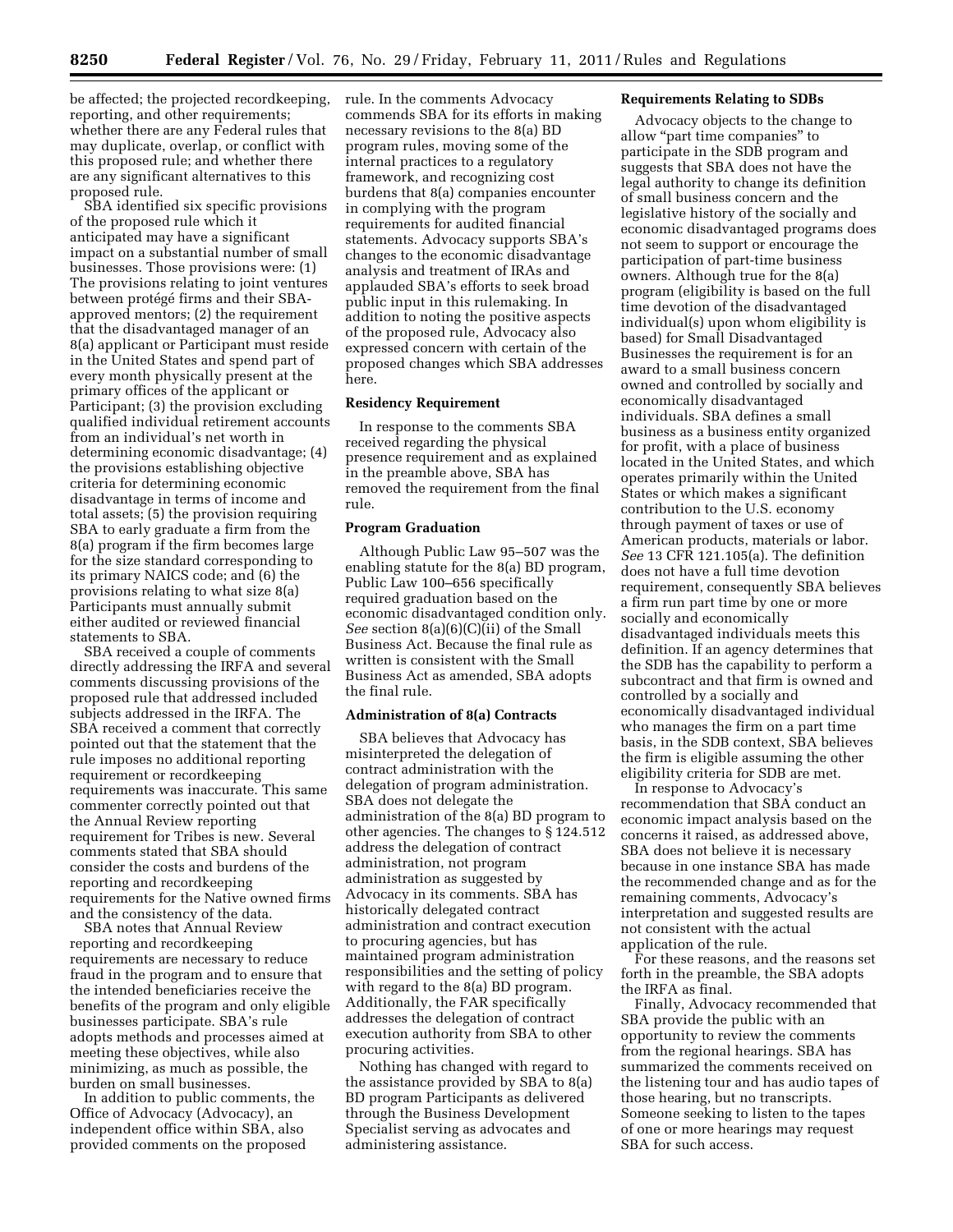be affected; the projected recordkeeping, reporting, and other requirements; whether there are any Federal rules that may duplicate, overlap, or conflict with this proposed rule; and whether there are any significant alternatives to this proposed rule.

SBA identified six specific provisions of the proposed rule which it anticipated may have a significant impact on a substantial number of small businesses. Those provisions were: (1) The provisions relating to joint ventures between protégé firms and their SBA-approved mentors; (2) the requirement that the disadvantaged manager of an 8(a) applicant or Participant must reside in the United States and spend part of every month physically present at the primary offices of the applicant or Participant; (3) the provision excluding qualified individual retirement accounts from an individual's net worth in determining economic disadvantage; (4) the provisions establishing objective criteria for determining economic disadvantage in terms of income and total assets; (5) the provision requiring SBA to early graduate a firm from the 8(a) program if the firm becomes large for the size standard corresponding to its primary NAICS code; and (6) the provisions relating to what size 8(a) Participants must annually submit either audited or reviewed financial statements to SBA.

SBA received a couple of comments directly addressing the IRFA and several comments discussing provisions of the proposed rule that addressed included subjects addressed in the IRFA. The SBA received a comment that correctly pointed out that the statement that the rule imposes no additional reporting requirement or recordkeeping requirements was inaccurate. This same commenter correctly pointed out that the Annual Review reporting requirement for Tribes is new. Several comments stated that SBA should consider the costs and burdens of the reporting and recordkeeping requirements for the Native owned firms and the consistency of the data.

SBA notes that Annual Review reporting and recordkeeping requirements are necessary to reduce fraud in the program and to ensure that the intended beneficiaries receive the benefits of the program and only eligible businesses participate. SBA's rule adopts methods and processes aimed at meeting these objectives, while also minimizing, as much as possible, the burden on small businesses.

In addition to public comments, the Office of Advocacy (Advocacy), an independent office within SBA, also provided comments on the proposed rule. In the comments Advocacy commends SBA for its efforts in making necessary revisions to the 8(a) BD program rules, moving some of the internal practices to a regulatory framework, and recognizing cost burdens that 8(a) companies encounter in complying with the program requirements for audited financial statements. Advocacy supports SBA's changes to the economic disadvantage analysis and treatment of IRAs and applauded SBA's efforts to seek broad public input in this rulemaking. In addition to noting the positive aspects of the proposed rule, Advocacy also expressed concern with certain of the proposed changes which SBA addresses here.

**Residency Requirement**

In response to the comments SBA received regarding the physical presence requirement and as explained in the preamble above, SBA has removed the requirement from the final rule.

**Program Graduation**

Although Public Law 95–507 was the enabling statute for the 8(a) BD program, Public Law 100–656 specifically required graduation based on the economic disadvantaged condition only. *See* section 8(a)(6)(C)(ii) of the Small Business Act. Because the final rule as written is consistent with the Small Business Act as amended, SBA adopts the final rule.

**Administration of 8(a) Contracts**

SBA believes that Advocacy has misinterpreted the delegation of contract administration with the delegation of program administration. SBA does not delegate the administration of the 8(a) BD program to other agencies. The changes to § 124.512 address the delegation of contract administration, not program administration as suggested by Advocacy in its comments. SBA has historically delegated contract administration and contract execution to procuring agencies, but has maintained program administration responsibilities and the setting of policy with regard to the 8(a) BD program. Additionally, the FAR specifically addresses the delegation of contract execution authority from SBA to other procuring activities.

Nothing has changed with regard to the assistance provided by SBA to 8(a) BD program Participants as delivered through the Business Development Specialist serving as advocates and administering assistance.

**Requirements Relating to SDBs**

Advocacy objects to the change to allow "part time companies" to participate in the SDB program and suggests that SBA does not have the legal authority to change its definition of small business concern and the legislative history of the socially and economic disadvantaged programs does not seem to support or encourage the participation of part-time business owners. Although true for the 8(a) program (eligibility is based on the full time devotion of the disadvantaged individual(s) upon whom eligibility is based) for Small Disadvantaged Businesses the requirement is for an award to a small business concern owned and controlled by socially and economically disadvantaged individuals. SBA defines a small business as a business entity organized for profit, with a place of business located in the United States, and which operates primarily within the United States or which makes a significant contribution to the U.S. economy through payment of taxes or use of American products, materials or labor. *See* 13 CFR 121.105(a). The definition does not have a full time devotion requirement, consequently SBA believes a firm run part time by one or more socially and economically disadvantaged individuals meets this definition. If an agency determines that the SDB has the capability to perform a subcontract and that firm is owned and controlled by a socially and economically disadvantaged individual who manages the firm on a part time basis, in the SDB context, SBA believes the firm is eligible assuming the other eligibility criteria for SDB are met.

In response to Advocacy's recommendation that SBA conduct an economic impact analysis based on the concerns it raised, as addressed above, SBA does not believe it is necessary because in one instance SBA has made the recommended change and as for the remaining comments, Advocacy's interpretation and suggested results are not consistent with the actual application of the rule.

For these reasons, and the reasons set forth in the preamble, the SBA adopts the IRFA as final.

Finally, Advocacy recommended that SBA provide the public with an opportunity to review the comments from the regional hearings. SBA has summarized the comments received on the listening tour and has audio tapes of those hearing, but no transcripts. Someone seeking to listen to the tapes of one or more hearings may request SBA for such access.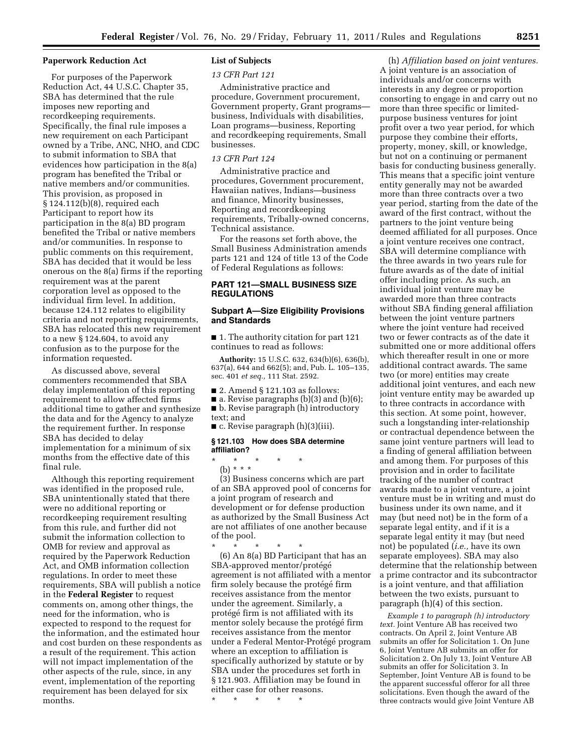**Paperwork Reduction Act**

For purposes of the Paperwork Reduction Act, 44 U.S.C. Chapter 35, SBA has determined that the rule imposes new reporting and recordkeeping requirements. Specifically, the final rule imposes a new requirement on each Participant owned by a Tribe, ANC, NHO, and CDC to submit information to SBA that evidences how participation in the 8(a) program has benefited the Tribal or native members and/or communities. This provision, as proposed in § 124.112(b)(8), required each Participant to report how its participation in the 8(a) BD program benefited the Tribal or native members and/or communities. In response to public comments on this requirement, SBA has decided that it would be less onerous on the 8(a) firms if the reporting requirement was at the parent corporation level as opposed to the individual firm level. In addition, because 124.112 relates to eligibility criteria and not reporting requirements, SBA has relocated this new requirement to a new § 124.604, to avoid any confusion as to the purpose for the information requested.

As discussed above, several commenters recommended that SBA delay implementation of this reporting requirement to allow affected firms additional time to gather and synthesize the data and for the Agency to analyze the requirement further. In response SBA has decided to delay implementation for a minimum of six months from the effective date of this final rule.

Although this reporting requirement was identified in the proposed rule, SBA unintentionally stated that there were no additional reporting or recordkeeping requirement resulting from this rule, and further did not submit the information collection to OMB for review and approval as required by the Paperwork Reduction Act, and OMB information collection regulations. In order to meet these requirements, SBA will publish a notice in the **Federal Register** to request comments on, among other things, the need for the information, who is expected to respond to the request for the information, and the estimated hour and cost burden on these respondents as a result of the requirement. This action will not impact implementation of the other aspects of the rule, since, in any event, implementation of the reporting requirement has been delayed for six months.

**List of Subjects**

*13 CFR Part 121*

Administrative practice and procedure, Government procurement, Government property, Grant programs—business, Individuals with disabilities, Loan programs—business, Reporting and recordkeeping requirements, Small businesses.

*13 CFR Part 124*

Administrative practice and procedures, Government procurement, Hawaiian natives, Indians—business and finance, Minority businesses, Reporting and recordkeeping requirements, Tribally-owned concerns, Technical assistance.

For the reasons set forth above, the Small Business Administration amends parts 121 and 124 of title 13 of the Code of Federal Regulations as follows:

## PART 121—SMALL BUSINESS SIZE REGULATIONS

### Subpart A—Size Eligibility Provisions and Standards

■ 1. The authority citation for part 121 continues to read as follows:

**Authority:** 15 U.S.C. 632, 634(b)(6), 636(b), 637(a), 644 and 662(5); and, Pub. L. 105–135, sec. 401 *et seq.,* 111 Stat. 2592.

■ 2. Amend § 121.103 as follows:

■ a. Revise paragraphs (b)(3) and (b)(6);

■ b. Revise paragraph (h) introductory text; and

■ c. Revise paragraph (h)(3)(iii).

**§ 121.103 How does SBA determine affiliation?**

\* \* \* \* \*

(b) \* \* \*

(3) Business concerns which are part of an SBA approved pool of concerns for a joint program of research and development or for defense production as authorized by the Small Business Act are not affiliates of one another because of the pool.

\* \* \* \* \*

(6) An 8(a) BD Participant that has an SBA-approved mentor/protégé agreement is not affiliated with a mentor firm solely because the protégé firm receives assistance from the mentor under the agreement. Similarly, a protégé firm is not affiliated with its mentor solely because the protégé firm receives assistance from the mentor under a Federal Mentor-Protégé program where an exception to affiliation is specifically authorized by statute or by SBA under the procedures set forth in § 121.903. Affiliation may be found in either case for other reasons.

\* \* \* \* \*

(h) *Affiliation based on joint ventures.* A joint venture is an association of individuals and/or concerns with interests in any degree or proportion consorting to engage in and carry out no more than three specific or limited-purpose business ventures for joint profit over a two year period, for which purpose they combine their efforts, property, money, skill, or knowledge, but not on a continuing or permanent basis for conducting business generally. This means that a specific joint venture entity generally may not be awarded more than three contracts over a two year period, starting from the date of the award of the first contract, without the partners to the joint venture being deemed affiliated for all purposes. Once a joint venture receives one contract, SBA will determine compliance with the three awards in two years rule for future awards as of the date of initial offer including price. As such, an individual joint venture may be awarded more than three contracts without SBA finding general affiliation between the joint venture partners where the joint venture had received two or fewer contracts as of the date it submitted one or more additional offers which thereafter result in one or more additional contract awards. The same two (or more) entities may create additional joint ventures, and each new joint venture entity may be awarded up to three contracts in accordance with this section. At some point, however, such a longstanding inter-relationship or contractual dependence between the same joint venture partners will lead to a finding of general affiliation between and among them. For purposes of this provision and in order to facilitate tracking of the number of contract awards made to a joint venture, a joint venture must be in writing and must do business under its own name, and it may (but need not) be in the form of a separate legal entity, and if it is a separate legal entity it may (but need not) be populated (*i.e.,* have its own separate employees). SBA may also determine that the relationship between a prime contractor and its subcontractor is a joint venture, and that affiliation between the two exists, pursuant to paragraph (h)(4) of this section.

*Example 1 to paragraph (h) introductory text.* Joint Venture AB has received two contracts. On April 2, Joint Venture AB submits an offer for Solicitation 1. On June 6, Joint Venture AB submits an offer for Solicitation 2. On July 13, Joint Venture AB submits an offer for Solicitation 3. In September, Joint Venture AB is found to be the apparent successful offeror for all three solicitations. Even though the award of the three contracts would give Joint Venture AB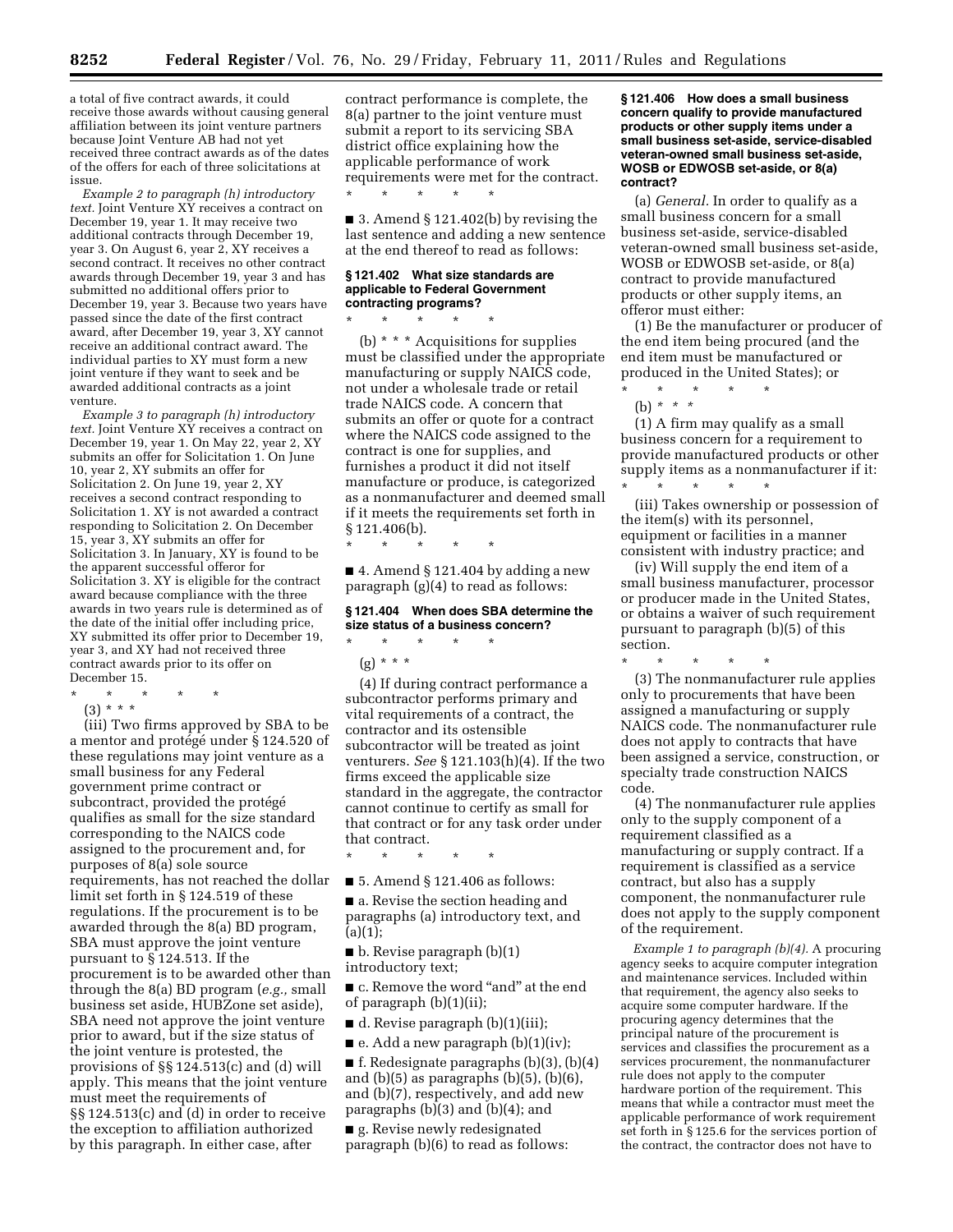a total of five contract awards, it could receive those awards without causing general affiliation between its joint venture partners because Joint Venture AB had not yet received three contract awards as of the dates of the offers for each of three solicitations at issue.

*Example 2 to paragraph (h) introductory text.* Joint Venture XY receives a contract on December 19, year 1. It may receive two additional contracts through December 19, year 3. On August 6, year 2, XY receives a second contract. It receives no other contract awards through December 19, year 3 and has submitted no additional offers prior to December 19, year 3. Because two years have passed since the date of the first contract award, after December 19, year 3, XY cannot receive an additional contract award. The individual parties to XY must form a new joint venture if they want to seek and be awarded additional contracts as a joint venture.

*Example 3 to paragraph (h) introductory text.* Joint Venture XY receives a contract on December 19, year 1. On May 22, year 2, XY submits an offer for Solicitation 1. On June 10, year 2, XY submits an offer for Solicitation 2. On June 19, year 2, XY receives a second contract responding to Solicitation 1. XY is not awarded a contract responding to Solicitation 2. On December 15, year 3, XY submits an offer for Solicitation 3. In January, XY is found to be the apparent successful offeror for Solicitation 3. XY is eligible for the contract award because compliance with the three awards in two years rule is determined as of the date of the initial offer including price, XY submitted its offer prior to December 19, year 3, and XY had not received three contract awards prior to its offer on December 15.

\* \* \* \* \*

(3) \* \* \*

(iii) Two firms approved by SBA to be a mentor and protégé under § 124.520 of these regulations may joint venture as a small business for any Federal government prime contract or subcontract, provided the protégé qualifies as small for the size standard corresponding to the NAICS code assigned to the procurement and, for purposes of 8(a) sole source requirements, has not reached the dollar limit set forth in § 124.519 of these regulations. If the procurement is to be awarded through the 8(a) BD program, SBA must approve the joint venture pursuant to § 124.513. If the procurement is to be awarded other than through the 8(a) BD program (*e.g.,* small business set aside, HUBZone set aside), SBA need not approve the joint venture prior to award, but if the size status of the joint venture is protested, the provisions of §§ 124.513(c) and (d) will apply. This means that the joint venture must meet the requirements of §§ 124.513(c) and (d) in order to receive the exception to affiliation authorized by this paragraph. In either case, after contract performance is complete, the 8(a) partner to the joint venture must submit a report to its servicing SBA district office explaining how the applicable performance of work requirements were met for the contract.

\* \* \* \* \*

■ 3. Amend § 121.402(b) by revising the last sentence and adding a new sentence at the end thereof to read as follows:

**§ 121.402 What size standards are applicable to Federal Government contracting programs?**

\* \* \* \* \*

(b) \* \* \* Acquisitions for supplies must be classified under the appropriate manufacturing or supply NAICS code, not under a wholesale trade or retail trade NAICS code. A concern that submits an offer or quote for a contract where the NAICS code assigned to the contract is one for supplies, and furnishes a product it did not itself manufacture or produce, is categorized as a nonmanufacturer and deemed small if it meets the requirements set forth in § 121.406(b).

\* \* \* \* \*

■ 4. Amend § 121.404 by adding a new paragraph (g)(4) to read as follows:

**§ 121.404 When does SBA determine the size status of a business concern?**

\* \* \* \* \*

(g) \* \* \*

(4) If during contract performance a subcontractor performs primary and vital requirements of a contract, the contractor and its ostensible subcontractor will be treated as joint venturers. *See* § 121.103(h)(4). If the two firms exceed the applicable size standard in the aggregate, the contractor cannot continue to certify as small for that contract or for any task order under that contract.

\* \* \* \* \*

■ 5. Amend § 121.406 as follows:

■ a. Revise the section heading and paragraphs (a) introductory text, and (a)(1);

■ b. Revise paragraph (b)(1) introductory text;

■ c. Remove the word "and" at the end of paragraph (b)(1)(ii);

■ d. Revise paragraph (b)(1)(iii);

■ e. Add a new paragraph (b)(1)(iv);

■ f. Redesignate paragraphs (b)(3), (b)(4) and (b)(5) as paragraphs (b)(5), (b)(6), and (b)(7), respectively, and add new paragraphs (b)(3) and (b)(4); and

■ g. Revise newly redesignated paragraph (b)(6) to read as follows:

**§ 121.406 How does a small business concern qualify to provide manufactured products or other supply items under a small business set-aside, service-disabled veteran-owned small business set-aside, WOSB or EDWOSB set-aside, or 8(a) contract?**

(a) *General.* In order to qualify as a small business concern for a small business set-aside, service-disabled veteran-owned small business set-aside, WOSB or EDWOSB set-aside, or 8(a) contract to provide manufactured products or other supply items, an offeror must either:

(1) Be the manufacturer or producer of the end item being procured (and the end item must be manufactured or produced in the United States); or

\* \* \* \* \*

(b) \* \* \*

(1) A firm may qualify as a small business concern for a requirement to provide manufactured products or other supply items as a nonmanufacturer if it:

\* \* \* \* \*

(iii) Takes ownership or possession of the item(s) with its personnel, equipment or facilities in a manner consistent with industry practice; and

(iv) Will supply the end item of a small business manufacturer, processor or producer made in the United States, or obtains a waiver of such requirement pursuant to paragraph (b)(5) of this section.

\* \* \* \* \*

(3) The nonmanufacturer rule applies only to procurements that have been assigned a manufacturing or supply NAICS code. The nonmanufacturer rule does not apply to contracts that have been assigned a service, construction, or specialty trade construction NAICS code.

(4) The nonmanufacturer rule applies only to the supply component of a requirement classified as a manufacturing or supply contract. If a requirement is classified as a service contract, but also has a supply component, the nonmanufacturer rule does not apply to the supply component of the requirement.

*Example 1 to paragraph (b)(4).* A procuring agency seeks to acquire computer integration and maintenance services. Included within that requirement, the agency also seeks to acquire some computer hardware. If the procuring agency determines that the principal nature of the procurement is services and classifies the procurement as a services procurement, the nonmanufacturer rule does not apply to the computer hardware portion of the requirement. This means that while a contractor must meet the applicable performance of work requirement set forth in § 125.6 for the services portion of the contract, the contractor does not have to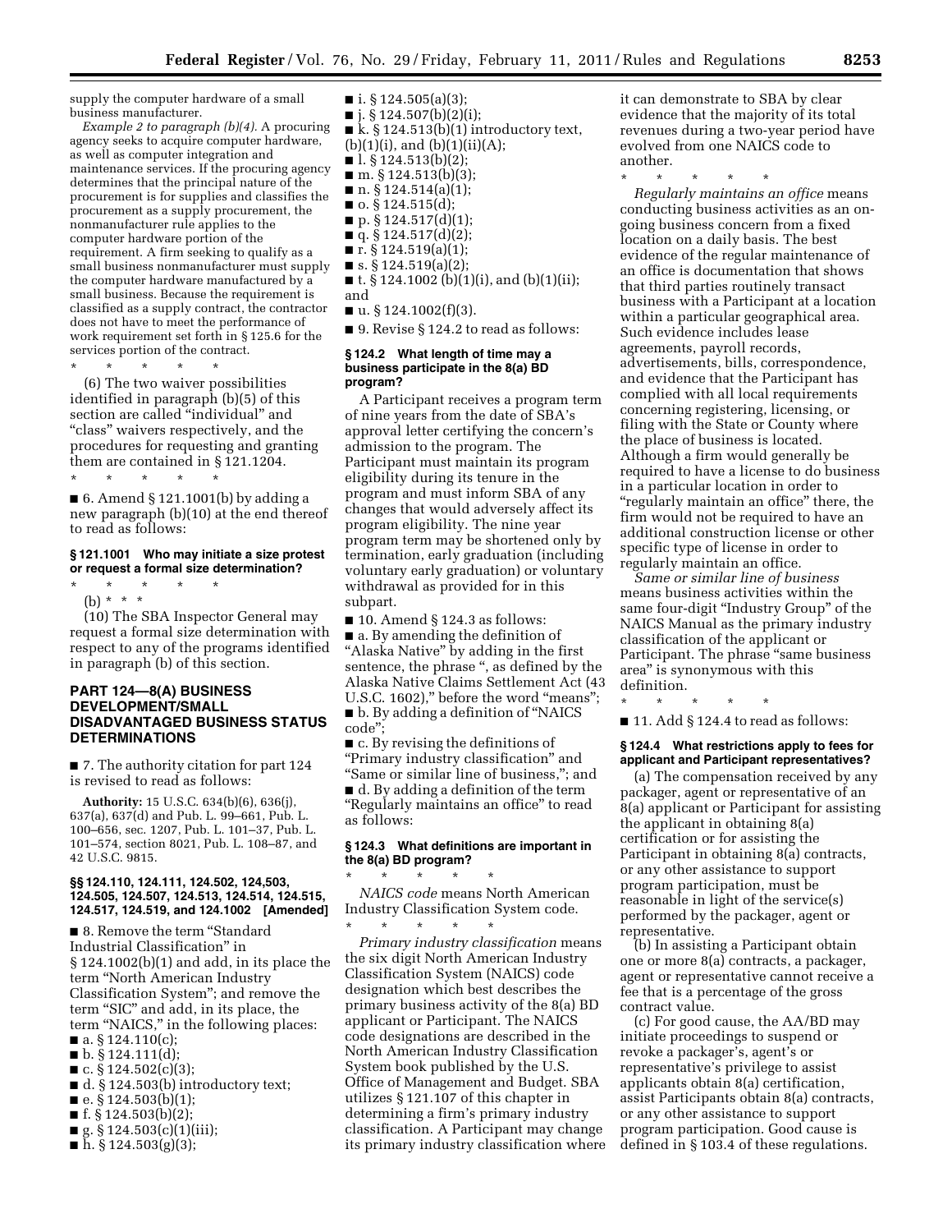supply the computer hardware of a small business manufacturer.

*Example 2 to paragraph (b)(4).* A procuring agency seeks to acquire computer hardware, as well as computer integration and maintenance services. If the procuring agency determines that the principal nature of the procurement is for supplies and classifies the procurement as a supply procurement, the nonmanufacturer rule applies to the computer hardware portion of the requirement. A firm seeking to qualify as a small business nonmanufacturer must supply the computer hardware manufactured by a small business. Because the requirement is classified as a supply contract, the contractor does not have to meet the performance of work requirement set forth in § 125.6 for the services portion of the contract.

\* \* \* \* \*

(6) The two waiver possibilities identified in paragraph (b)(5) of this section are called "individual" and "class" waivers respectively, and the procedures for requesting and granting them are contained in § 121.1204.

\* \* \* \* \*

■ 6. Amend § 121.1001(b) by adding a new paragraph (b)(10) at the end thereof to read as follows:

#### § 121.1001 Who may initiate a size protest or request a formal size determination?

\* \* \* \* \*

(b) \* \* \*

(10) The SBA Inspector General may request a formal size determination with respect to any of the programs identified in paragraph (b) of this section.

## PART 124—8(A) BUSINESS DEVELOPMENT/SMALL DISADVANTAGED BUSINESS STATUS DETERMINATIONS

■ 7. The authority citation for part 124 is revised to read as follows:

**Authority:** 15 U.S.C. 634(b)(6), 636(j), 637(a), 637(d) and Pub. L. 99–661, Pub. L. 100–656, sec. 1207, Pub. L. 101–37, Pub. L. 101–574, section 8021, Pub. L. 108–87, and 42 U.S.C. 9815.

#### §§ 124.110, 124.111, 124.502, 124,503, 124.505, 124.507, 124.513, 124.514, 124.515, 124.517, 124.519, and 124.1002 [Amended]

■ 8. Remove the term "Standard Industrial Classification" in § 124.1002(b)(1) and add, in its place the term "North American Industry Classification System"; and remove the term "SIC" and add, in its place, the term "NAICS," in the following places:

■ a. § 124.110(c);
■ b. § 124.111(d);
■ c. § 124.502(c)(3);
■ d. § 124.503(b) introductory text;
■ e. § 124.503(b)(1);
■ f. § 124.503(b)(2);
■ g. § 124.503(c)(1)(iii);
■ h. § 124.503(g)(3);
■ i. § 124.505(a)(3);
■ j. § 124.507(b)(2)(i);
■ k. § 124.513(b)(1) introductory text, (b)(1)(i), and (b)(1)(ii)(A);
■ l. § 124.513(b)(2);
■ m. § 124.513(b)(3);
■ n. § 124.514(a)(1);
■ o. § 124.515(d);
■ p. § 124.517(d)(1);
■ q. § 124.517(d)(2);
■ r. § 124.519(a)(1);
■ s. § 124.519(a)(2);
■ t. § 124.1002 (b)(1)(i), and (b)(1)(ii); and
■ u. § 124.1002(f)(3).

■ 9. Revise § 124.2 to read as follows:

#### § 124.2 What length of time may a business participate in the 8(a) BD program?

A Participant receives a program term of nine years from the date of SBA's approval letter certifying the concern's admission to the program. The Participant must maintain its program eligibility during its tenure in the program and must inform SBA of any changes that would adversely affect its program eligibility. The nine year program term may be shortened only by termination, early graduation (including voluntary early graduation) or voluntary withdrawal as provided for in this subpart.

■ 10. Amend § 124.3 as follows:
■ a. By amending the definition of "Alaska Native" by adding in the first sentence, the phrase ", as defined by the Alaska Native Claims Settlement Act (43 U.S.C. 1602)," before the word "means";
■ b. By adding a definition of "NAICS code";
■ c. By revising the definitions of "Primary industry classification" and "Same or similar line of business,"; and
■ d. By adding a definition of the term "Regularly maintains an office" to read as follows:

#### § 124.3 What definitions are important in the 8(a) BD program?

\* \* \* \* \*

*NAICS code* means North American Industry Classification System code.

\* \* \* \* \*

*Primary industry classification* means the six digit North American Industry Classification System (NAICS) code designation which best describes the primary business activity of the 8(a) BD applicant or Participant. The NAICS code designations are described in the North American Industry Classification System book published by the U.S. Office of Management and Budget. SBA utilizes § 121.107 of this chapter in determining a firm's primary industry classification. A Participant may change its primary industry classification where it can demonstrate to SBA by clear evidence that the majority of its total revenues during a two-year period have evolved from one NAICS code to another.

\* \* \* \* \*

*Regularly maintains an office* means conducting business activities as an on-going business concern from a fixed location on a daily basis. The best evidence of the regular maintenance of an office is documentation that shows that third parties routinely transact business with a Participant at a location within a particular geographical area. Such evidence includes lease agreements, payroll records, advertisements, bills, correspondence, and evidence that the Participant has complied with all local requirements concerning registering, licensing, or filing with the State or County where the place of business is located. Although a firm would generally be required to have a license to do business in a particular location in order to "regularly maintain an office" there, the firm would not be required to have an additional construction license or other specific type of license in order to regularly maintain an office.

*Same or similar line of business* means business activities within the same four-digit "Industry Group" of the NAICS Manual as the primary industry classification of the applicant or Participant. The phrase "same business area" is synonymous with this definition.

\* \* \* \* \*

■ 11. Add § 124.4 to read as follows:

#### § 124.4 What restrictions apply to fees for applicant and Participant representatives?

(a) The compensation received by any packager, agent or representative of an 8(a) applicant or Participant for assisting the applicant in obtaining 8(a) certification or for assisting the Participant in obtaining 8(a) contracts, or any other assistance to support program participation, must be reasonable in light of the service(s) performed by the packager, agent or representative.

(b) In assisting a Participant obtain one or more 8(a) contracts, a packager, agent or representative cannot receive a fee that is a percentage of the gross contract value.

(c) For good cause, the AA/BD may initiate proceedings to suspend or revoke a packager's, agent's or representative's privilege to assist applicants obtain 8(a) certification, assist Participants obtain 8(a) contracts, or any other assistance to support program participation. Good cause is defined in § 103.4 of these regulations.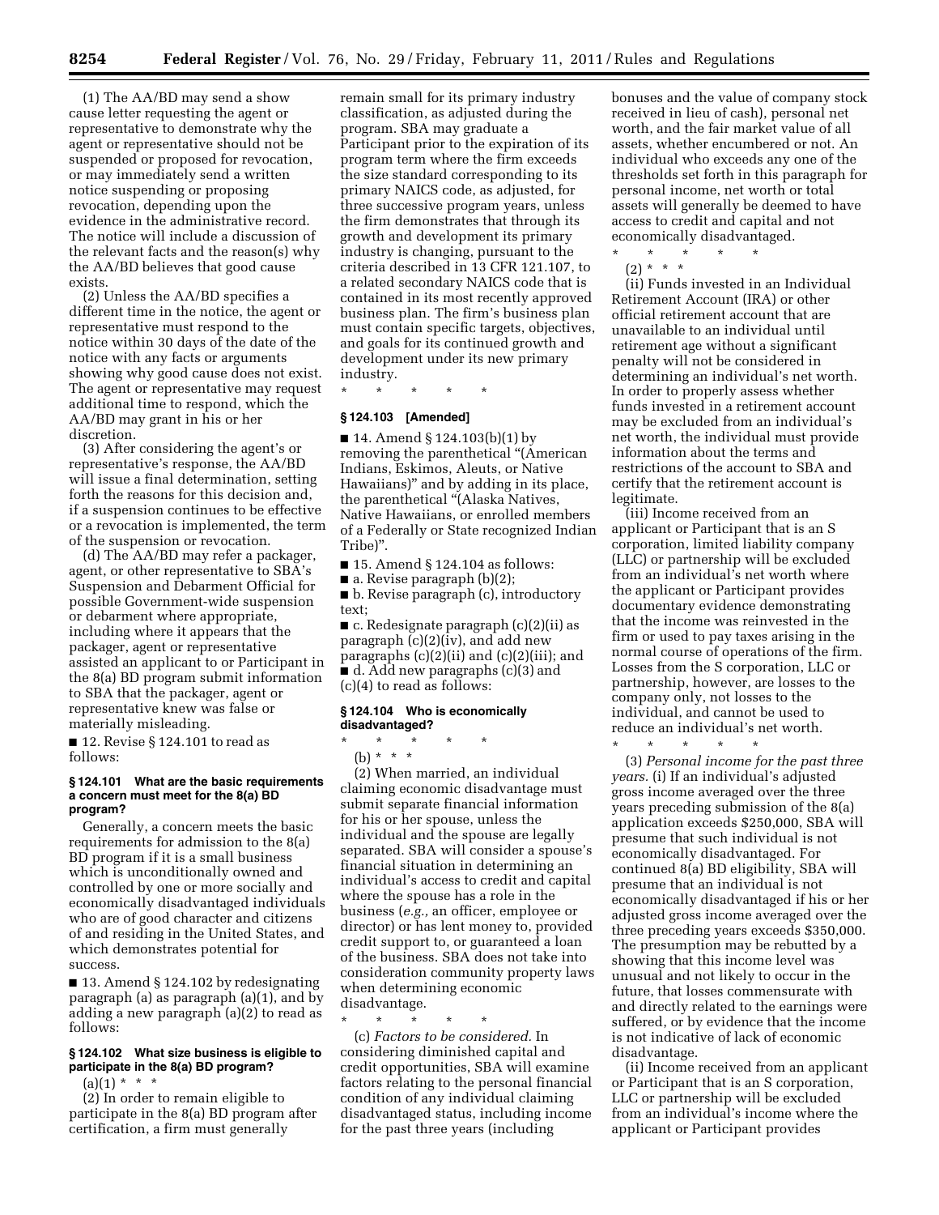(1) The AA/BD may send a show cause letter requesting the agent or representative to demonstrate why the agent or representative should not be suspended or proposed for revocation, or may immediately send a written notice suspending or proposing revocation, depending upon the evidence in the administrative record. The notice will include a discussion of the relevant facts and the reason(s) why the AA/BD believes that good cause exists.

(2) Unless the AA/BD specifies a different time in the notice, the agent or representative must respond to the notice within 30 days of the date of the notice with any facts or arguments showing why good cause does not exist. The agent or representative may request additional time to respond, which the AA/BD may grant in his or her discretion.

(3) After considering the agent's or representative's response, the AA/BD will issue a final determination, setting forth the reasons for this decision and, if a suspension continues to be effective or a revocation is implemented, the term of the suspension or revocation.

(d) The AA/BD may refer a packager, agent, or other representative to SBA's Suspension and Debarment Official for possible Government-wide suspension or debarment where appropriate, including where it appears that the packager, agent or representative assisted an applicant to or Participant in the 8(a) BD program submit information to SBA that the packager, agent or representative knew was false or materially misleading.

■ 12. Revise § 124.101 to read as follows:

**§ 124.101 What are the basic requirements a concern must meet for the 8(a) BD program?**

Generally, a concern meets the basic requirements for admission to the 8(a) BD program if it is a small business which is unconditionally owned and controlled by one or more socially and economically disadvantaged individuals who are of good character and citizens of and residing in the United States, and which demonstrates potential for success.

■ 13. Amend § 124.102 by redesignating paragraph (a) as paragraph (a)(1), and by adding a new paragraph (a)(2) to read as follows:

**§ 124.102 What size business is eligible to participate in the 8(a) BD program?**

(a)(1) * * *

(2) In order to remain eligible to participate in the 8(a) BD program after certification, a firm must generally remain small for its primary industry classification, as adjusted during the program. SBA may graduate a Participant prior to the expiration of its program term where the firm exceeds the size standard corresponding to its primary NAICS code, as adjusted, for three successive program years, unless the firm demonstrates that through its growth and development its primary industry is changing, pursuant to the criteria described in 13 CFR 121.107, to a related secondary NAICS code that is contained in its most recently approved business plan. The firm's business plan must contain specific targets, objectives, and goals for its continued growth and development under its new primary industry.

\* \* \* \* \*

**§ 124.103 [Amended]**

■ 14. Amend § 124.103(b)(1) by removing the parenthetical "(American Indians, Eskimos, Aleuts, or Native Hawaiians)" and by adding in its place, the parenthetical "(Alaska Natives, Native Hawaiians, or enrolled members of a Federally or State recognized Indian Tribe)".

■ 15. Amend § 124.104 as follows:

■ a. Revise paragraph (b)(2);

■ b. Revise paragraph (c), introductory text;

■ c. Redesignate paragraph (c)(2)(ii) as paragraph (c)(2)(iv), and add new paragraphs (c)(2)(ii) and (c)(2)(iii); and

■ d. Add new paragraphs (c)(3) and (c)(4) to read as follows:

**§ 124.104 Who is economically disadvantaged?**

\* \* \* \* \*

(b) * * *

(2) When married, an individual claiming economic disadvantage must submit separate financial information for his or her spouse, unless the individual and the spouse are legally separated. SBA will consider a spouse's financial situation in determining an individual's access to credit and capital where the spouse has a role in the business (*e.g.,* an officer, employee or director) or has lent money to, provided credit support to, or guaranteed a loan of the business. SBA does not take into consideration community property laws when determining economic disadvantage.

\* \* \* \* \*

(c) *Factors to be considered.* In considering diminished capital and credit opportunities, SBA will examine factors relating to the personal financial condition of any individual claiming disadvantaged status, including income for the past three years (including bonuses and the value of company stock received in lieu of cash), personal net worth, and the fair market value of all assets, whether encumbered or not. An individual who exceeds any one of the thresholds set forth in this paragraph for personal income, net worth or total assets will generally be deemed to have access to credit and capital and not economically disadvantaged.

\* \* \* \* \*

(2) * * *

(ii) Funds invested in an Individual Retirement Account (IRA) or other official retirement account that are unavailable to an individual until retirement age without a significant penalty will not be considered in determining an individual's net worth. In order to properly assess whether funds invested in a retirement account may be excluded from an individual's net worth, the individual must provide information about the terms and restrictions of the account to SBA and certify that the retirement account is legitimate.

(iii) Income received from an applicant or Participant that is an S corporation, limited liability company (LLC) or partnership will be excluded from an individual's net worth where the applicant or Participant provides documentary evidence demonstrating that the income was reinvested in the firm or used to pay taxes arising in the normal course of operations of the firm. Losses from the S corporation, LLC or partnership, however, are losses to the company only, not losses to the individual, and cannot be used to reduce an individual's net worth.

\* \* \* \* \*

(3) *Personal income for the past three years.* (i) If an individual's adjusted gross income averaged over the three years preceding submission of the 8(a) application exceeds $250,000, SBA will presume that such individual is not economically disadvantaged. For continued 8(a) BD eligibility, SBA will presume that an individual is not economically disadvantaged if his or her adjusted gross income averaged over the three preceding years exceeds $350,000. The presumption may be rebutted by a showing that this income level was unusual and not likely to occur in the future, that losses commensurate with and directly related to the earnings were suffered, or by evidence that the income is not indicative of lack of economic disadvantage.

(ii) Income received from an applicant or Participant that is an S corporation, LLC or partnership will be excluded from an individual's income where the applicant or Participant provides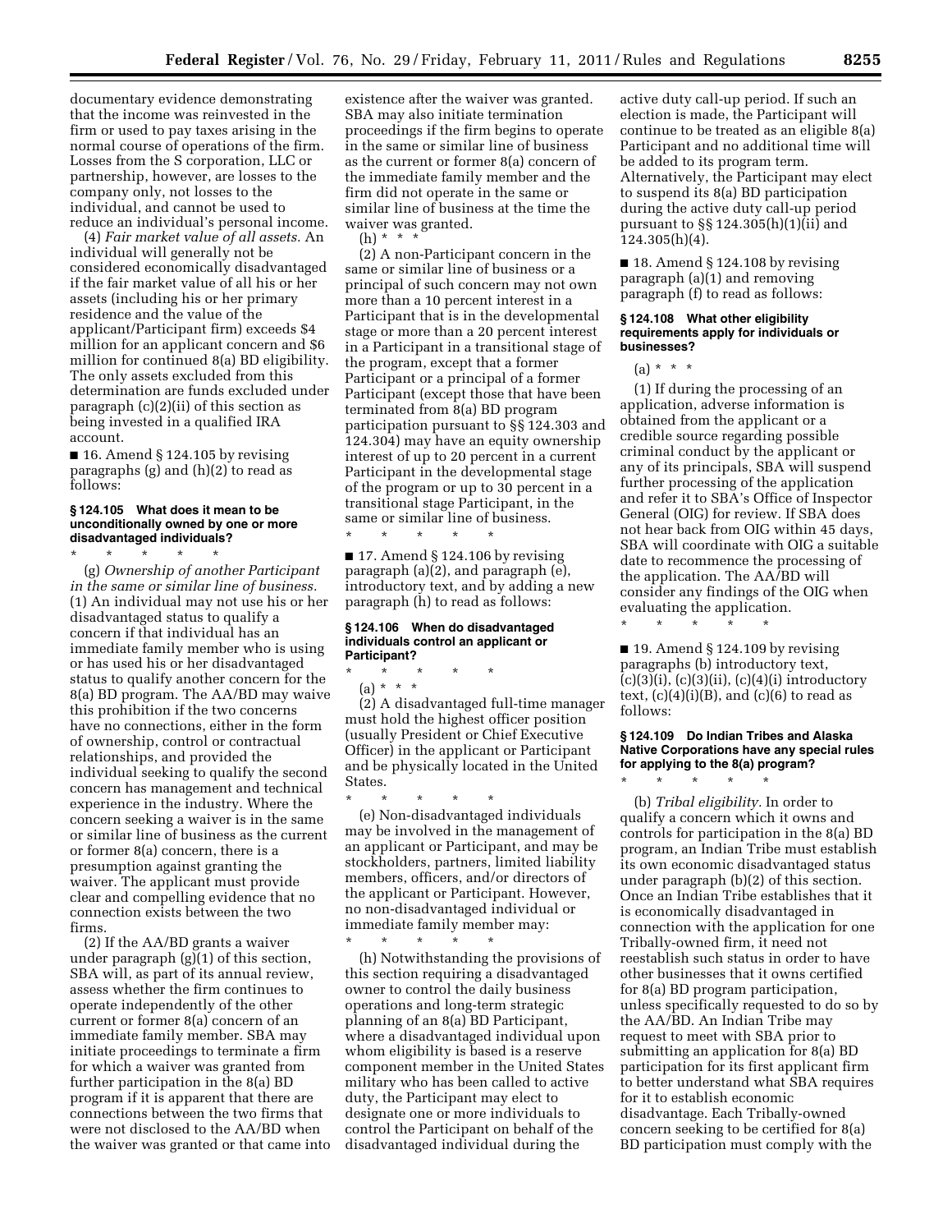documentary evidence demonstrating that the income was reinvested in the firm or used to pay taxes arising in the normal course of operations of the firm. Losses from the S corporation, LLC or partnership, however, are losses to the company only, not losses to the individual, and cannot be used to reduce an individual's personal income.

(4) *Fair market value of all assets.* An individual will generally not be considered economically disadvantaged if the fair market value of all his or her assets (including his or her primary residence and the value of the applicant/Participant firm) exceeds $4 million for an applicant concern and $6 million for continued 8(a) BD eligibility. The only assets excluded from this determination are funds excluded under paragraph (c)(2)(ii) of this section as being invested in a qualified IRA account.

■ 16. Amend § 124.105 by revising paragraphs (g) and (h)(2) to read as follows:

### § 124.105 What does it mean to be unconditionally owned by one or more disadvantaged individuals?

\* \* \* \* \*

(g) *Ownership of another Participant in the same or similar line of business.* (1) An individual may not use his or her disadvantaged status to qualify a concern if that individual has an immediate family member who is using or has used his or her disadvantaged status to qualify another concern for the 8(a) BD program. The AA/BD may waive this prohibition if the two concerns have no connections, either in the form of ownership, control or contractual relationships, and provided the individual seeking to qualify the second concern has management and technical experience in the industry. Where the concern seeking a waiver is in the same or similar line of business as the current or former 8(a) concern, there is a presumption against granting the waiver. The applicant must provide clear and compelling evidence that no connection exists between the two firms.

(2) If the AA/BD grants a waiver under paragraph (g)(1) of this section, SBA will, as part of its annual review, assess whether the firm continues to operate independently of the other current or former 8(a) concern of an immediate family member. SBA may initiate proceedings to terminate a firm for which a waiver was granted from further participation in the 8(a) BD program if it is apparent that there are connections between the two firms that were not disclosed to the AA/BD when the waiver was granted or that came into existence after the waiver was granted. SBA may also initiate termination proceedings if the firm begins to operate in the same or similar line of business as the current or former 8(a) concern of the immediate family member and the firm did not operate in the same or similar line of business at the time the waiver was granted.

(h) \* \* \*

(2) A non-Participant concern in the same or similar line of business or a principal of such concern may not own more than a 10 percent interest in a Participant that is in the developmental stage or more than a 20 percent interest in a Participant in a transitional stage of the program, except that a former Participant or a principal of a former Participant (except those that have been terminated from 8(a) BD program participation pursuant to §§ 124.303 and 124.304) may have an equity ownership interest of up to 20 percent in a current Participant in the developmental stage of the program or up to 30 percent in a transitional stage Participant, in the same or similar line of business.

\* \* \* \* \*

■ 17. Amend § 124.106 by revising paragraph (a)(2), and paragraph (e), introductory text, and by adding a new paragraph (h) to read as follows:

### § 124.106 When do disadvantaged individuals control an applicant or Participant?

\* \* \* \* \*

(a) \* \* \*

(2) A disadvantaged full-time manager must hold the highest officer position (usually President or Chief Executive Officer) in the applicant or Participant and be physically located in the United States.

\* \* \* \* \*

(e) Non-disadvantaged individuals may be involved in the management of an applicant or Participant, and may be stockholders, partners, limited liability members, officers, and/or directors of the applicant or Participant. However, no non-disadvantaged individual or immediate family member may:

\* \* \* \* \*

(h) Notwithstanding the provisions of this section requiring a disadvantaged owner to control the daily business operations and long-term strategic planning of an 8(a) BD Participant, where a disadvantaged individual upon whom eligibility is based is a reserve component member in the United States military who has been called to active duty, the Participant may elect to designate one or more individuals to control the Participant on behalf of the disadvantaged individual during the active duty call-up period. If such an election is made, the Participant will continue to be treated as an eligible 8(a) Participant and no additional time will be added to its program term. Alternatively, the Participant may elect to suspend its 8(a) BD participation during the active duty call-up period pursuant to §§ 124.305(h)(1)(ii) and 124.305(h)(4).

■ 18. Amend § 124.108 by revising paragraph (a)(1) and removing paragraph (f) to read as follows:

### § 124.108 What other eligibility requirements apply for individuals or businesses?

(a) \* \* \*

(1) If during the processing of an application, adverse information is obtained from the applicant or a credible source regarding possible criminal conduct by the applicant or any of its principals, SBA will suspend further processing of the application and refer it to SBA's Office of Inspector General (OIG) for review. If SBA does not hear back from OIG within 45 days, SBA will coordinate with OIG a suitable date to recommence the processing of the application. The AA/BD will consider any findings of the OIG when evaluating the application.

\* \* \* \* \*

■ 19. Amend § 124.109 by revising paragraphs (b) introductory text, (c)(3)(i), (c)(3)(ii), (c)(4)(i) introductory text, (c)(4)(i)(B), and (c)(6) to read as follows:

### § 124.109 Do Indian Tribes and Alaska Native Corporations have any special rules for applying to the 8(a) program?

\* \* \* \* \*

(b) *Tribal eligibility.* In order to qualify a concern which it owns and controls for participation in the 8(a) BD program, an Indian Tribe must establish its own economic disadvantaged status under paragraph (b)(2) of this section. Once an Indian Tribe establishes that it is economically disadvantaged in connection with the application for one Tribally-owned firm, it need not reestablish such status in order to have other businesses that it owns certified for 8(a) BD program participation, unless specifically requested to do so by the AA/BD. An Indian Tribe may request to meet with SBA prior to submitting an application for 8(a) BD participation for its first applicant firm to better understand what SBA requires for it to establish economic disadvantage. Each Tribally-owned concern seeking to be certified for 8(a) BD participation must comply with the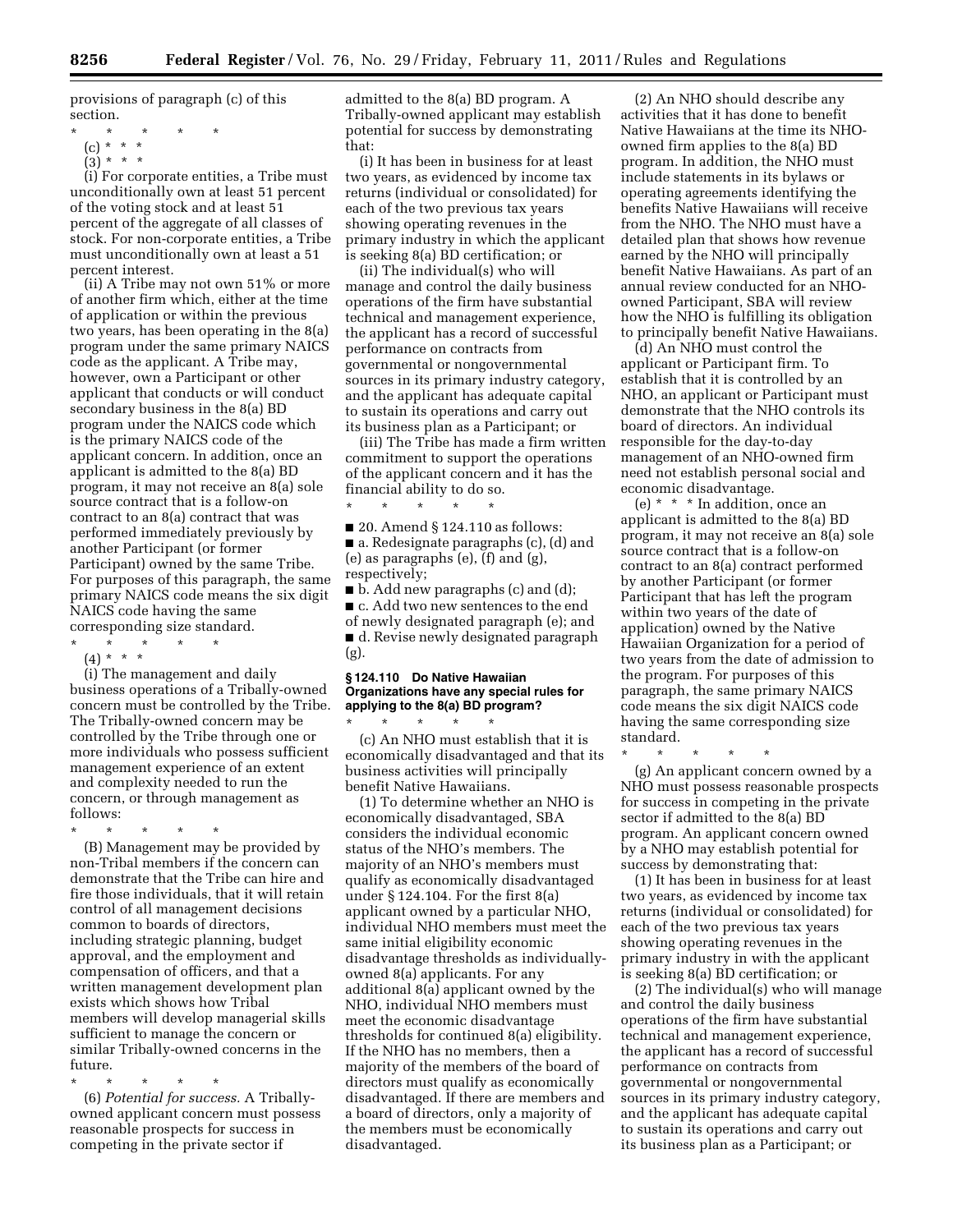provisions of paragraph (c) of this section.

\* \* \* \* \*

(c) \* \* \*

(3) \* \* \*

(i) For corporate entities, a Tribe must unconditionally own at least 51 percent of the voting stock and at least 51 percent of the aggregate of all classes of stock. For non-corporate entities, a Tribe must unconditionally own at least a 51 percent interest.

(ii) A Tribe may not own 51% or more of another firm which, either at the time of application or within the previous two years, has been operating in the 8(a) program under the same primary NAICS code as the applicant. A Tribe may, however, own a Participant or other applicant that conducts or will conduct secondary business in the 8(a) BD program under the NAICS code which is the primary NAICS code of the applicant concern. In addition, once an applicant is admitted to the 8(a) BD program, it may not receive an 8(a) sole source contract that is a follow-on contract to an 8(a) contract that was performed immediately previously by another Participant (or former Participant) owned by the same Tribe. For purposes of this paragraph, the same primary NAICS code means the six digit NAICS code having the same corresponding size standard.

\* \* \* \* \*

(4) \* \* \*

(i) The management and daily business operations of a Tribally-owned concern must be controlled by the Tribe. The Tribally-owned concern may be controlled by the Tribe through one or more individuals who possess sufficient management experience of an extent and complexity needed to run the concern, or through management as follows:

\* \* \* \* \*

(B) Management may be provided by non-Tribal members if the concern can demonstrate that the Tribe can hire and fire those individuals, that it will retain control of all management decisions common to boards of directors, including strategic planning, budget approval, and the employment and compensation of officers, and that a written management development plan exists which shows how Tribal members will develop managerial skills sufficient to manage the concern or similar Tribally-owned concerns in the future.

\* \* \* \* \*

(6) *Potential for success.* A Tribally-owned applicant concern must possess reasonable prospects for success in competing in the private sector if admitted to the 8(a) BD program. A Tribally-owned applicant may establish potential for success by demonstrating that:

(i) It has been in business for at least two years, as evidenced by income tax returns (individual or consolidated) for each of the two previous tax years showing operating revenues in the primary industry in which the applicant is seeking 8(a) BD certification; or

(ii) The individual(s) who will manage and control the daily business operations of the firm have substantial technical and management experience, the applicant has a record of successful performance on contracts from governmental or nongovernmental sources in its primary industry category, and the applicant has adequate capital to sustain its operations and carry out its business plan as a Participant; or

(iii) The Tribe has made a firm written commitment to support the operations of the applicant concern and it has the financial ability to do so.

\* \* \* \* \*

■ 20. Amend § 124.110 as follows:

■ a. Redesignate paragraphs (c), (d) and (e) as paragraphs (e), (f) and (g), respectively;

■ b. Add new paragraphs (c) and (d);

■ c. Add two new sentences to the end of newly designated paragraph (e); and

■ d. Revise newly designated paragraph (g).

### § 124.110 Do Native Hawaiian Organizations have any special rules for applying to the 8(a) BD program?

\* \* \* \* \*

(c) An NHO must establish that it is economically disadvantaged and that its business activities will principally benefit Native Hawaiians.

(1) To determine whether an NHO is economically disadvantaged, SBA considers the individual economic status of the NHO's members. The majority of an NHO's members must qualify as economically disadvantaged under § 124.104. For the first 8(a) applicant owned by a particular NHO, individual NHO members must meet the same initial eligibility economic disadvantage thresholds as individually-owned 8(a) applicants. For any additional 8(a) applicant owned by the NHO, individual NHO members must meet the economic disadvantage thresholds for continued 8(a) eligibility. If the NHO has no members, then a majority of the members of the board of directors must qualify as economically disadvantaged. If there are members and a board of directors, only a majority of the members must be economically disadvantaged.

(2) An NHO should describe any activities that it has done to benefit Native Hawaiians at the time its NHO-owned firm applies to the 8(a) BD program. In addition, the NHO must include statements in its bylaws or operating agreements identifying the benefits Native Hawaiians will receive from the NHO. The NHO must have a detailed plan that shows how revenue earned by the NHO will principally benefit Native Hawaiians. As part of an annual review conducted for an NHO-owned Participant, SBA will review how the NHO is fulfilling its obligation to principally benefit Native Hawaiians.

(d) An NHO must control the applicant or Participant firm. To establish that it is controlled by an NHO, an applicant or Participant must demonstrate that the NHO controls its board of directors. An individual responsible for the day-to-day management of an NHO-owned firm need not establish personal social and economic disadvantage.

(e) \* \* \* In addition, once an applicant is admitted to the 8(a) BD program, it may not receive an 8(a) sole source contract that is a follow-on contract to an 8(a) contract performed by another Participant (or former Participant that has left the program within two years of the date of application) owned by the Native Hawaiian Organization for a period of two years from the date of admission to the program. For purposes of this paragraph, the same primary NAICS code means the six digit NAICS code having the same corresponding size standard.

\* \* \* \* \*

(g) An applicant concern owned by a NHO must possess reasonable prospects for success in competing in the private sector if admitted to the 8(a) BD program. An applicant concern owned by a NHO may establish potential for success by demonstrating that:

(1) It has been in business for at least two years, as evidenced by income tax returns (individual or consolidated) for each of the two previous tax years showing operating revenues in the primary industry in with the applicant is seeking 8(a) BD certification; or

(2) The individual(s) who will manage and control the daily business operations of the firm have substantial technical and management experience, the applicant has a record of successful performance on contracts from governmental or nongovernmental sources in its primary industry category, and the applicant has adequate capital to sustain its operations and carry out its business plan as a Participant; or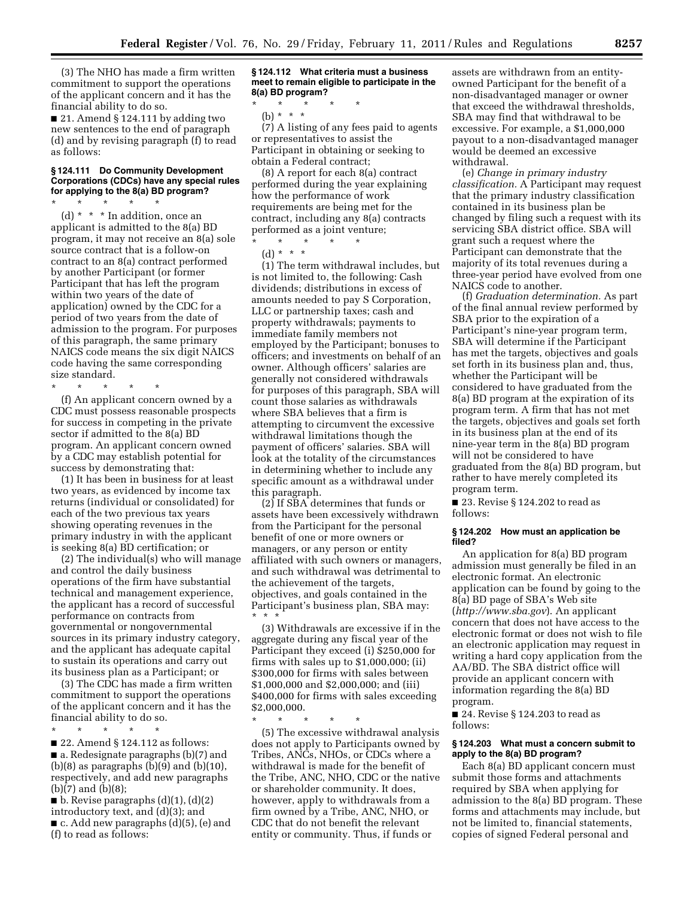(3) The NHO has made a firm written commitment to support the operations of the applicant concern and it has the financial ability to do so.

■ 21. Amend § 124.111 by adding two new sentences to the end of paragraph (d) and by revising paragraph (f) to read as follows:

**§ 124.111 Do Community Development Corporations (CDCs) have any special rules for applying to the 8(a) BD program?**

\* \* \* \* \*

(d) \* \* \* In addition, once an applicant is admitted to the 8(a) BD program, it may not receive an 8(a) sole source contract that is a follow-on contract to an 8(a) contract performed by another Participant (or former Participant that has left the program within two years of the date of application) owned by the CDC for a period of two years from the date of admission to the program. For purposes of this paragraph, the same primary NAICS code means the six digit NAICS code having the same corresponding size standard.

\* \* \* \* \*

(f) An applicant concern owned by a CDC must possess reasonable prospects for success in competing in the private sector if admitted to the 8(a) BD program. An applicant concern owned by a CDC may establish potential for success by demonstrating that:

(1) It has been in business for at least two years, as evidenced by income tax returns (individual or consolidated) for each of the two previous tax years showing operating revenues in the primary industry in with the applicant is seeking 8(a) BD certification; or

(2) The individual(s) who will manage and control the daily business operations of the firm have substantial technical and management experience, the applicant has a record of successful performance on contracts from governmental or nongovernmental sources in its primary industry category, and the applicant has adequate capital to sustain its operations and carry out its business plan as a Participant; or

(3) The CDC has made a firm written commitment to support the operations of the applicant concern and it has the financial ability to do so.

\* \* \* \* \*

■ 22. Amend § 124.112 as follows:

■ a. Redesignate paragraphs (b)(7) and (b)(8) as paragraphs (b)(9) and (b)(10), respectively, and add new paragraphs (b)(7) and (b)(8);

■ b. Revise paragraphs (d)(1), (d)(2) introductory text, and (d)(3); and

■ c. Add new paragraphs (d)(5), (e) and (f) to read as follows:

**§ 124.112 What criteria must a business meet to remain eligible to participate in the 8(a) BD program?**

\* \* \* \* \*

(b) \* \* \*

(7) A listing of any fees paid to agents or representatives to assist the Participant in obtaining or seeking to obtain a Federal contract;

(8) A report for each 8(a) contract performed during the year explaining how the performance of work requirements are being met for the contract, including any 8(a) contracts performed as a joint venture;

\* \* \* \* \*

(d) \* \* \*

(1) The term withdrawal includes, but is not limited to, the following: Cash dividends; distributions in excess of amounts needed to pay S Corporation, LLC or partnership taxes; cash and property withdrawals; payments to immediate family members not employed by the Participant; bonuses to officers; and investments on behalf of an owner. Although officers' salaries are generally not considered withdrawals for purposes of this paragraph, SBA will count those salaries as withdrawals where SBA believes that a firm is attempting to circumvent the excessive withdrawal limitations though the payment of officers' salaries. SBA will look at the totality of the circumstances in determining whether to include any specific amount as a withdrawal under this paragraph.

(2) If SBA determines that funds or assets have been excessively withdrawn from the Participant for the personal benefit of one or more owners or managers, or any person or entity affiliated with such owners or managers, and such withdrawal was detrimental to the achievement of the targets, objectives, and goals contained in the Participant's business plan, SBA may: \* \* \*

(3) Withdrawals are excessive if in the aggregate during any fiscal year of the Participant they exceed (i) $250,000 for firms with sales up to $1,000,000; (ii) $300,000 for firms with sales between $1,000,000 and $2,000,000; and (iii) $400,000 for firms with sales exceeding $2,000,000.

\* \* \* \* \*

(5) The excessive withdrawal analysis does not apply to Participants owned by Tribes, ANCs, NHOs, or CDCs where a withdrawal is made for the benefit of the Tribe, ANC, NHO, CDC or the native or shareholder community. It does, however, apply to withdrawals from a firm owned by a Tribe, ANC, NHO, or CDC that do not benefit the relevant entity or community. Thus, if funds or assets are withdrawn from an entity-owned Participant for the benefit of a non-disadvantaged manager or owner that exceed the withdrawal thresholds, SBA may find that withdrawal to be excessive. For example, a $1,000,000 payout to a non-disadvantaged manager would be deemed an excessive withdrawal.

(e) *Change in primary industry classification.* A Participant may request that the primary industry classification contained in its business plan be changed by filing such a request with its servicing SBA district office. SBA will grant such a request where the Participant can demonstrate that the majority of its total revenues during a three-year period have evolved from one NAICS code to another.

(f) *Graduation determination.* As part of the final annual review performed by SBA prior to the expiration of a Participant's nine-year program term, SBA will determine if the Participant has met the targets, objectives and goals set forth in its business plan and, thus, whether the Participant will be considered to have graduated from the 8(a) BD program at the expiration of its program term. A firm that has not met the targets, objectives and goals set forth in its business plan at the end of its nine-year term in the 8(a) BD program will not be considered to have graduated from the 8(a) BD program, but rather to have merely completed its program term.

■ 23. Revise § 124.202 to read as follows:

**§ 124.202 How must an application be filed?**

An application for 8(a) BD program admission must generally be filed in an electronic format. An electronic application can be found by going to the 8(a) BD page of SBA's Web site (*http://www.sba.gov*). An applicant concern that does not have access to the electronic format or does not wish to file an electronic application may request in writing a hard copy application from the AA/BD. The SBA district office will provide an applicant concern with information regarding the 8(a) BD program.

■ 24. Revise § 124.203 to read as follows:

**§ 124.203 What must a concern submit to apply to the 8(a) BD program?**

Each 8(a) BD applicant concern must submit those forms and attachments required by SBA when applying for admission to the 8(a) BD program. These forms and attachments may include, but not be limited to, financial statements, copies of signed Federal personal and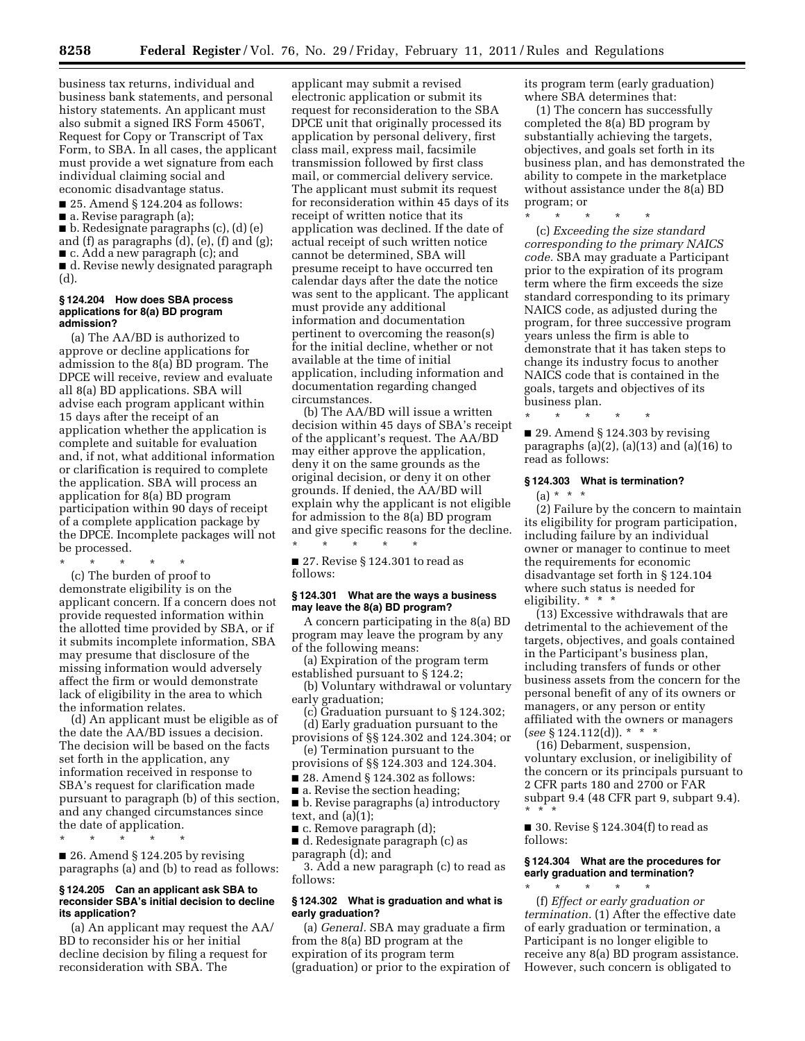business tax returns, individual and business bank statements, and personal history statements. An applicant must also submit a signed IRS Form 4506T, Request for Copy or Transcript of Tax Form, to SBA. In all cases, the applicant must provide a wet signature from each individual claiming social and economic disadvantage status.

■ 25. Amend § 124.204 as follows:
■ a. Revise paragraph (a);
■ b. Redesignate paragraphs (c), (d) (e) and (f) as paragraphs (d), (e), (f) and (g);
■ c. Add a new paragraph (c); and
■ d. Revise newly designated paragraph (d).

#### § 124.204 How does SBA process applications for 8(a) BD program admission?

(a) The AA/BD is authorized to approve or decline applications for admission to the 8(a) BD program. The DPCE will receive, review and evaluate all 8(a) BD applications. SBA will advise each program applicant within 15 days after the receipt of an application whether the application is complete and suitable for evaluation and, if not, what additional information or clarification is required to complete the application. SBA will process an application for 8(a) BD program participation within 90 days of receipt of a complete application package by the DPCE. Incomplete packages will not be processed.

\* \* \* \* \*

(c) The burden of proof to demonstrate eligibility is on the applicant concern. If a concern does not provide requested information within the allotted time provided by SBA, or if it submits incomplete information, SBA may presume that disclosure of the missing information would adversely affect the firm or would demonstrate lack of eligibility in the area to which the information relates.

(d) An applicant must be eligible as of the date the AA/BD issues a decision. The decision will be based on the facts set forth in the application, any information received in response to SBA's request for clarification made pursuant to paragraph (b) of this section, and any changed circumstances since the date of application.

\* \* \* \* \*

■ 26. Amend § 124.205 by revising paragraphs (a) and (b) to read as follows:

#### § 124.205 Can an applicant ask SBA to reconsider SBA's initial decision to decline its application?

(a) An applicant may request the AA/BD to reconsider his or her initial decline decision by filing a request for reconsideration with SBA. The applicant may submit a revised electronic application or submit its request for reconsideration to the SBA DPCE unit that originally processed its application by personal delivery, first class mail, express mail, facsimile transmission followed by first class mail, or commercial delivery service. The applicant must submit its request for reconsideration within 45 days of its receipt of written notice that its application was declined. If the date of actual receipt of such written notice cannot be determined, SBA will presume receipt to have occurred ten calendar days after the date the notice was sent to the applicant. The applicant must provide any additional information and documentation pertinent to overcoming the reason(s) for the initial decline, whether or not available at the time of initial application, including information and documentation regarding changed circumstances.

(b) The AA/BD will issue a written decision within 45 days of SBA's receipt of the applicant's request. The AA/BD may either approve the application, deny it on the same grounds as the original decision, or deny it on other grounds. If denied, the AA/BD will explain why the applicant is not eligible for admission to the 8(a) BD program and give specific reasons for the decline.

\* \* \* \* \*

■ 27. Revise § 124.301 to read as follows:

#### § 124.301 What are the ways a business may leave the 8(a) BD program?

A concern participating in the 8(a) BD program may leave the program by any of the following means:

(a) Expiration of the program term established pursuant to § 124.2;

(b) Voluntary withdrawal or voluntary early graduation;

(c) Graduation pursuant to § 124.302;

(d) Early graduation pursuant to the provisions of §§ 124.302 and 124.304; or

(e) Termination pursuant to the provisions of §§ 124.303 and 124.304.

■ 28. Amend § 124.302 as follows:
■ a. Revise the section heading;
■ b. Revise paragraphs (a) introductory text, and (a)(1);
■ c. Remove paragraph (d);
■ d. Redesignate paragraph (c) as paragraph (d); and
3. Add a new paragraph (c) to read as follows:

#### § 124.302 What is graduation and what is early graduation?

(a) *General.* SBA may graduate a firm from the 8(a) BD program at the expiration of its program term (graduation) or prior to the expiration of its program term (early graduation) where SBA determines that:

(1) The concern has successfully completed the 8(a) BD program by substantially achieving the targets, objectives, and goals set forth in its business plan, and has demonstrated the ability to compete in the marketplace without assistance under the 8(a) BD program; or

\* \* \* \* \*

(c) *Exceeding the size standard corresponding to the primary NAICS code.* SBA may graduate a Participant prior to the expiration of its program term where the firm exceeds the size standard corresponding to its primary NAICS code, as adjusted during the program, for three successive program years unless the firm is able to demonstrate that it has taken steps to change its industry focus to another NAICS code that is contained in the goals, targets and objectives of its business plan.

\* \* \* \* \*

■ 29. Amend § 124.303 by revising paragraphs (a)(2), (a)(13) and (a)(16) to read as follows:

#### § 124.303 What is termination?

(a) \* \* \*

(2) Failure by the concern to maintain its eligibility for program participation, including failure by an individual owner or manager to continue to meet the requirements for economic disadvantage set forth in § 124.104 where such status is needed for eligibility. \* \* \*

(13) Excessive withdrawals that are detrimental to the achievement of the targets, objectives, and goals contained in the Participant's business plan, including transfers of funds or other business assets from the concern for the personal benefit of any of its owners or managers, or any person or entity affiliated with the owners or managers (*see* § 124.112(d)). \* \* \*

(16) Debarment, suspension, voluntary exclusion, or ineligibility of the concern or its principals pursuant to 2 CFR parts 180 and 2700 or FAR subpart 9.4 (48 CFR part 9, subpart 9.4). \* \* \*

■ 30. Revise § 124.304(f) to read as follows:

#### § 124.304 What are the procedures for early graduation and termination?

\* \* \* \* \*

(f) *Effect or early graduation or termination.* (1) After the effective date of early graduation or termination, a Participant is no longer eligible to receive any 8(a) BD program assistance. However, such concern is obligated to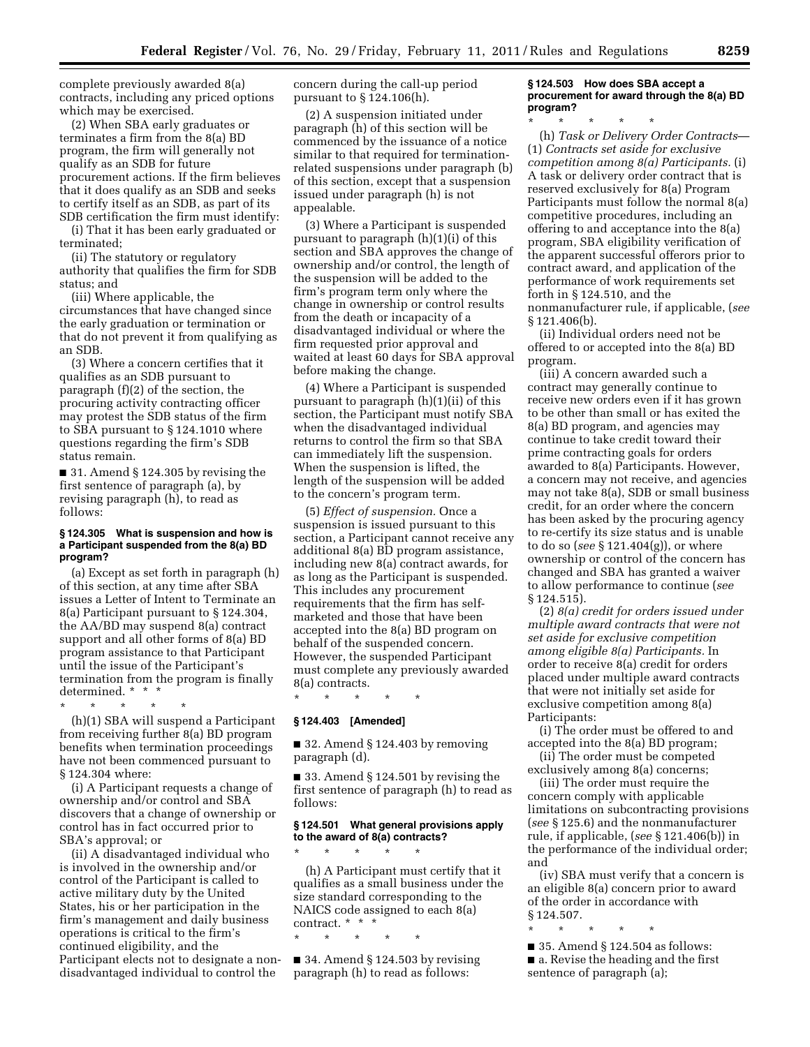complete previously awarded 8(a) contracts, including any priced options which may be exercised.

(2) When SBA early graduates or terminates a firm from the 8(a) BD program, the firm will generally not qualify as an SDB for future procurement actions. If the firm believes that it does qualify as an SDB and seeks to certify itself as an SDB, as part of its SDB certification the firm must identify:

(i) That it has been early graduated or terminated;

(ii) The statutory or regulatory authority that qualifies the firm for SDB status; and

(iii) Where applicable, the circumstances that have changed since the early graduation or termination or that do not prevent it from qualifying as an SDB.

(3) Where a concern certifies that it qualifies as an SDB pursuant to paragraph (f)(2) of the section, the procuring activity contracting officer may protest the SDB status of the firm to SBA pursuant to § 124.1010 where questions regarding the firm's SDB status remain.

■ 31. Amend § 124.305 by revising the first sentence of paragraph (a), by revising paragraph (h), to read as follows:

#### § 124.305 What is suspension and how is a Participant suspended from the 8(a) BD program?

(a) Except as set forth in paragraph (h) of this section, at any time after SBA issues a Letter of Intent to Terminate an 8(a) Participant pursuant to § 124.304, the AA/BD may suspend 8(a) contract support and all other forms of 8(a) BD program assistance to that Participant until the issue of the Participant's termination from the program is finally determined. * * *

\* \* \* \* \*

(h)(1) SBA will suspend a Participant from receiving further 8(a) BD program benefits when termination proceedings have not been commenced pursuant to § 124.304 where:

(i) A Participant requests a change of ownership and/or control and SBA discovers that a change of ownership or control has in fact occurred prior to SBA's approval; or

(ii) A disadvantaged individual who is involved in the ownership and/or control of the Participant is called to active military duty by the United States, his or her participation in the firm's management and daily business operations is critical to the firm's continued eligibility, and the Participant elects not to designate a non-disadvantaged individual to control the concern during the call-up period pursuant to § 124.106(h).

(2) A suspension initiated under paragraph (h) of this section will be commenced by the issuance of a notice similar to that required for termination-related suspensions under paragraph (b) of this section, except that a suspension issued under paragraph (h) is not appealable.

(3) Where a Participant is suspended pursuant to paragraph (h)(1)(i) of this section and SBA approves the change of ownership and/or control, the length of the suspension will be added to the firm's program term only where the change in ownership or control results from the death or incapacity of a disadvantaged individual or where the firm requested prior approval and waited at least 60 days for SBA approval before making the change.

(4) Where a Participant is suspended pursuant to paragraph (h)(1)(ii) of this section, the Participant must notify SBA when the disadvantaged individual returns to control the firm so that SBA can immediately lift the suspension. When the suspension is lifted, the length of the suspension will be added to the concern's program term.

(5) *Effect of suspension.* Once a suspension is issued pursuant to this section, a Participant cannot receive any additional 8(a) BD program assistance, including new 8(a) contract awards, for as long as the Participant is suspended. This includes any procurement requirements that the firm has self-marketed and those that have been accepted into the 8(a) BD program on behalf of the suspended concern. However, the suspended Participant must complete any previously awarded 8(a) contracts.

\* \* \* \* \*

#### § 124.403 [Amended]

■ 32. Amend § 124.403 by removing paragraph (d).

■ 33. Amend § 124.501 by revising the first sentence of paragraph (h) to read as follows:

#### § 124.501 What general provisions apply to the award of 8(a) contracts?

\* \* \* \* \*

(h) A Participant must certify that it qualifies as a small business under the size standard corresponding to the NAICS code assigned to each 8(a) contract. * * *

\* \* \* \* \*

■ 34. Amend § 124.503 by revising paragraph (h) to read as follows:

#### § 124.503 How does SBA accept a procurement for award through the 8(a) BD program?

\* \* \* \* \*

(h) *Task or Delivery Order Contracts*—(1) *Contracts set aside for exclusive competition among 8(a) Participants.* (i) A task or delivery order contract that is reserved exclusively for 8(a) Program Participants must follow the normal 8(a) competitive procedures, including an offering to and acceptance into the 8(a) program, SBA eligibility verification of the apparent successful offerors prior to contract award, and application of the performance of work requirements set forth in § 124.510, and the nonmanufacturer rule, if applicable, (*see* § 121.406(b).

(ii) Individual orders need not be offered to or accepted into the 8(a) BD program.

(iii) A concern awarded such a contract may generally continue to receive new orders even if it has grown to be other than small or has exited the 8(a) BD program, and agencies may continue to take credit toward their prime contracting goals for orders awarded to 8(a) Participants. However, a concern may not receive, and agencies may not take 8(a), SDB or small business credit, for an order where the concern has been asked by the procuring agency to re-certify its size status and is unable to do so (*see* § 121.404(g)), or where ownership or control of the concern has changed and SBA has granted a waiver to allow performance to continue (*see* § 124.515).

(2) *8(a) credit for orders issued under multiple award contracts that were not set aside for exclusive competition among eligible 8(a) Participants.* In order to receive 8(a) credit for orders placed under multiple award contracts that were not initially set aside for exclusive competition among 8(a) Participants:

(i) The order must be offered to and accepted into the 8(a) BD program;

(ii) The order must be competed exclusively among 8(a) concerns;

(iii) The order must require the concern comply with applicable limitations on subcontracting provisions (*see* § 125.6) and the nonmanufacturer rule, if applicable, (*see* § 121.406(b)) in the performance of the individual order; and

(iv) SBA must verify that a concern is an eligible 8(a) concern prior to award of the order in accordance with § 124.507.

\* \* \* \* \*

■ 35. Amend § 124.504 as follows:

■ a. Revise the heading and the first sentence of paragraph (a);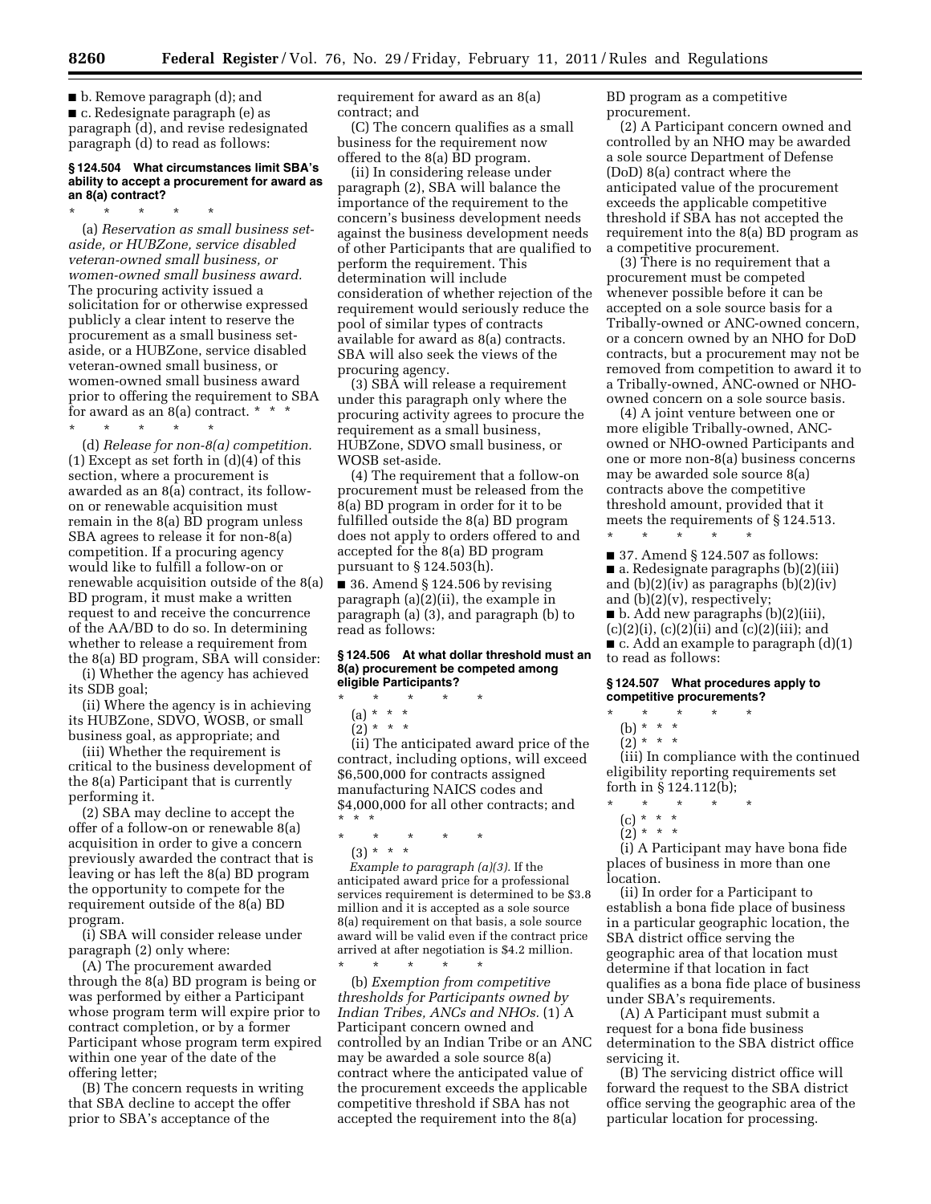■ b. Remove paragraph (d); and

■ c. Redesignate paragraph (e) as paragraph (d), and revise redesignated paragraph (d) to read as follows:

#### § 124.504 What circumstances limit SBA's ability to accept a procurement for award as an 8(a) contract?

\* \* \* \* \*

(a) *Reservation as small business set-aside, or HUBZone, service disabled veteran-owned small business, or women-owned small business award.* The procuring activity issued a solicitation for or otherwise expressed publicly a clear intent to reserve the procurement as a small business set-aside, or a HUBZone, service disabled veteran-owned small business, or women-owned small business award prior to offering the requirement to SBA for award as an 8(a) contract. \* \* \*

\* \* \* \* \*

(d) *Release for non-8(a) competition.* (1) Except as set forth in (d)(4) of this section, where a procurement is awarded as an 8(a) contract, its follow-on or renewable acquisition must remain in the 8(a) BD program unless SBA agrees to release it for non-8(a) competition. If a procuring agency would like to fulfill a follow-on or renewable acquisition outside of the 8(a) BD program, it must make a written request to and receive the concurrence of the AA/BD to do so. In determining whether to release a requirement from the 8(a) BD program, SBA will consider:

(i) Whether the agency has achieved its SDB goal;

(ii) Where the agency is in achieving its HUBZone, SDVO, WOSB, or small business goal, as appropriate; and

(iii) Whether the requirement is critical to the business development of the 8(a) Participant that is currently performing it.

(2) SBA may decline to accept the offer of a follow-on or renewable 8(a) acquisition in order to give a concern previously awarded the contract that is leaving or has left the 8(a) BD program the opportunity to compete for the requirement outside of the 8(a) BD program.

(i) SBA will consider release under paragraph (2) only where:

(A) The procurement awarded through the 8(a) BD program is being or was performed by either a Participant whose program term will expire prior to contract completion, or by a former Participant whose program term expired within one year of the date of the offering letter;

(B) The concern requests in writing that SBA decline to accept the offer prior to SBA's acceptance of the requirement for award as an 8(a) contract; and

(C) The concern qualifies as a small business for the requirement now offered to the 8(a) BD program.

(ii) In considering release under paragraph (2), SBA will balance the importance of the requirement to the concern's business development needs against the business development needs of other Participants that are qualified to perform the requirement. This determination will include consideration of whether rejection of the requirement would seriously reduce the pool of similar types of contracts available for award as 8(a) contracts. SBA will also seek the views of the procuring agency.

(3) SBA will release a requirement under this paragraph only where the procuring activity agrees to procure the requirement as a small business, HUBZone, SDVO small business, or WOSB set-aside.

(4) The requirement that a follow-on procurement must be released from the 8(a) BD program in order for it to be fulfilled outside the 8(a) BD program does not apply to orders offered to and accepted for the 8(a) BD program pursuant to § 124.503(h).

■ 36. Amend § 124.506 by revising paragraph (a)(2)(ii), the example in paragraph (a) (3), and paragraph (b) to read as follows:

#### § 124.506 At what dollar threshold must an 8(a) procurement be competed among eligible Participants?

\* \* \* \* \*

(a) \* \* \*

(2) \* \* \*

(ii) The anticipated award price of the contract, including options, will exceed $6,500,000 for contracts assigned manufacturing NAICS codes and $4,000,000 for all other contracts; and \* \* \*

\* \* \* \* \*

(3) \* \* \*

*Example to paragraph (a)(3).* If the anticipated award price for a professional services requirement is determined to be $3.8 million and it is accepted as a sole source 8(a) requirement on that basis, a sole source award will be valid even if the contract price arrived at after negotiation is $4.2 million.

\* \* \* \* \*

(b) *Exemption from competitive thresholds for Participants owned by Indian Tribes, ANCs and NHOs.* (1) A Participant concern owned and controlled by an Indian Tribe or an ANC may be awarded a sole source 8(a) contract where the anticipated value of the procurement exceeds the applicable competitive threshold if SBA has not accepted the requirement into the 8(a) BD program as a competitive procurement.

(2) A Participant concern owned and controlled by an NHO may be awarded a sole source Department of Defense (DoD) 8(a) contract where the anticipated value of the procurement exceeds the applicable competitive threshold if SBA has not accepted the requirement into the 8(a) BD program as a competitive procurement.

(3) There is no requirement that a procurement must be competed whenever possible before it can be accepted on a sole source basis for a Tribally-owned or ANC-owned concern, or a concern owned by an NHO for DoD contracts, but a procurement may not be removed from competition to award it to a Tribally-owned, ANC-owned or NHO-owned concern on a sole source basis.

(4) A joint venture between one or more eligible Tribally-owned, ANC-owned or NHO-owned Participants and one or more non-8(a) business concerns may be awarded sole source 8(a) contracts above the competitive threshold amount, provided that it meets the requirements of § 124.513.

\* \* \* \* \*

■ 37. Amend § 124.507 as follows:

■ a. Redesignate paragraphs (b)(2)(iii) and (b)(2)(iv) as paragraphs (b)(2)(iv) and (b)(2)(v), respectively;

■ b. Add new paragraphs (b)(2)(iii), (c)(2)(i), (c)(2)(ii) and (c)(2)(iii); and

■ c. Add an example to paragraph (d)(1) to read as follows:

#### § 124.507 What procedures apply to competitive procurements?

\* \* \* \* \*

(b) \* \* \*

(2) \* \* \*

(iii) In compliance with the continued eligibility reporting requirements set forth in § 124.112(b);

\* \* \* \* \*

(c) \* \* \*

(2) \* \* \*

(i) A Participant may have bona fide places of business in more than one location.

(ii) In order for a Participant to establish a bona fide place of business in a particular geographic location, the SBA district office serving the geographic area of that location must determine if that location in fact qualifies as a bona fide place of business under SBA's requirements.

(A) A Participant must submit a request for a bona fide business determination to the SBA district office servicing it.

(B) The servicing district office will forward the request to the SBA district office serving the geographic area of the particular location for processing.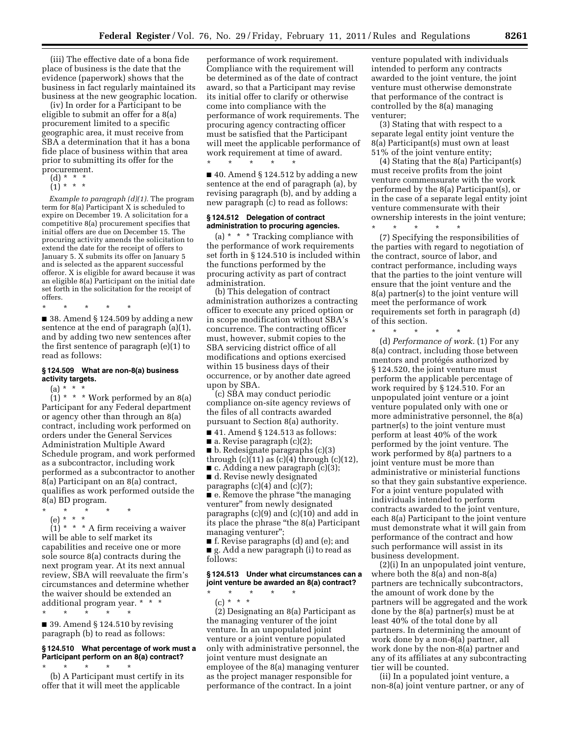(iii) The effective date of a bona fide place of business is the date that the evidence (paperwork) shows that the business in fact regularly maintained its business at the new geographic location.

(iv) In order for a Participant to be eligible to submit an offer for a 8(a) procurement limited to a specific geographic area, it must receive from SBA a determination that it has a bona fide place of business within that area prior to submitting its offer for the procurement.

(d) * * *

(1) * * *

*Example to paragraph (d)(1).* The program term for 8(a) Participant X is scheduled to expire on December 19. A solicitation for a competitive 8(a) procurement specifies that initial offers are due on December 15. The procuring activity amends the solicitation to extend the date for the receipt of offers to January 5. X submits its offer on January 5 and is selected as the apparent successful offeror. X is eligible for award because it was an eligible 8(a) Participant on the initial date set forth in the solicitation for the receipt of offers.

\* \* \* \* \*

■ 38. Amend § 124.509 by adding a new sentence at the end of paragraph (a)(1), and by adding two new sentences after the first sentence of paragraph (e)(1) to read as follows:

### § 124.509 What are non-8(a) business activity targets.

(a) * * *

(1) * * * Work performed by an 8(a) Participant for any Federal department or agency other than through an 8(a) contract, including work performed on orders under the General Services Administration Multiple Award Schedule program, and work performed as a subcontractor, including work performed as a subcontractor to another 8(a) Participant on an 8(a) contract, qualifies as work performed outside the 8(a) BD program.

\* \* \* \* \*

(e) * * *

(1) * * * A firm receiving a waiver will be able to self market its capabilities and receive one or more sole source 8(a) contracts during the next program year. At its next annual review, SBA will reevaluate the firm's circumstances and determine whether the waiver should be extended an additional program year. * * *

\* \* \* \* \*

■ 39. Amend § 124.510 by revising paragraph (b) to read as follows:

### § 124.510 What percentage of work must a Participant perform on an 8(a) contract?

\* \* \* \* \*

(b) A Participant must certify in its offer that it will meet the applicable performance of work requirement. Compliance with the requirement will be determined as of the date of contract award, so that a Participant may revise its initial offer to clarify or otherwise come into compliance with the performance of work requirements. The procuring agency contracting officer must be satisfied that the Participant will meet the applicable performance of work requirement at time of award.

\* \* \* \* \*

■ 40. Amend § 124.512 by adding a new sentence at the end of paragraph (a), by revising paragraph (b), and by adding a new paragraph (c) to read as follows:

### § 124.512 Delegation of contract administration to procuring agencies.

(a) * * * Tracking compliance with the performance of work requirements set forth in § 124.510 is included within the functions performed by the procuring activity as part of contract administration.

(b) This delegation of contract administration authorizes a contracting officer to execute any priced option or in scope modification without SBA's concurrence. The contracting officer must, however, submit copies to the SBA servicing district office of all modifications and options exercised within 15 business days of their occurrence, or by another date agreed upon by SBA.

(c) SBA may conduct periodic compliance on-site agency reviews of the files of all contracts awarded pursuant to Section 8(a) authority.

■ 41. Amend § 124.513 as follows:

■ a. Revise paragraph (c)(2);

■ b. Redesignate paragraphs (c)(3) through (c)(11) as (c)(4) through (c)(12),

■ c. Adding a new paragraph (c)(3);

■ d. Revise newly designated paragraphs (c)(4) and (c)(7);

■ e. Remove the phrase "the managing venturer" from newly designated paragraphs (c)(9) and (c)(10) and add in its place the phrase "the 8(a) Participant managing venturer";

■ f. Revise paragraphs (d) and (e); and

■ g. Add a new paragraph (i) to read as follows:

### § 124.513 Under what circumstances can a joint venture be awarded an 8(a) contract?

\* \* \* \* \*

(c) * * *

(2) Designating an 8(a) Participant as the managing venturer of the joint venture. In an unpopulated joint venture or a joint venture populated only with administrative personnel, the joint venture must designate an employee of the 8(a) managing venturer as the project manager responsible for performance of the contract. In a joint venture populated with individuals intended to perform any contracts awarded to the joint venture, the joint venture must otherwise demonstrate that performance of the contract is controlled by the 8(a) managing venturer;

(3) Stating that with respect to a separate legal entity joint venture the 8(a) Participant(s) must own at least 51% of the joint venture entity;

(4) Stating that the 8(a) Participant(s) must receive profits from the joint venture commensurate with the work performed by the 8(a) Participant(s), or in the case of a separate legal entity joint venture commensurate with their ownership interests in the joint venture;

\* \* \* \* \*

(7) Specifying the responsibilities of the parties with regard to negotiation of the contract, source of labor, and contract performance, including ways that the parties to the joint venture will ensure that the joint venture and the 8(a) partner(s) to the joint venture will meet the performance of work requirements set forth in paragraph (d) of this section.

\* \* \* \* \*

(d) *Performance of work.* (1) For any 8(a) contract, including those between mentors and protégés authorized by § 124.520, the joint venture must perform the applicable percentage of work required by § 124.510. For an unpopulated joint venture or a joint venture populated only with one or more administrative personnel, the 8(a) partner(s) to the joint venture must perform at least 40% of the work performed by the joint venture. The work performed by 8(a) partners to a joint venture must be more than administrative or ministerial functions so that they gain substantive experience. For a joint venture populated with individuals intended to perform contracts awarded to the joint venture, each 8(a) Participant to the joint venture must demonstrate what it will gain from performance of the contract and how such performance will assist in its business development.

(2)(i) In an unpopulated joint venture, where both the 8(a) and non-8(a) partners are technically subcontractors, the amount of work done by the partners will be aggregated and the work done by the 8(a) partner(s) must be at least 40% of the total done by all partners. In determining the amount of work done by a non-8(a) partner, all work done by the non-8(a) partner and any of its affiliates at any subcontracting tier will be counted.

(ii) In a populated joint venture, a non-8(a) joint venture partner, or any of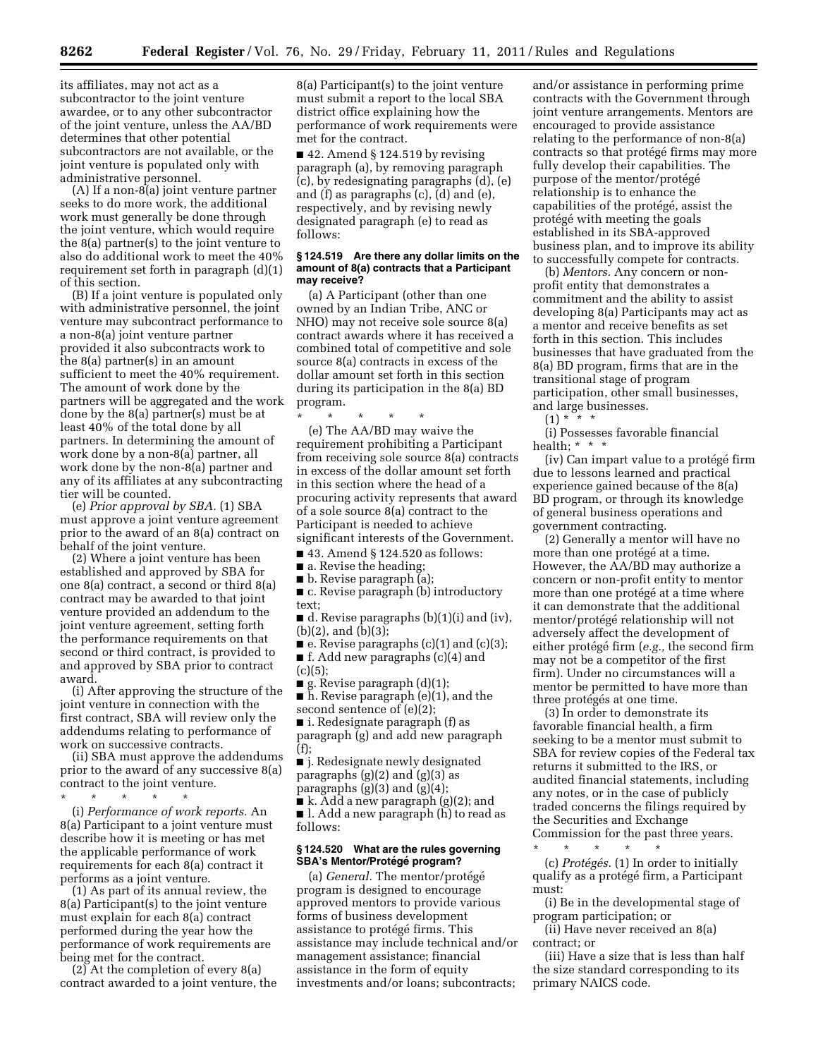its affiliates, may not act as a subcontractor to the joint venture awardee, or to any other subcontractor of the joint venture, unless the AA/BD determines that other potential subcontractors are not available, or the joint venture is populated only with administrative personnel.

(A) If a non-8(a) joint venture partner seeks to do more work, the additional work must generally be done through the joint venture, which would require the 8(a) partner(s) to the joint venture to also do additional work to meet the 40% requirement set forth in paragraph (d)(1) of this section.

(B) If a joint venture is populated only with administrative personnel, the joint venture may subcontract performance to a non-8(a) joint venture partner provided it also subcontracts work to the 8(a) partner(s) in an amount sufficient to meet the 40% requirement. The amount of work done by the partners will be aggregated and the work done by the 8(a) partner(s) must be at least 40% of the total done by all partners. In determining the amount of work done by a non-8(a) partner, all work done by the non-8(a) partner and any of its affiliates at any subcontracting tier will be counted.

(e) *Prior approval by SBA.* (1) SBA must approve a joint venture agreement prior to the award of an 8(a) contract on behalf of the joint venture.

(2) Where a joint venture has been established and approved by SBA for one 8(a) contract, a second or third 8(a) contract may be awarded to that joint venture provided an addendum to the joint venture agreement, setting forth the performance requirements on that second or third contract, is provided to and approved by SBA prior to contract award.

(i) After approving the structure of the joint venture in connection with the first contract, SBA will review only the addendums relating to performance of work on successive contracts.

(ii) SBA must approve the addendums prior to the award of any successive 8(a) contract to the joint venture.

\* \* \* \* \*

(i) *Performance of work reports.* An 8(a) Participant to a joint venture must describe how it is meeting or has met the applicable performance of work requirements for each 8(a) contract it performs as a joint venture.

(1) As part of its annual review, the 8(a) Participant(s) to the joint venture must explain for each 8(a) contract performed during the year how the performance of work requirements are being met for the contract.

(2) At the completion of every 8(a) contract awarded to a joint venture, the 8(a) Participant(s) to the joint venture must submit a report to the local SBA district office explaining how the performance of work requirements were met for the contract.

■ 42. Amend § 124.519 by revising paragraph (a), by removing paragraph (c), by redesignating paragraphs (d), (e) and (f) as paragraphs (c), (d) and (e), respectively, and by revising newly designated paragraph (e) to read as follows:

### § 124.519 Are there any dollar limits on the amount of 8(a) contracts that a Participant may receive?

(a) A Participant (other than one owned by an Indian Tribe, ANC or NHO) may not receive sole source 8(a) contract awards where it has received a combined total of competitive and sole source 8(a) contracts in excess of the dollar amount set forth in this section during its participation in the 8(a) BD program.

\* \* \* \* \*

(e) The AA/BD may waive the requirement prohibiting a Participant from receiving sole source 8(a) contracts in excess of the dollar amount set forth in this section where the head of a procuring activity represents that award of a sole source 8(a) contract to the Participant is needed to achieve significant interests of the Government.

■ 43. Amend § 124.520 as follows:
■ a. Revise the heading;
■ b. Revise paragraph (a);
■ c. Revise paragraph (b) introductory text;
■ d. Revise paragraphs (b)(1)(i) and (iv), (b)(2), and (b)(3);
■ e. Revise paragraphs (c)(1) and (c)(3);
■ f. Add new paragraphs (c)(4) and (c)(5);
■ g. Revise paragraph (d)(1);
■ h. Revise paragraph (e)(1), and the second sentence of (e)(2);
■ i. Redesignate paragraph (f) as paragraph (g) and add new paragraph (f);
■ j. Redesignate newly designated paragraphs (g)(2) and (g)(3) as paragraphs (g)(3) and (g)(4);
■ k. Add a new paragraph (g)(2); and
■ l. Add a new paragraph (h) to read as follows:

### § 124.520 What are the rules governing SBA's Mentor/Protégé program?

(a) *General.* The mentor/protégé program is designed to encourage approved mentors to provide various forms of business development assistance to protégé firms. This assistance may include technical and/or management assistance; financial assistance in the form of equity investments and/or loans; subcontracts; and/or assistance in performing prime contracts with the Government through joint venture arrangements. Mentors are encouraged to provide assistance relating to the performance of non-8(a) contracts so that protégé firms may more fully develop their capabilities. The purpose of the mentor/protégé relationship is to enhance the capabilities of the protégé, assist the protégé with meeting the goals established in its SBA-approved business plan, and to improve its ability to successfully compete for contracts.

(b) *Mentors.* Any concern or non-profit entity that demonstrates a commitment and the ability to assist developing 8(a) Participants may act as a mentor and receive benefits as set forth in this section. This includes businesses that have graduated from the 8(a) BD program, firms that are in the transitional stage of program participation, other small businesses, and large businesses.

(1) \* \* \*

(i) Possesses favorable financial health; \* \* \*

(iv) Can impart value to a protégé firm due to lessons learned and practical experience gained because of the 8(a) BD program, or through its knowledge of general business operations and government contracting.

(2) Generally a mentor will have no more than one protégé at a time. However, the AA/BD may authorize a concern or non-profit entity to mentor more than one protégé at a time where it can demonstrate that the additional mentor/protégé relationship will not adversely affect the development of either protégé firm (*e.g.,* the second firm may not be a competitor of the first firm). Under no circumstances will a mentor be permitted to have more than three protégés at one time.

(3) In order to demonstrate its favorable financial health, a firm seeking to be a mentor must submit to SBA for review copies of the Federal tax returns it submitted to the IRS, or audited financial statements, including any notes, or in the case of publicly traded concerns the filings required by the Securities and Exchange Commission for the past three years.

\* \* \* \* \*

(c) *Protégés.* (1) In order to initially qualify as a protégé firm, a Participant must:

(i) Be in the developmental stage of program participation; or

(ii) Have never received an 8(a) contract; or

(iii) Have a size that is less than half the size standard corresponding to its primary NAICS code.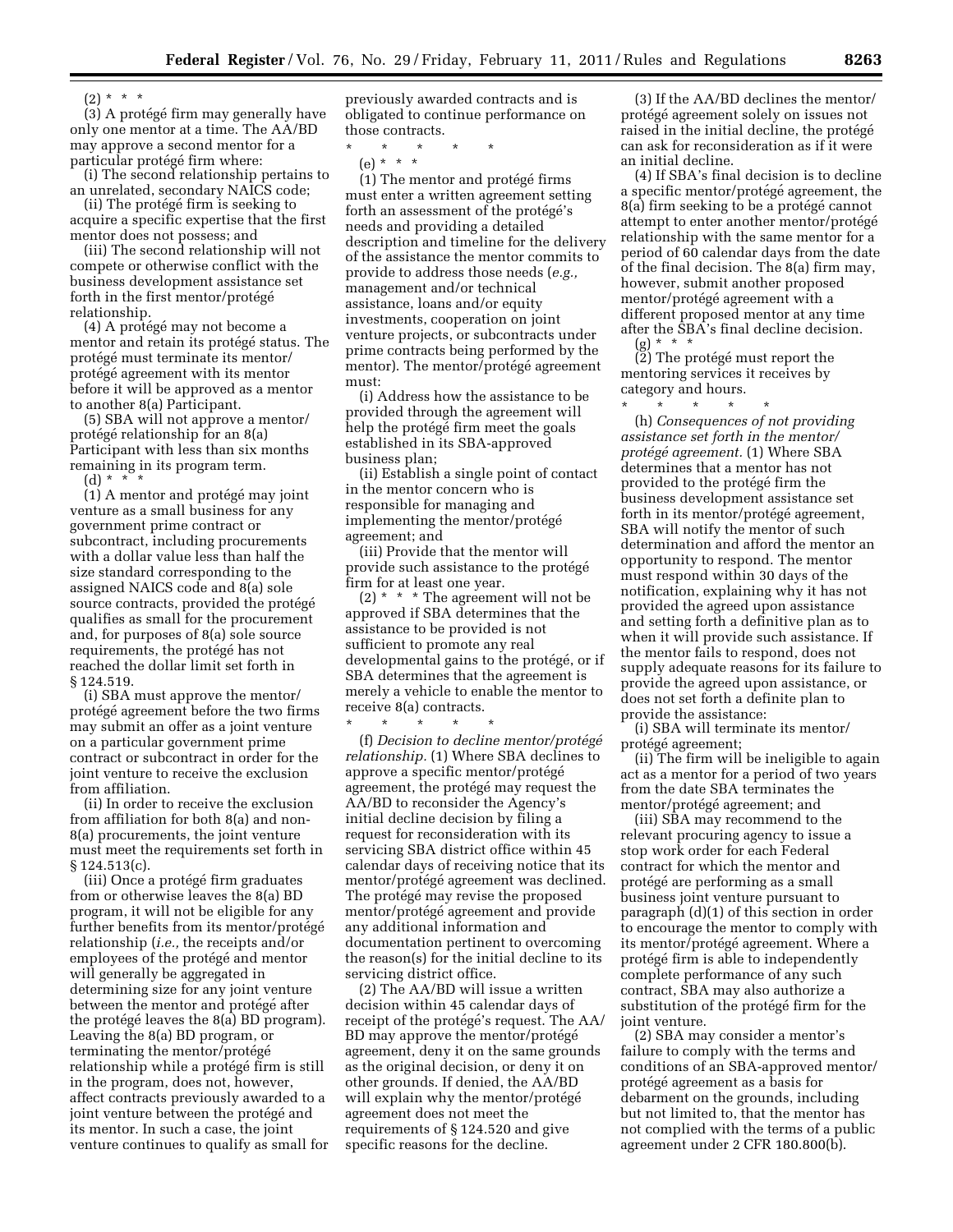(2) * * *

(3) A protégé firm may generally have only one mentor at a time. The AA/BD may approve a second mentor for a particular protégé firm where:

(i) The second relationship pertains to an unrelated, secondary NAICS code;

(ii) The protégé firm is seeking to acquire a specific expertise that the first mentor does not possess; and

(iii) The second relationship will not compete or otherwise conflict with the business development assistance set forth in the first mentor/protégé relationship.

(4) A protégé may not become a mentor and retain its protégé status. The protégé must terminate its mentor/protégé agreement with its mentor before it will be approved as a mentor to another 8(a) Participant.

(5) SBA will not approve a mentor/protégé relationship for an 8(a) Participant with less than six months remaining in its program term.

(d) * * *

(1) A mentor and protégé may joint venture as a small business for any government prime contract or subcontract, including procurements with a dollar value less than half the size standard corresponding to the assigned NAICS code and 8(a) sole source contracts, provided the protégé qualifies as small for the procurement and, for purposes of 8(a) sole source requirements, the protégé has not reached the dollar limit set forth in § 124.519.

(i) SBA must approve the mentor/protégé agreement before the two firms may submit an offer as a joint venture on a particular government prime contract or subcontract in order for the joint venture to receive the exclusion from affiliation.

(ii) In order to receive the exclusion from affiliation for both 8(a) and non-8(a) procurements, the joint venture must meet the requirements set forth in § 124.513(c).

(iii) Once a protégé firm graduates from or otherwise leaves the 8(a) BD program, it will not be eligible for any further benefits from its mentor/protégé relationship (*i.e.,* the receipts and/or employees of the protégé and mentor will generally be aggregated in determining size for any joint venture between the mentor and protégé after the protégé leaves the 8(a) BD program). Leaving the 8(a) BD program, or terminating the mentor/protégé relationship while a protégé firm is still in the program, does not, however, affect contracts previously awarded to a joint venture between the protégé and its mentor. In such a case, the joint venture continues to qualify as small for previously awarded contracts and is obligated to continue performance on those contracts.

\* \* \* \* \*

(e) * * *

(1) The mentor and protégé firms must enter a written agreement setting forth an assessment of the protégé's needs and providing a detailed description and timeline for the delivery of the assistance the mentor commits to provide to address those needs (*e.g.,* management and/or technical assistance, loans and/or equity investments, cooperation on joint venture projects, or subcontracts under prime contracts being performed by the mentor). The mentor/protégé agreement must:

(i) Address how the assistance to be provided through the agreement will help the protégé firm meet the goals established in its SBA-approved business plan;

(ii) Establish a single point of contact in the mentor concern who is responsible for managing and implementing the mentor/protégé agreement; and

(iii) Provide that the mentor will provide such assistance to the protégé firm for at least one year.

(2) * * * The agreement will not be approved if SBA determines that the assistance to be provided is not sufficient to promote any real developmental gains to the protégé, or if SBA determines that the agreement is merely a vehicle to enable the mentor to receive 8(a) contracts.

\* \* \* \* \*

(f) *Decision to decline mentor/protégé relationship.* (1) Where SBA declines to approve a specific mentor/protégé agreement, the protégé may request the AA/BD to reconsider the Agency's initial decline decision by filing a request for reconsideration with its servicing SBA district office within 45 calendar days of receiving notice that its mentor/protégé agreement was declined. The protégé may revise the proposed mentor/protégé agreement and provide any additional information and documentation pertinent to overcoming the reason(s) for the initial decline to its servicing district office.

(2) The AA/BD will issue a written decision within 45 calendar days of receipt of the protégé's request. The AA/BD may approve the mentor/protégé agreement, deny it on the same grounds as the original decision, or deny it on other grounds. If denied, the AA/BD will explain why the mentor/protégé agreement does not meet the requirements of § 124.520 and give specific reasons for the decline.

(3) If the AA/BD declines the mentor/protégé agreement solely on issues not raised in the initial decline, the protégé can ask for reconsideration as if it were an initial decline.

(4) If SBA's final decision is to decline a specific mentor/protégé agreement, the 8(a) firm seeking to be a protégé cannot attempt to enter another mentor/protégé relationship with the same mentor for a period of 60 calendar days from the date of the final decision. The 8(a) firm may, however, submit another proposed mentor/protégé agreement with a different proposed mentor at any time after the SBA's final decline decision.

(g) * * *

(2) The protégé must report the mentoring services it receives by category and hours.

\* \* \* \* \*

(h) *Consequences of not providing assistance set forth in the mentor/protégé agreement.* (1) Where SBA determines that a mentor has not provided to the protégé firm the business development assistance set forth in its mentor/protégé agreement, SBA will notify the mentor of such determination and afford the mentor an opportunity to respond. The mentor must respond within 30 days of the notification, explaining why it has not provided the agreed upon assistance and setting forth a definitive plan as to when it will provide such assistance. If the mentor fails to respond, does not supply adequate reasons for its failure to provide the agreed upon assistance, or does not set forth a definite plan to provide the assistance:

(i) SBA will terminate its mentor/protégé agreement;

(ii) The firm will be ineligible to again act as a mentor for a period of two years from the date SBA terminates the mentor/protégé agreement; and

(iii) SBA may recommend to the relevant procuring agency to issue a stop work order for each Federal contract for which the mentor and protégé are performing as a small business joint venture pursuant to paragraph (d)(1) of this section in order to encourage the mentor to comply with its mentor/protégé agreement. Where a protégé firm is able to independently complete performance of any such contract, SBA may also authorize a substitution of the protégé firm for the joint venture.

(2) SBA may consider a mentor's failure to comply with the terms and conditions of an SBA-approved mentor/protégé agreement as a basis for debarment on the grounds, including but not limited to, that the mentor has not complied with the terms of a public agreement under 2 CFR 180.800(b).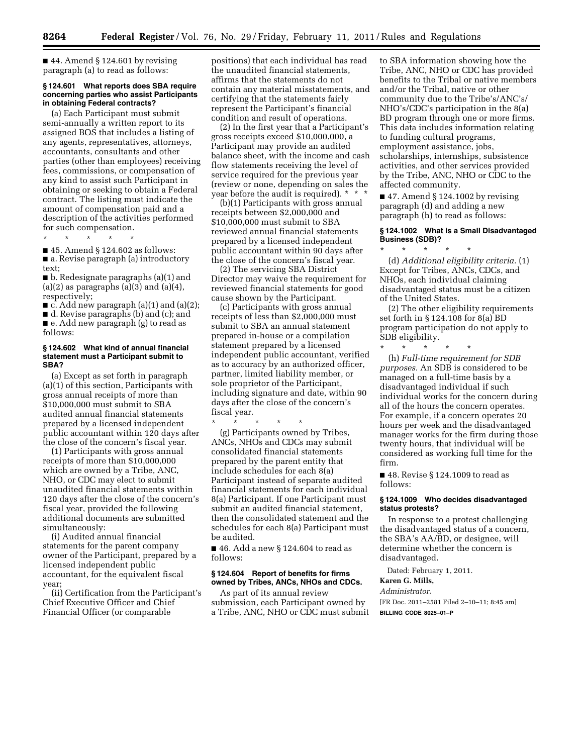■ 44. Amend § 124.601 by revising paragraph (a) to read as follows:

### § 124.601 What reports does SBA require concerning parties who assist Participants in obtaining Federal contracts?

(a) Each Participant must submit semi-annually a written report to its assigned BOS that includes a listing of any agents, representatives, attorneys, accountants, consultants and other parties (other than employees) receiving fees, commissions, or compensation of any kind to assist such Participant in obtaining or seeking to obtain a Federal contract. The listing must indicate the amount of compensation paid and a description of the activities performed for such compensation.

\* \* \* \* \*

■ 45. Amend § 124.602 as follows:

■ a. Revise paragraph (a) introductory text;

■ b. Redesignate paragraphs (a)(1) and (a)(2) as paragraphs (a)(3) and (a)(4), respectively;

■ c. Add new paragraph (a)(1) and (a)(2);

■ d. Revise paragraphs (b) and (c); and

■ e. Add new paragraph (g) to read as follows:

### § 124.602 What kind of annual financial statement must a Participant submit to SBA?

(a) Except as set forth in paragraph (a)(1) of this section, Participants with gross annual receipts of more than $10,000,000 must submit to SBA audited annual financial statements prepared by a licensed independent public accountant within 120 days after the close of the concern's fiscal year.

(1) Participants with gross annual receipts of more than $10,000,000 which are owned by a Tribe, ANC, NHO, or CDC may elect to submit unaudited financial statements within 120 days after the close of the concern's fiscal year, provided the following additional documents are submitted simultaneously:

(i) Audited annual financial statements for the parent company owner of the Participant, prepared by a licensed independent public accountant, for the equivalent fiscal year;

(ii) Certification from the Participant's Chief Executive Officer and Chief Financial Officer (or comparable positions) that each individual has read the unaudited financial statements, affirms that the statements do not contain any material misstatements, and certifying that the statements fairly represent the Participant's financial condition and result of operations.

(2) In the first year that a Participant's gross receipts exceed $10,000,000, a Participant may provide an audited balance sheet, with the income and cash flow statements receiving the level of service required for the previous year (review or none, depending on sales the year before the audit is required). \* \* \*

(b)(1) Participants with gross annual receipts between $2,000,000 and $10,000,000 must submit to SBA reviewed annual financial statements prepared by a licensed independent public accountant within 90 days after the close of the concern's fiscal year.

(2) The servicing SBA District Director may waive the requirement for reviewed financial statements for good cause shown by the Participant.

(c) Participants with gross annual receipts of less than $2,000,000 must submit to SBA an annual statement prepared in-house or a compilation statement prepared by a licensed independent public accountant, verified as to accuracy by an authorized officer, partner, limited liability member, or sole proprietor of the Participant, including signature and date, within 90 days after the close of the concern's fiscal year.

\* \* \* \* \*

(g) Participants owned by Tribes, ANCs, NHOs and CDCs may submit consolidated financial statements prepared by the parent entity that include schedules for each 8(a) Participant instead of separate audited financial statements for each individual 8(a) Participant. If one Participant must submit an audited financial statement, then the consolidated statement and the schedules for each 8(a) Participant must be audited.

■ 46. Add a new § 124.604 to read as follows:

### § 124.604 Report of benefits for firms owned by Tribes, ANCs, NHOs and CDCs.

As part of its annual review submission, each Participant owned by a Tribe, ANC, NHO or CDC must submit to SBA information showing how the Tribe, ANC, NHO or CDC has provided benefits to the Tribal or native members and/or the Tribal, native or other community due to the Tribe's/ANC's/NHO's/CDC's participation in the 8(a) BD program through one or more firms. This data includes information relating to funding cultural programs, employment assistance, jobs, scholarships, internships, subsistence activities, and other services provided by the Tribe, ANC, NHO or CDC to the affected community.

■ 47. Amend § 124.1002 by revising paragraph (d) and adding a new paragraph (h) to read as follows:

### § 124.1002 What is a Small Disadvantaged Business (SDB)?

\* \* \* \* \*

(d) *Additional eligibility criteria.* (1) Except for Tribes, ANCs, CDCs, and NHOs, each individual claiming disadvantaged status must be a citizen of the United States.

(2) The other eligibility requirements set forth in § 124.108 for 8(a) BD program participation do not apply to SDB eligibility.

\* \* \* \* \*

(h) *Full-time requirement for SDB purposes.* An SDB is considered to be managed on a full-time basis by a disadvantaged individual if such individual works for the concern during all of the hours the concern operates. For example, if a concern operates 20 hours per week and the disadvantaged manager works for the firm during those twenty hours, that individual will be considered as working full time for the firm.

■ 48. Revise § 124.1009 to read as follows:

### § 124.1009 Who decides disadvantaged status protests?

In response to a protest challenging the disadvantaged status of a concern, the SBA's AA/BD, or designee, will determine whether the concern is disadvantaged.

Dated: February 1, 2011.

**Karen G. Mills,**

*Administrator.*

[FR Doc. 2011–2581 Filed 2–10–11; 8:45 am]

**BILLING CODE 8025–01–P**